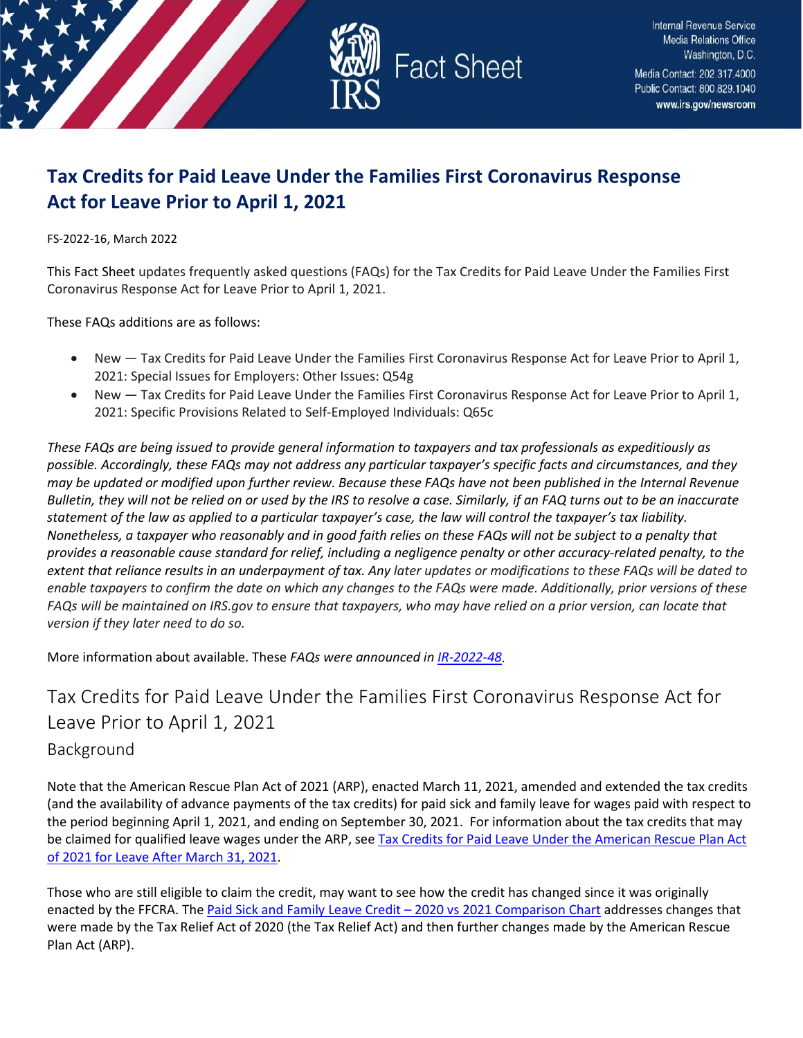Internal Revenue Service
Media Relations Office
Washington, D.C.
Media Contact: 202.317.4000
Public Contact: 800.829.1040
www.irs.gov/newsroom

# Fact Sheet

## Tax Credits for Paid Leave Under the Families First Coronavirus Response Act for Leave Prior to April 1, 2021

FS-2022-16, March 2022

This Fact Sheet updates frequently asked questions (FAQs) for the Tax Credits for Paid Leave Under the Families First Coronavirus Response Act for Leave Prior to April 1, 2021.

These FAQs additions are as follows:

- New — Tax Credits for Paid Leave Under the Families First Coronavirus Response Act for Leave Prior to April 1, 2021: Special Issues for Employers: Other Issues: Q54g
- New — Tax Credits for Paid Leave Under the Families First Coronavirus Response Act for Leave Prior to April 1, 2021: Specific Provisions Related to Self-Employed Individuals: Q65c

*These FAQs are being issued to provide general information to taxpayers and tax professionals as expeditiously as possible. Accordingly, these FAQs may not address any particular taxpayer's specific facts and circumstances, and they may be updated or modified upon further review. Because these FAQs have not been published in the Internal Revenue Bulletin, they will not be relied on or used by the IRS to resolve a case. Similarly, if an FAQ turns out to be an inaccurate statement of the law as applied to a particular taxpayer's case, the law will control the taxpayer's tax liability. Nonetheless, a taxpayer who reasonably and in good faith relies on these FAQs will not be subject to a penalty that provides a reasonable cause standard for relief, including a negligence penalty or other accuracy-related penalty, to the extent that reliance results in an underpayment of tax. Any later updates or modifications to these FAQs will be dated to enable taxpayers to confirm the date on which any changes to the FAQs were made. Additionally, prior versions of these FAQs will be maintained on IRS.gov to ensure that taxpayers, who may have relied on a prior version, can locate that version if they later need to do so.*

More information about available. These *FAQs were announced in [IR-2022-48](IR-2022-48).*

# Tax Credits for Paid Leave Under the Families First Coronavirus Response Act for Leave Prior to April 1, 2021

## Background

Note that the American Rescue Plan Act of 2021 (ARP), enacted March 11, 2021, amended and extended the tax credits (and the availability of advance payments of the tax credits) for paid sick and family leave for wages paid with respect to the period beginning April 1, 2021, and ending on September 30, 2021. For information about the tax credits that may be claimed for qualified leave wages under the ARP, see [Tax Credits for Paid Leave Under the American Rescue Plan Act of 2021 for Leave After March 31, 2021](Tax Credits for Paid Leave Under the American Rescue Plan Act of 2021 for Leave After March 31, 2021).

Those who are still eligible to claim the credit, may want to see how the credit has changed since it was originally enacted by the FFCRA. The [Paid Sick and Family Leave Credit – 2020 vs 2021 Comparison Chart](Paid Sick and Family Leave Credit – 2020 vs 2021 Comparison Chart) addresses changes that were made by the Tax Relief Act of 2020 (the Tax Relief Act) and then further changes made by the American Rescue Plan Act (ARP).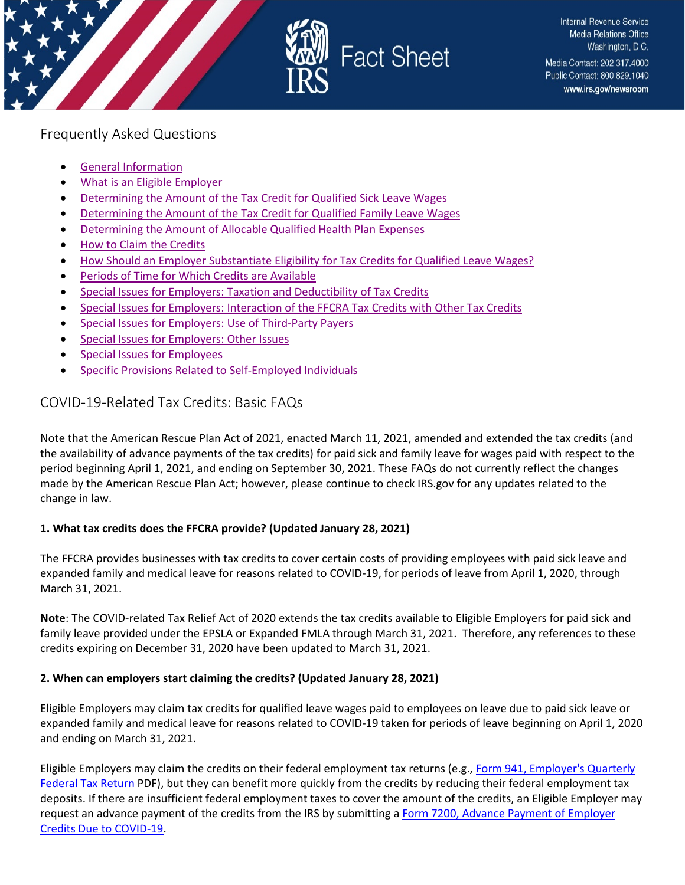## Frequently Asked Questions

- General Information
- What is an Eligible Employer
- Determining the Amount of the Tax Credit for Qualified Sick Leave Wages
- Determining the Amount of the Tax Credit for Qualified Family Leave Wages
- Determining the Amount of Allocable Qualified Health Plan Expenses
- How to Claim the Credits
- How Should an Employer Substantiate Eligibility for Tax Credits for Qualified Leave Wages?
- Periods of Time for Which Credits are Available
- Special Issues for Employers: Taxation and Deductibility of Tax Credits
- Special Issues for Employers: Interaction of the FFCRA Tax Credits with Other Tax Credits
- Special Issues for Employers: Use of Third-Party Payers
- Special Issues for Employers: Other Issues
- Special Issues for Employees
- Specific Provisions Related to Self-Employed Individuals

## COVID-19-Related Tax Credits: Basic FAQs

Note that the American Rescue Plan Act of 2021, enacted March 11, 2021, amended and extended the tax credits (and the availability of advance payments of the tax credits) for paid sick and family leave for wages paid with respect to the period beginning April 1, 2021, and ending on September 30, 2021. These FAQs do not currently reflect the changes made by the American Rescue Plan Act; however, please continue to check IRS.gov for any updates related to the change in law.

**1. What tax credits does the FFCRA provide? (Updated January 28, 2021)**

The FFCRA provides businesses with tax credits to cover certain costs of providing employees with paid sick leave and expanded family and medical leave for reasons related to COVID-19, for periods of leave from April 1, 2020, through March 31, 2021.

**Note**: The COVID-related Tax Relief Act of 2020 extends the tax credits available to Eligible Employers for paid sick and family leave provided under the EPSLA or Expanded FMLA through March 31, 2021. Therefore, any references to these credits expiring on December 31, 2020 have been updated to March 31, 2021.

**2. When can employers start claiming the credits? (Updated January 28, 2021)**

Eligible Employers may claim tax credits for qualified leave wages paid to employees on leave due to paid sick leave or expanded family and medical leave for reasons related to COVID-19 taken for periods of leave beginning on April 1, 2020 and ending on March 31, 2021.

Eligible Employers may claim the credits on their federal employment tax returns (e.g., Form 941, Employer's Quarterly Federal Tax Return PDF), but they can benefit more quickly from the credits by reducing their federal employment tax deposits. If there are insufficient federal employment taxes to cover the amount of the credits, an Eligible Employer may request an advance payment of the credits from the IRS by submitting a Form 7200, Advance Payment of Employer Credits Due to COVID-19.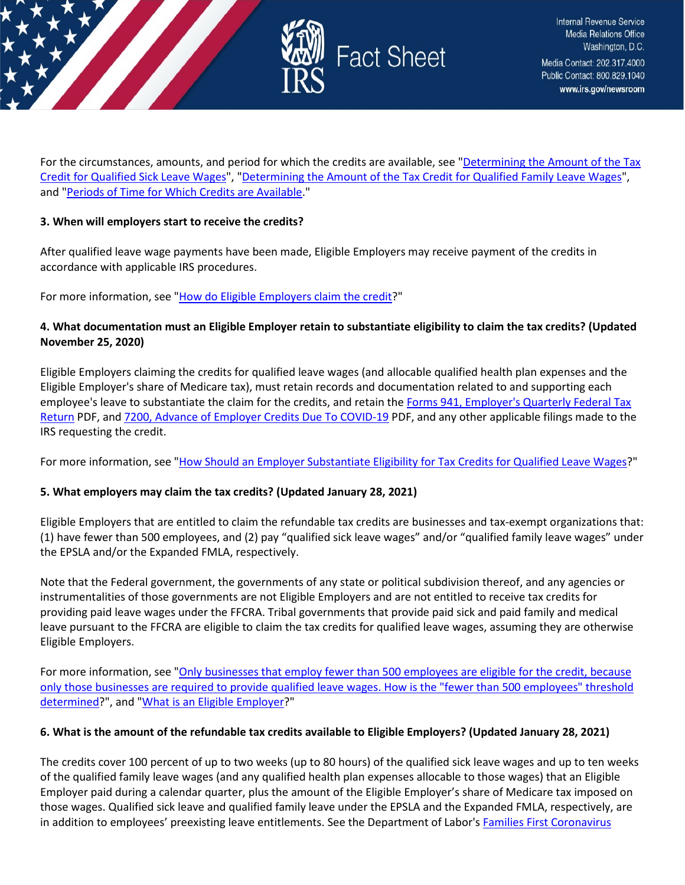For the circumstances, amounts, and period for which the credits are available, see "Determining the Amount of the Tax Credit for Qualified Sick Leave Wages", "Determining the Amount of the Tax Credit for Qualified Family Leave Wages", and "Periods of Time for Which Credits are Available."

**3. When will employers start to receive the credits?**

After qualified leave wage payments have been made, Eligible Employers may receive payment of the credits in accordance with applicable IRS procedures.

For more information, see "How do Eligible Employers claim the credit?"

**4. What documentation must an Eligible Employer retain to substantiate eligibility to claim the tax credits? (Updated November 25, 2020)**

Eligible Employers claiming the credits for qualified leave wages (and allocable qualified health plan expenses and the Eligible Employer's share of Medicare tax), must retain records and documentation related to and supporting each employee's leave to substantiate the claim for the credits, and retain the Forms 941, Employer's Quarterly Federal Tax Return PDF, and 7200, Advance of Employer Credits Due To COVID-19 PDF, and any other applicable filings made to the IRS requesting the credit.

For more information, see "How Should an Employer Substantiate Eligibility for Tax Credits for Qualified Leave Wages?"

**5. What employers may claim the tax credits? (Updated January 28, 2021)**

Eligible Employers that are entitled to claim the refundable tax credits are businesses and tax-exempt organizations that: (1) have fewer than 500 employees, and (2) pay "qualified sick leave wages" and/or "qualified family leave wages" under the EPSLA and/or the Expanded FMLA, respectively.

Note that the Federal government, the governments of any state or political subdivision thereof, and any agencies or instrumentalities of those governments are not Eligible Employers and are not entitled to receive tax credits for providing paid leave wages under the FFCRA. Tribal governments that provide paid sick and paid family and medical leave pursuant to the FFCRA are eligible to claim the tax credits for qualified leave wages, assuming they are otherwise Eligible Employers.

For more information, see "Only businesses that employ fewer than 500 employees are eligible for the credit, because only those businesses are required to provide qualified leave wages. How is the "fewer than 500 employees" threshold determined?", and "What is an Eligible Employer?"

**6. What is the amount of the refundable tax credits available to Eligible Employers? (Updated January 28, 2021)**

The credits cover 100 percent of up to two weeks (up to 80 hours) of the qualified sick leave wages and up to ten weeks of the qualified family leave wages (and any qualified health plan expenses allocable to those wages) that an Eligible Employer paid during a calendar quarter, plus the amount of the Eligible Employer's share of Medicare tax imposed on those wages. Qualified sick leave and qualified family leave under the EPSLA and the Expanded FMLA, respectively, are in addition to employees' preexisting leave entitlements. See the Department of Labor's Families First Coronavirus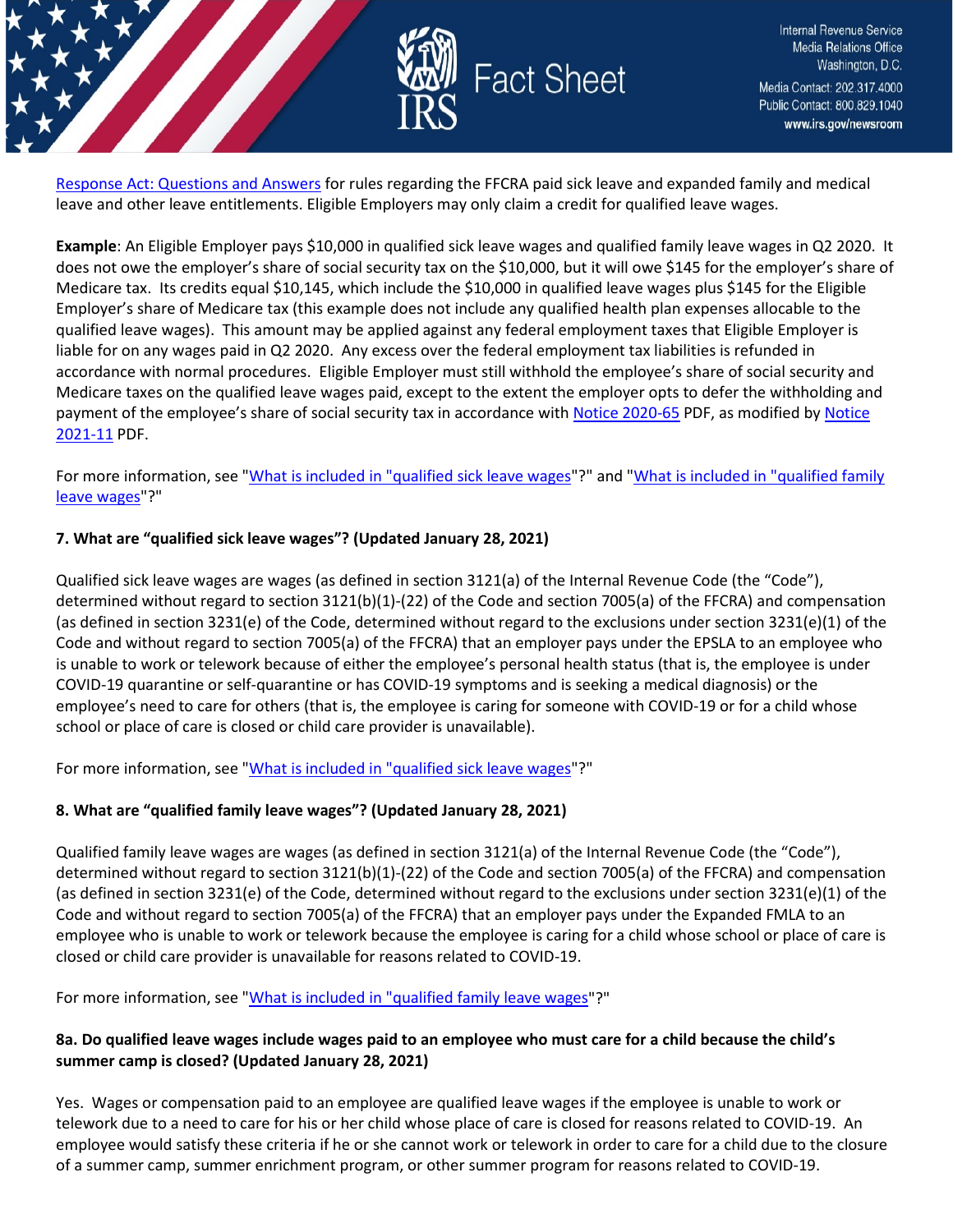Response Act: Questions and Answers for rules regarding the FFCRA paid sick leave and expanded family and medical leave and other leave entitlements. Eligible Employers may only claim a credit for qualified leave wages.

**Example**: An Eligible Employer pays $10,000 in qualified sick leave wages and qualified family leave wages in Q2 2020. It does not owe the employer's share of social security tax on the $10,000, but it will owe $145 for the employer's share of Medicare tax. Its credits equal $10,145, which include the $10,000 in qualified leave wages plus $145 for the Eligible Employer's share of Medicare tax (this example does not include any qualified health plan expenses allocable to the qualified leave wages). This amount may be applied against any federal employment taxes that Eligible Employer is liable for on any wages paid in Q2 2020. Any excess over the federal employment tax liabilities is refunded in accordance with normal procedures. Eligible Employer must still withhold the employee's share of social security and Medicare taxes on the qualified leave wages paid, except to the extent the employer opts to defer the withholding and payment of the employee's share of social security tax in accordance with Notice 2020-65 PDF, as modified by Notice 2021-11 PDF.

For more information, see "What is included in "qualified sick leave wages"?" and "What is included in "qualified family leave wages"?"

### 7. What are "qualified sick leave wages"? (Updated January 28, 2021)

Qualified sick leave wages are wages (as defined in section 3121(a) of the Internal Revenue Code (the "Code"), determined without regard to section 3121(b)(1)-(22) of the Code and section 7005(a) of the FFCRA) and compensation (as defined in section 3231(e) of the Code, determined without regard to the exclusions under section 3231(e)(1) of the Code and without regard to section 7005(a) of the FFCRA) that an employer pays under the EPSLA to an employee who is unable to work or telework because of either the employee's personal health status (that is, the employee is under COVID-19 quarantine or self-quarantine or has COVID-19 symptoms and is seeking a medical diagnosis) or the employee's need to care for others (that is, the employee is caring for someone with COVID-19 or for a child whose school or place of care is closed or child care provider is unavailable).

For more information, see "What is included in "qualified sick leave wages"?"

### 8. What are "qualified family leave wages"? (Updated January 28, 2021)

Qualified family leave wages are wages (as defined in section 3121(a) of the Internal Revenue Code (the "Code"), determined without regard to section 3121(b)(1)-(22) of the Code and section 7005(a) of the FFCRA) and compensation (as defined in section 3231(e) of the Code, determined without regard to the exclusions under section 3231(e)(1) of the Code and without regard to section 7005(a) of the FFCRA) that an employer pays under the Expanded FMLA to an employee who is unable to work or telework because the employee is caring for a child whose school or place of care is closed or child care provider is unavailable for reasons related to COVID-19.

For more information, see "What is included in "qualified family leave wages"?"

### 8a. Do qualified leave wages include wages paid to an employee who must care for a child because the child's summer camp is closed? (Updated January 28, 2021)

Yes. Wages or compensation paid to an employee are qualified leave wages if the employee is unable to work or telework due to a need to care for his or her child whose place of care is closed for reasons related to COVID-19. An employee would satisfy these criteria if he or she cannot work or telework in order to care for a child due to the closure of a summer camp, summer enrichment program, or other summer program for reasons related to COVID-19.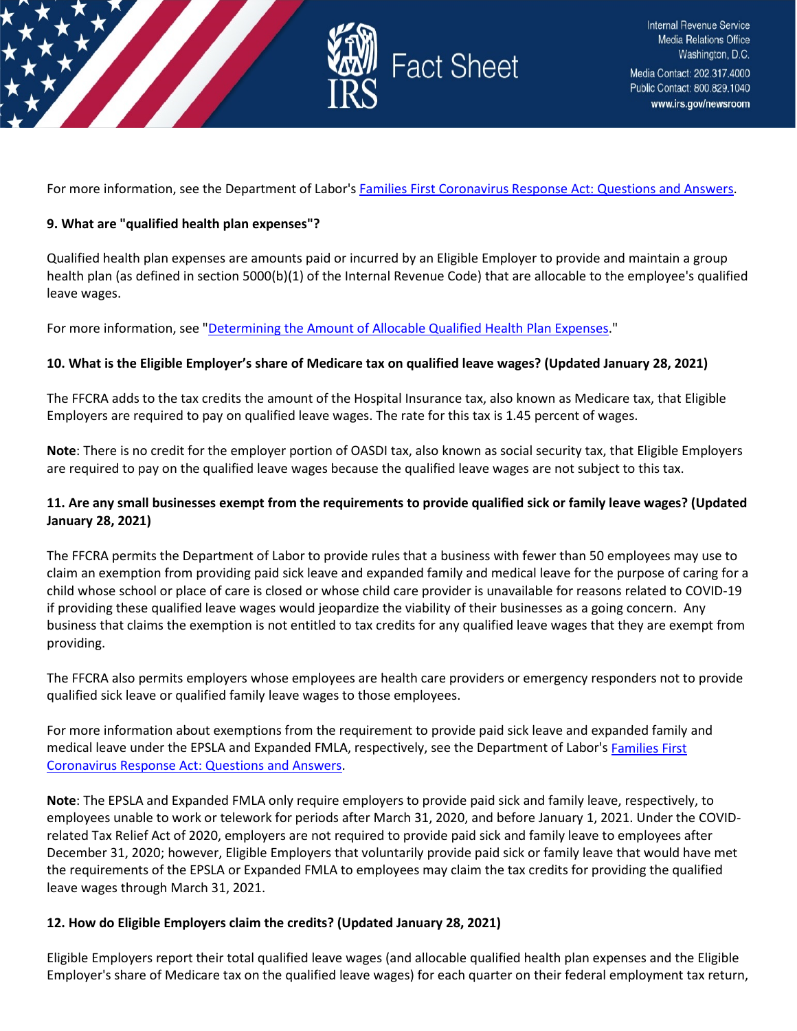For more information, see the Department of Labor's [Families First Coronavirus Response Act: Questions and Answers](#).

**9. What are "qualified health plan expenses"?**

Qualified health plan expenses are amounts paid or incurred by an Eligible Employer to provide and maintain a group health plan (as defined in section 5000(b)(1) of the Internal Revenue Code) that are allocable to the employee's qualified leave wages.

For more information, see "[Determining the Amount of Allocable Qualified Health Plan Expenses](#)."

**10. What is the Eligible Employer's share of Medicare tax on qualified leave wages? (Updated January 28, 2021)**

The FFCRA adds to the tax credits the amount of the Hospital Insurance tax, also known as Medicare tax, that Eligible Employers are required to pay on qualified leave wages. The rate for this tax is 1.45 percent of wages.

**Note**: There is no credit for the employer portion of OASDI tax, also known as social security tax, that Eligible Employers are required to pay on the qualified leave wages because the qualified leave wages are not subject to this tax.

**11. Are any small businesses exempt from the requirements to provide qualified sick or family leave wages? (Updated January 28, 2021)**

The FFCRA permits the Department of Labor to provide rules that a business with fewer than 50 employees may use to claim an exemption from providing paid sick leave and expanded family and medical leave for the purpose of caring for a child whose school or place of care is closed or whose child care provider is unavailable for reasons related to COVID-19 if providing these qualified leave wages would jeopardize the viability of their businesses as a going concern. Any business that claims the exemption is not entitled to tax credits for any qualified leave wages that they are exempt from providing.

The FFCRA also permits employers whose employees are health care providers or emergency responders not to provide qualified sick leave or qualified family leave wages to those employees.

For more information about exemptions from the requirement to provide paid sick leave and expanded family and medical leave under the EPSLA and Expanded FMLA, respectively, see the Department of Labor's [Families First Coronavirus Response Act: Questions and Answers](#).

**Note**: The EPSLA and Expanded FMLA only require employers to provide paid sick and family leave, respectively, to employees unable to work or telework for periods after March 31, 2020, and before January 1, 2021. Under the COVID-related Tax Relief Act of 2020, employers are not required to provide paid sick and family leave to employees after December 31, 2020; however, Eligible Employers that voluntarily provide paid sick or family leave that would have met the requirements of the EPSLA or Expanded FMLA to employees may claim the tax credits for providing the qualified leave wages through March 31, 2021.

**12. How do Eligible Employers claim the credits? (Updated January 28, 2021)**

Eligible Employers report their total qualified leave wages (and allocable qualified health plan expenses and the Eligible Employer's share of Medicare tax on the qualified leave wages) for each quarter on their federal employment tax return,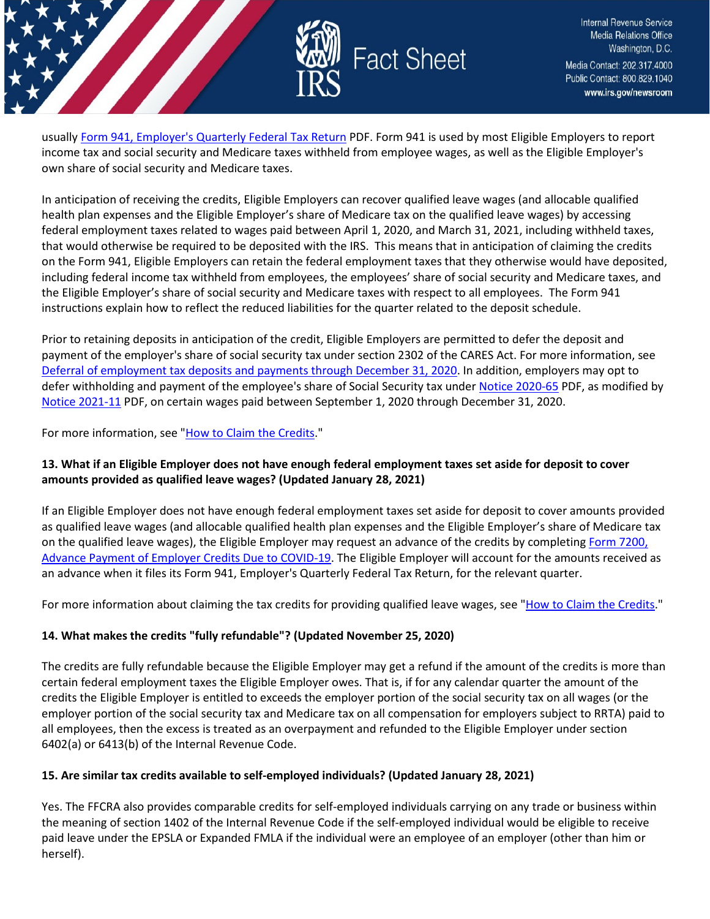usually [Form 941, Employer's Quarterly Federal Tax Return](#) PDF. Form 941 is used by most Eligible Employers to report income tax and social security and Medicare taxes withheld from employee wages, as well as the Eligible Employer's own share of social security and Medicare taxes.

In anticipation of receiving the credits, Eligible Employers can recover qualified leave wages (and allocable qualified health plan expenses and the Eligible Employer's share of Medicare tax on the qualified leave wages) by accessing federal employment taxes related to wages paid between April 1, 2020, and March 31, 2021, including withheld taxes, that would otherwise be required to be deposited with the IRS. This means that in anticipation of claiming the credits on the Form 941, Eligible Employers can retain the federal employment taxes that they otherwise would have deposited, including federal income tax withheld from employees, the employees' share of social security and Medicare taxes, and the Eligible Employer's share of social security and Medicare taxes with respect to all employees. The Form 941 instructions explain how to reflect the reduced liabilities for the quarter related to the deposit schedule.

Prior to retaining deposits in anticipation of the credit, Eligible Employers are permitted to defer the deposit and payment of the employer's share of social security tax under section 2302 of the CARES Act. For more information, see [Deferral of employment tax deposits and payments through December 31, 2020](#). In addition, employers may opt to defer withholding and payment of the employee's share of Social Security tax under [Notice 2020-65](#) PDF, as modified by [Notice 2021-11](#) PDF, on certain wages paid between September 1, 2020 through December 31, 2020.

For more information, see "[How to Claim the Credits](#)."

### 13. What if an Eligible Employer does not have enough federal employment taxes set aside for deposit to cover amounts provided as qualified leave wages? (Updated January 28, 2021)

If an Eligible Employer does not have enough federal employment taxes set aside for deposit to cover amounts provided as qualified leave wages (and allocable qualified health plan expenses and the Eligible Employer's share of Medicare tax on the qualified leave wages), the Eligible Employer may request an advance of the credits by completing [Form 7200, Advance Payment of Employer Credits Due to COVID-19](#). The Eligible Employer will account for the amounts received as an advance when it files its Form 941, Employer's Quarterly Federal Tax Return, for the relevant quarter.

For more information about claiming the tax credits for providing qualified leave wages, see "[How to Claim the Credits](#)."

### 14. What makes the credits "fully refundable"? (Updated November 25, 2020)

The credits are fully refundable because the Eligible Employer may get a refund if the amount of the credits is more than certain federal employment taxes the Eligible Employer owes. That is, if for any calendar quarter the amount of the credits the Eligible Employer is entitled to exceeds the employer portion of the social security tax on all wages (or the employer portion of the social security tax and Medicare tax on all compensation for employers subject to RRTA) paid to all employees, then the excess is treated as an overpayment and refunded to the Eligible Employer under section 6402(a) or 6413(b) of the Internal Revenue Code.

### 15. Are similar tax credits available to self-employed individuals? (Updated January 28, 2021)

Yes. The FFCRA also provides comparable credits for self-employed individuals carrying on any trade or business within the meaning of section 1402 of the Internal Revenue Code if the self-employed individual would be eligible to receive paid leave under the EPSLA or Expanded FMLA if the individual were an employee of an employer (other than him or herself).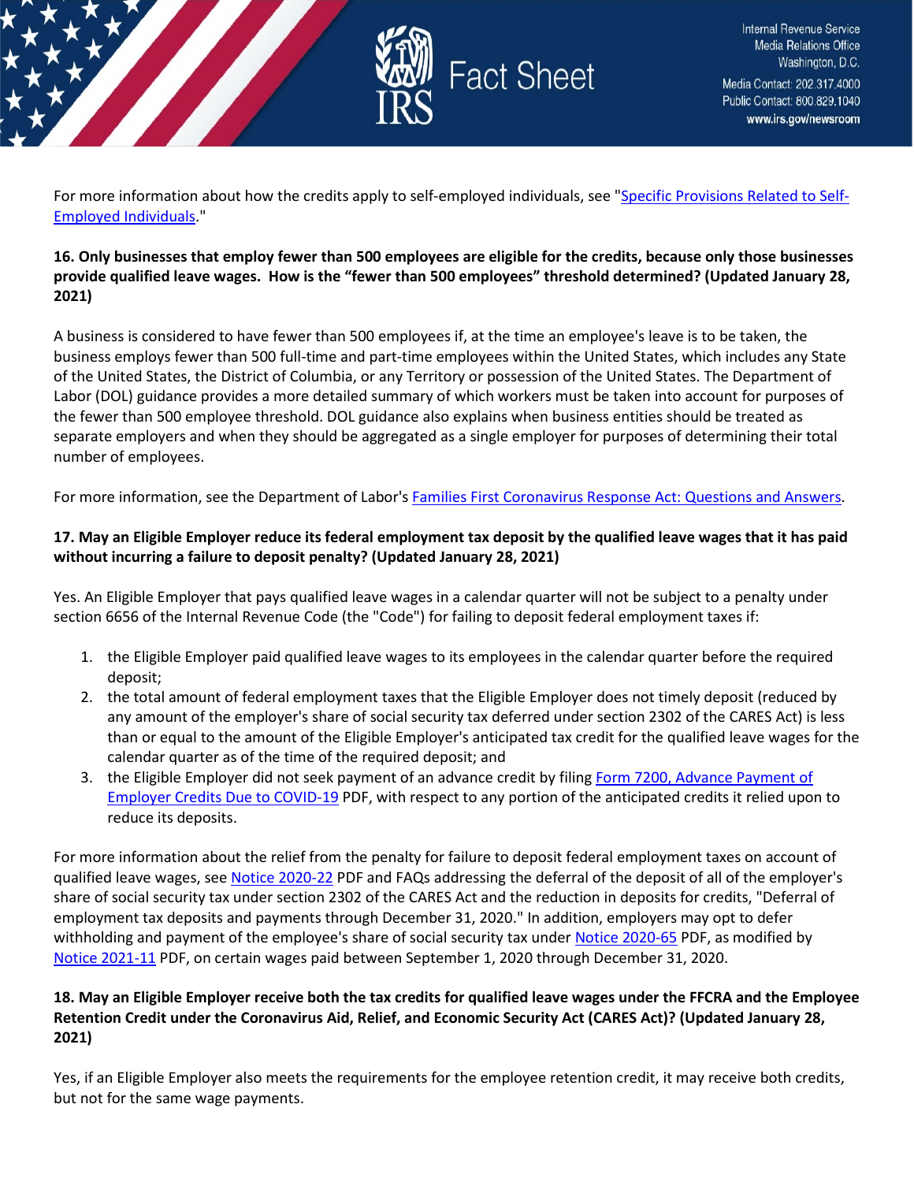For more information about how the credits apply to self-employed individuals, see "Specific Provisions Related to Self-Employed Individuals."

**16. Only businesses that employ fewer than 500 employees are eligible for the credits, because only those businesses provide qualified leave wages. How is the "fewer than 500 employees" threshold determined? (Updated January 28, 2021)**

A business is considered to have fewer than 500 employees if, at the time an employee's leave is to be taken, the business employs fewer than 500 full-time and part-time employees within the United States, which includes any State of the United States, the District of Columbia, or any Territory or possession of the United States. The Department of Labor (DOL) guidance provides a more detailed summary of which workers must be taken into account for purposes of the fewer than 500 employee threshold. DOL guidance also explains when business entities should be treated as separate employers and when they should be aggregated as a single employer for purposes of determining their total number of employees.

For more information, see the Department of Labor's Families First Coronavirus Response Act: Questions and Answers.

**17. May an Eligible Employer reduce its federal employment tax deposit by the qualified leave wages that it has paid without incurring a failure to deposit penalty? (Updated January 28, 2021)**

Yes. An Eligible Employer that pays qualified leave wages in a calendar quarter will not be subject to a penalty under section 6656 of the Internal Revenue Code (the "Code") for failing to deposit federal employment taxes if:

1. the Eligible Employer paid qualified leave wages to its employees in the calendar quarter before the required deposit;
2. the total amount of federal employment taxes that the Eligible Employer does not timely deposit (reduced by any amount of the employer's share of social security tax deferred under section 2302 of the CARES Act) is less than or equal to the amount of the Eligible Employer's anticipated tax credit for the qualified leave wages for the calendar quarter as of the time of the required deposit; and
3. the Eligible Employer did not seek payment of an advance credit by filing Form 7200, Advance Payment of Employer Credits Due to COVID-19 PDF, with respect to any portion of the anticipated credits it relied upon to reduce its deposits.

For more information about the relief from the penalty for failure to deposit federal employment taxes on account of qualified leave wages, see Notice 2020-22 PDF and FAQs addressing the deferral of the deposit of all of the employer's share of social security tax under section 2302 of the CARES Act and the reduction in deposits for credits, "Deferral of employment tax deposits and payments through December 31, 2020." In addition, employers may opt to defer withholding and payment of the employee's share of social security tax under Notice 2020-65 PDF, as modified by Notice 2021-11 PDF, on certain wages paid between September 1, 2020 through December 31, 2020.

**18. May an Eligible Employer receive both the tax credits for qualified leave wages under the FFCRA and the Employee Retention Credit under the Coronavirus Aid, Relief, and Economic Security Act (CARES Act)? (Updated January 28, 2021)**

Yes, if an Eligible Employer also meets the requirements for the employee retention credit, it may receive both credits, but not for the same wage payments.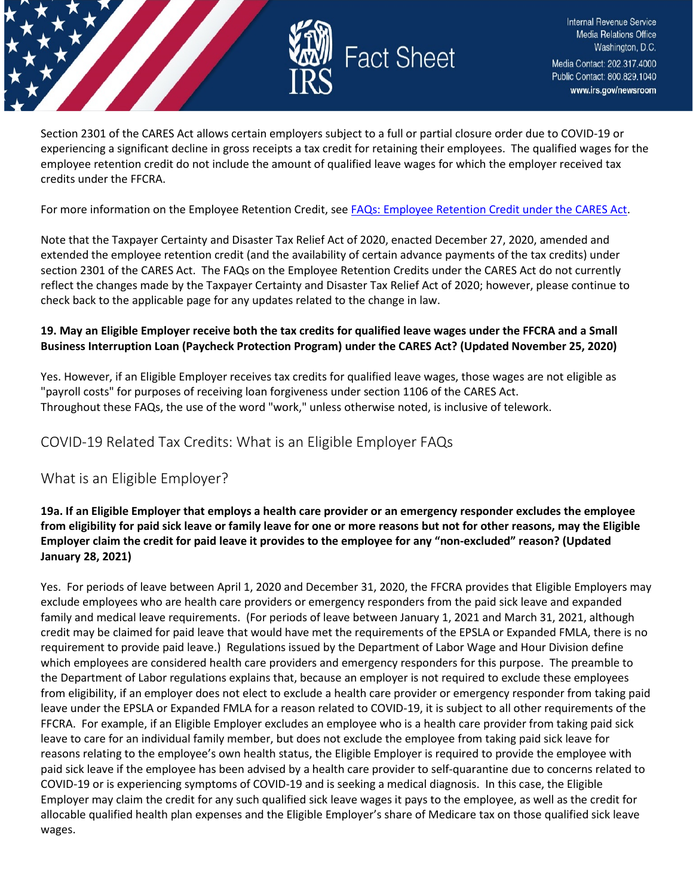Section 2301 of the CARES Act allows certain employers subject to a full or partial closure order due to COVID-19 or experiencing a significant decline in gross receipts a tax credit for retaining their employees. The qualified wages for the employee retention credit do not include the amount of qualified leave wages for which the employer received tax credits under the FFCRA.

For more information on the Employee Retention Credit, see [FAQs: Employee Retention Credit under the CARES Act](#).

Note that the Taxpayer Certainty and Disaster Tax Relief Act of 2020, enacted December 27, 2020, amended and extended the employee retention credit (and the availability of certain advance payments of the tax credits) under section 2301 of the CARES Act. The FAQs on the Employee Retention Credits under the CARES Act do not currently reflect the changes made by the Taxpayer Certainty and Disaster Tax Relief Act of 2020; however, please continue to check back to the applicable page for any updates related to the change in law.

**19. May an Eligible Employer receive both the tax credits for qualified leave wages under the FFCRA and a Small Business Interruption Loan (Paycheck Protection Program) under the CARES Act? (Updated November 25, 2020)**

Yes. However, if an Eligible Employer receives tax credits for qualified leave wages, those wages are not eligible as "payroll costs" for purposes of receiving loan forgiveness under section 1106 of the CARES Act.
Throughout these FAQs, the use of the word "work," unless otherwise noted, is inclusive of telework.

## COVID-19 Related Tax Credits: What is an Eligible Employer FAQs

## What is an Eligible Employer?

**19a. If an Eligible Employer that employs a health care provider or an emergency responder excludes the employee from eligibility for paid sick leave or family leave for one or more reasons but not for other reasons, may the Eligible Employer claim the credit for paid leave it provides to the employee for any "non-excluded" reason? (Updated January 28, 2021)**

Yes. For periods of leave between April 1, 2020 and December 31, 2020, the FFCRA provides that Eligible Employers may exclude employees who are health care providers or emergency responders from the paid sick leave and expanded family and medical leave requirements. (For periods of leave between January 1, 2021 and March 31, 2021, although credit may be claimed for paid leave that would have met the requirements of the EPSLA or Expanded FMLA, there is no requirement to provide paid leave.) Regulations issued by the Department of Labor Wage and Hour Division define which employees are considered health care providers and emergency responders for this purpose. The preamble to the Department of Labor regulations explains that, because an employer is not required to exclude these employees from eligibility, if an employer does not elect to exclude a health care provider or emergency responder from taking paid leave under the EPSLA or Expanded FMLA for a reason related to COVID-19, it is subject to all other requirements of the FFCRA. For example, if an Eligible Employer excludes an employee who is a health care provider from taking paid sick leave to care for an individual family member, but does not exclude the employee from taking paid sick leave for reasons relating to the employee's own health status, the Eligible Employer is required to provide the employee with paid sick leave if the employee has been advised by a health care provider to self-quarantine due to concerns related to COVID-19 or is experiencing symptoms of COVID-19 and is seeking a medical diagnosis. In this case, the Eligible Employer may claim the credit for any such qualified sick leave wages it pays to the employee, as well as the credit for allocable qualified health plan expenses and the Eligible Employer's share of Medicare tax on those qualified sick leave wages.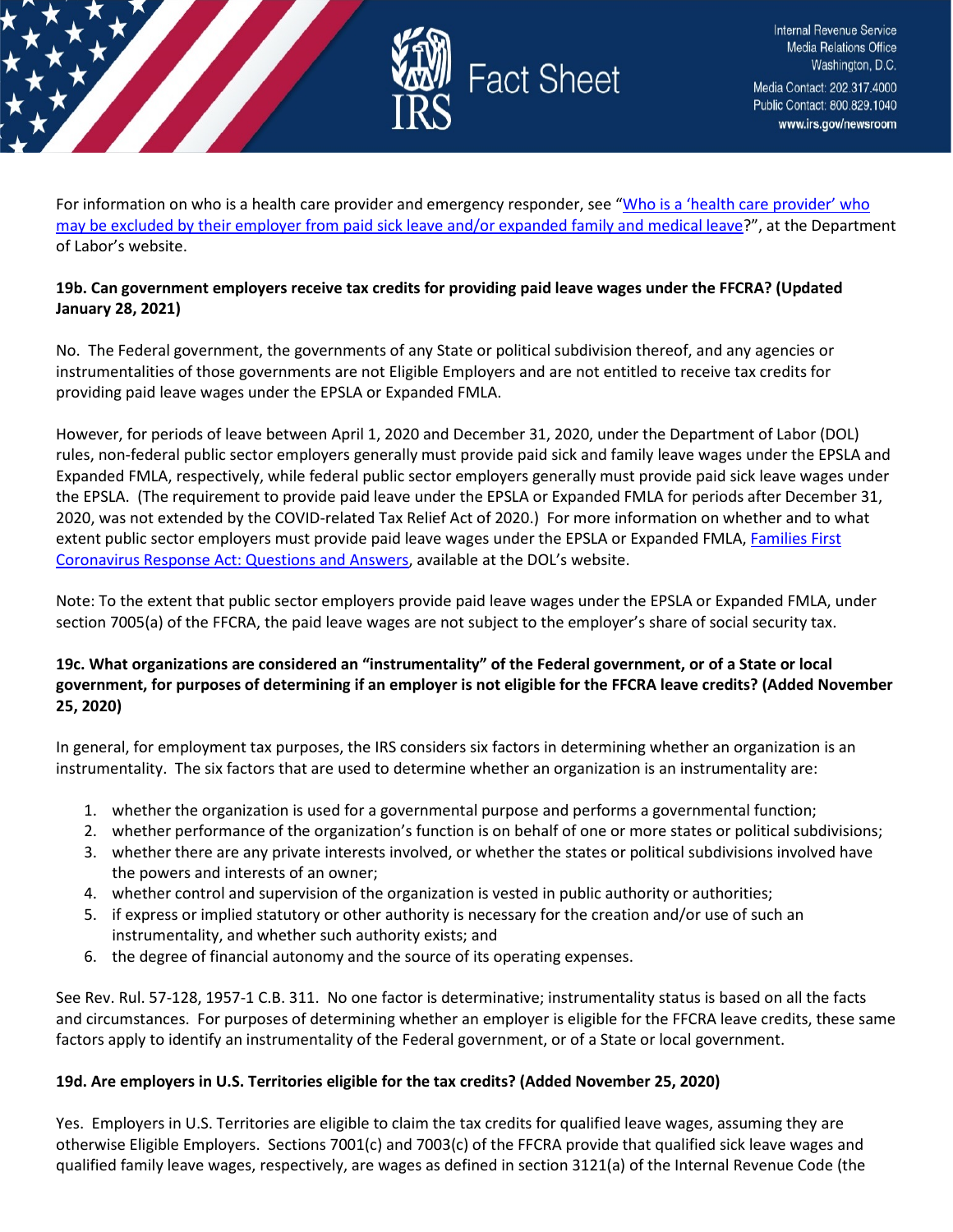For information on who is a health care provider and emergency responder, see "[Who is a 'health care provider' who may be excluded by their employer from paid sick leave and/or expanded family and medical leave](#)?", at the Department of Labor's website.

**19b. Can government employers receive tax credits for providing paid leave wages under the FFCRA? (Updated January 28, 2021)**

No. The Federal government, the governments of any State or political subdivision thereof, and any agencies or instrumentalities of those governments are not Eligible Employers and are not entitled to receive tax credits for providing paid leave wages under the EPSLA or Expanded FMLA.

However, for periods of leave between April 1, 2020 and December 31, 2020, under the Department of Labor (DOL) rules, non-federal public sector employers generally must provide paid sick and family leave wages under the EPSLA and Expanded FMLA, respectively, while federal public sector employers generally must provide paid sick leave wages under the EPSLA. (The requirement to provide paid leave under the EPSLA or Expanded FMLA for periods after December 31, 2020, was not extended by the COVID-related Tax Relief Act of 2020.) For more information on whether and to what extent public sector employers must provide paid leave wages under the EPSLA or Expanded FMLA, [Families First Coronavirus Response Act: Questions and Answers](#), available at the DOL's website.

Note: To the extent that public sector employers provide paid leave wages under the EPSLA or Expanded FMLA, under section 7005(a) of the FFCRA, the paid leave wages are not subject to the employer's share of social security tax.

**19c. What organizations are considered an "instrumentality" of the Federal government, or of a State or local government, for purposes of determining if an employer is not eligible for the FFCRA leave credits? (Added November 25, 2020)**

In general, for employment tax purposes, the IRS considers six factors in determining whether an organization is an instrumentality. The six factors that are used to determine whether an organization is an instrumentality are:

1. whether the organization is used for a governmental purpose and performs a governmental function;
2. whether performance of the organization's function is on behalf of one or more states or political subdivisions;
3. whether there are any private interests involved, or whether the states or political subdivisions involved have the powers and interests of an owner;
4. whether control and supervision of the organization is vested in public authority or authorities;
5. if express or implied statutory or other authority is necessary for the creation and/or use of such an instrumentality, and whether such authority exists; and
6. the degree of financial autonomy and the source of its operating expenses.

See Rev. Rul. 57-128, 1957-1 C.B. 311. No one factor is determinative; instrumentality status is based on all the facts and circumstances. For purposes of determining whether an employer is eligible for the FFCRA leave credits, these same factors apply to identify an instrumentality of the Federal government, or of a State or local government.

**19d. Are employers in U.S. Territories eligible for the tax credits? (Added November 25, 2020)**

Yes. Employers in U.S. Territories are eligible to claim the tax credits for qualified leave wages, assuming they are otherwise Eligible Employers. Sections 7001(c) and 7003(c) of the FFCRA provide that qualified sick leave wages and qualified family leave wages, respectively, are wages as defined in section 3121(a) of the Internal Revenue Code (the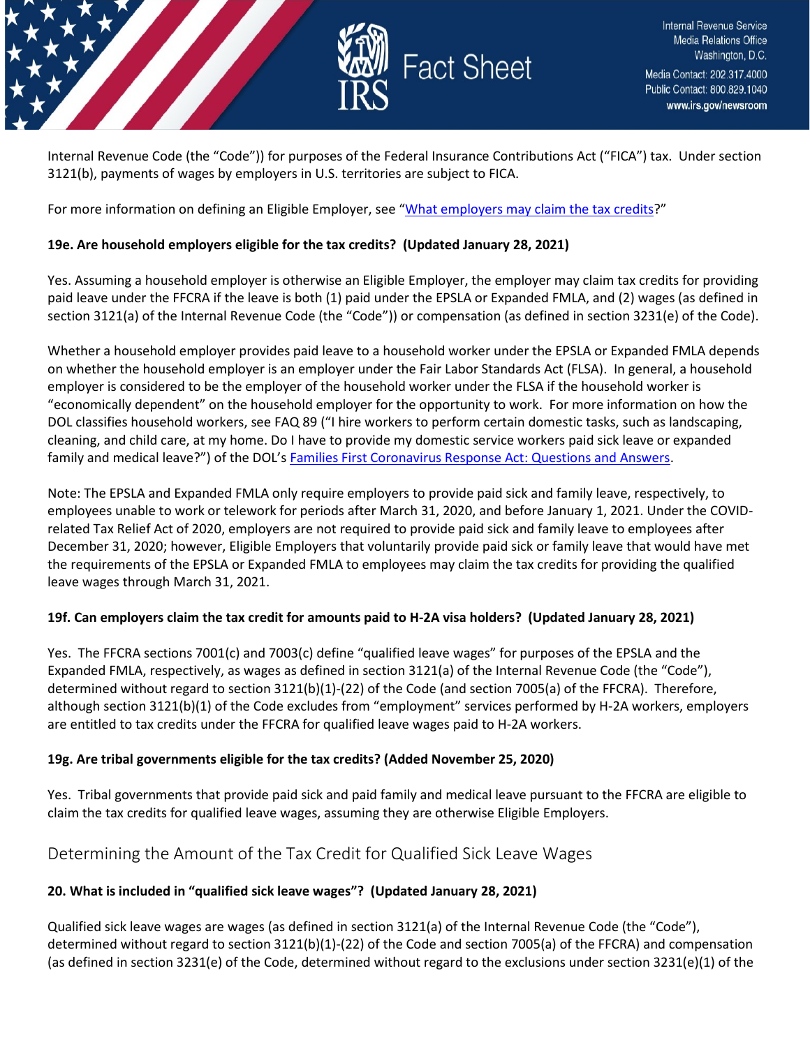Internal Revenue Code (the "Code")) for purposes of the Federal Insurance Contributions Act ("FICA") tax. Under section 3121(b), payments of wages by employers in U.S. territories are subject to FICA.

For more information on defining an Eligible Employer, see "What employers may claim the tax credits?"

**19e. Are household employers eligible for the tax credits? (Updated January 28, 2021)**

Yes. Assuming a household employer is otherwise an Eligible Employer, the employer may claim tax credits for providing paid leave under the FFCRA if the leave is both (1) paid under the EPSLA or Expanded FMLA, and (2) wages (as defined in section 3121(a) of the Internal Revenue Code (the "Code")) or compensation (as defined in section 3231(e) of the Code).

Whether a household employer provides paid leave to a household worker under the EPSLA or Expanded FMLA depends on whether the household employer is an employer under the Fair Labor Standards Act (FLSA). In general, a household employer is considered to be the employer of the household worker under the FLSA if the household worker is "economically dependent" on the household employer for the opportunity to work. For more information on how the DOL classifies household workers, see FAQ 89 ("I hire workers to perform certain domestic tasks, such as landscaping, cleaning, and child care, at my home. Do I have to provide my domestic service workers paid sick leave or expanded family and medical leave?") of the DOL's Families First Coronavirus Response Act: Questions and Answers.

Note: The EPSLA and Expanded FMLA only require employers to provide paid sick and family leave, respectively, to employees unable to work or telework for periods after March 31, 2020, and before January 1, 2021. Under the COVID-related Tax Relief Act of 2020, employers are not required to provide paid sick and family leave to employees after December 31, 2020; however, Eligible Employers that voluntarily provide paid sick or family leave that would have met the requirements of the EPSLA or Expanded FMLA to employees may claim the tax credits for providing the qualified leave wages through March 31, 2021.

**19f. Can employers claim the tax credit for amounts paid to H-2A visa holders? (Updated January 28, 2021)**

Yes. The FFCRA sections 7001(c) and 7003(c) define "qualified leave wages" for purposes of the EPSLA and the Expanded FMLA, respectively, as wages as defined in section 3121(a) of the Internal Revenue Code (the "Code"), determined without regard to section 3121(b)(1)-(22) of the Code (and section 7005(a) of the FFCRA). Therefore, although section 3121(b)(1) of the Code excludes from "employment" services performed by H-2A workers, employers are entitled to tax credits under the FFCRA for qualified leave wages paid to H-2A workers.

**19g. Are tribal governments eligible for the tax credits? (Added November 25, 2020)**

Yes. Tribal governments that provide paid sick and paid family and medical leave pursuant to the FFCRA are eligible to claim the tax credits for qualified leave wages, assuming they are otherwise Eligible Employers.

## Determining the Amount of the Tax Credit for Qualified Sick Leave Wages

**20. What is included in "qualified sick leave wages"? (Updated January 28, 2021)**

Qualified sick leave wages are wages (as defined in section 3121(a) of the Internal Revenue Code (the "Code"), determined without regard to section 3121(b)(1)-(22) of the Code and section 7005(a) of the FFCRA) and compensation (as defined in section 3231(e) of the Code, determined without regard to the exclusions under section 3231(e)(1) of the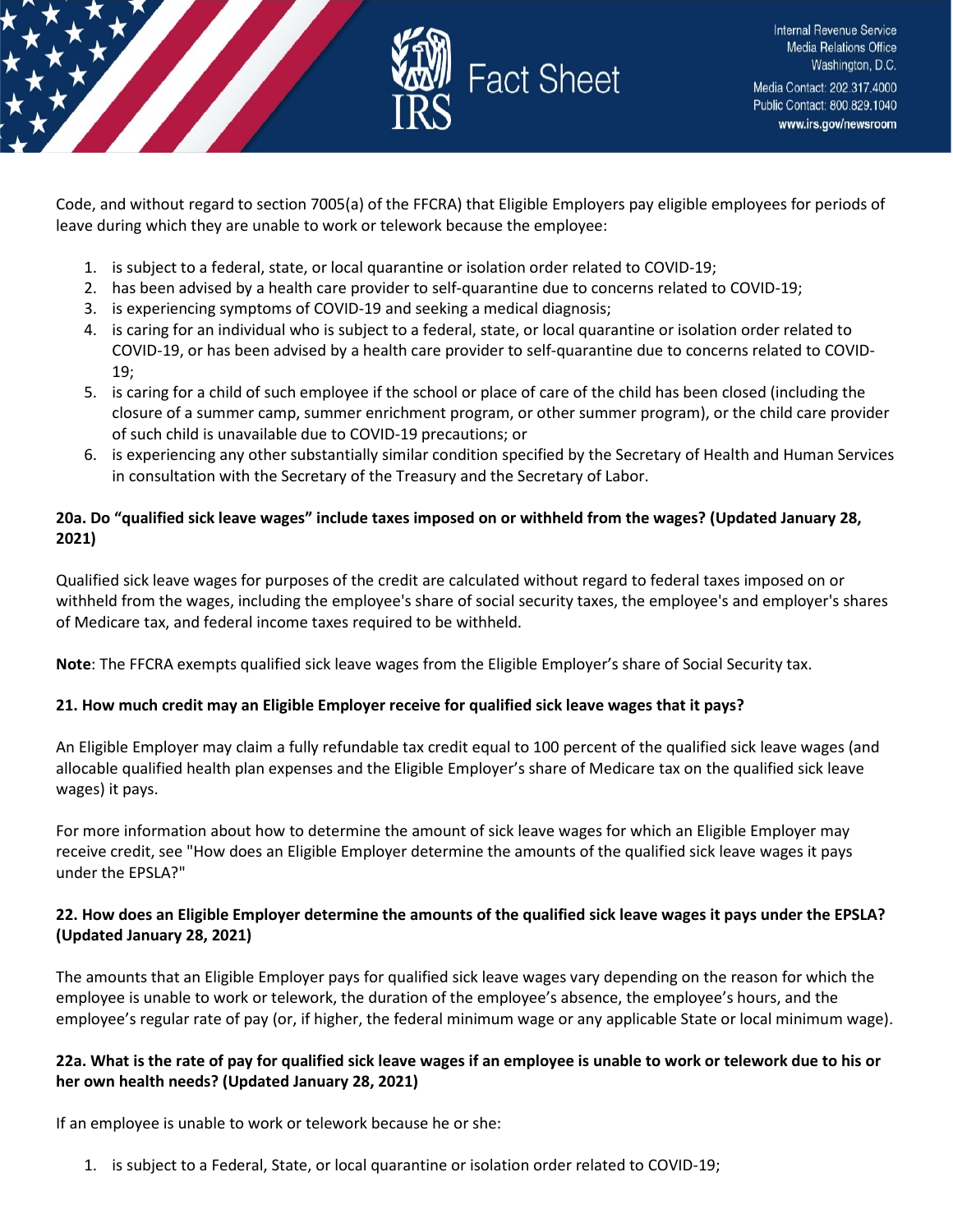Code, and without regard to section 7005(a) of the FFCRA) that Eligible Employers pay eligible employees for periods of leave during which they are unable to work or telework because the employee:

1. is subject to a federal, state, or local quarantine or isolation order related to COVID-19;
2. has been advised by a health care provider to self-quarantine due to concerns related to COVID-19;
3. is experiencing symptoms of COVID-19 and seeking a medical diagnosis;
4. is caring for an individual who is subject to a federal, state, or local quarantine or isolation order related to COVID-19, or has been advised by a health care provider to self-quarantine due to concerns related to COVID-19;
5. is caring for a child of such employee if the school or place of care of the child has been closed (including the closure of a summer camp, summer enrichment program, or other summer program), or the child care provider of such child is unavailable due to COVID-19 precautions; or
6. is experiencing any other substantially similar condition specified by the Secretary of Health and Human Services in consultation with the Secretary of the Treasury and the Secretary of Labor.

**20a. Do "qualified sick leave wages" include taxes imposed on or withheld from the wages? (Updated January 28, 2021)**

Qualified sick leave wages for purposes of the credit are calculated without regard to federal taxes imposed on or withheld from the wages, including the employee's share of social security taxes, the employee's and employer's shares of Medicare tax, and federal income taxes required to be withheld.

**Note**: The FFCRA exempts qualified sick leave wages from the Eligible Employer's share of Social Security tax.

**21. How much credit may an Eligible Employer receive for qualified sick leave wages that it pays?**

An Eligible Employer may claim a fully refundable tax credit equal to 100 percent of the qualified sick leave wages (and allocable qualified health plan expenses and the Eligible Employer's share of Medicare tax on the qualified sick leave wages) it pays.

For more information about how to determine the amount of sick leave wages for which an Eligible Employer may receive credit, see "How does an Eligible Employer determine the amounts of the qualified sick leave wages it pays under the EPSLA?"

**22. How does an Eligible Employer determine the amounts of the qualified sick leave wages it pays under the EPSLA? (Updated January 28, 2021)**

The amounts that an Eligible Employer pays for qualified sick leave wages vary depending on the reason for which the employee is unable to work or telework, the duration of the employee's absence, the employee's hours, and the employee's regular rate of pay (or, if higher, the federal minimum wage or any applicable State or local minimum wage).

**22a. What is the rate of pay for qualified sick leave wages if an employee is unable to work or telework due to his or her own health needs? (Updated January 28, 2021)**

If an employee is unable to work or telework because he or she:

1. is subject to a Federal, State, or local quarantine or isolation order related to COVID-19;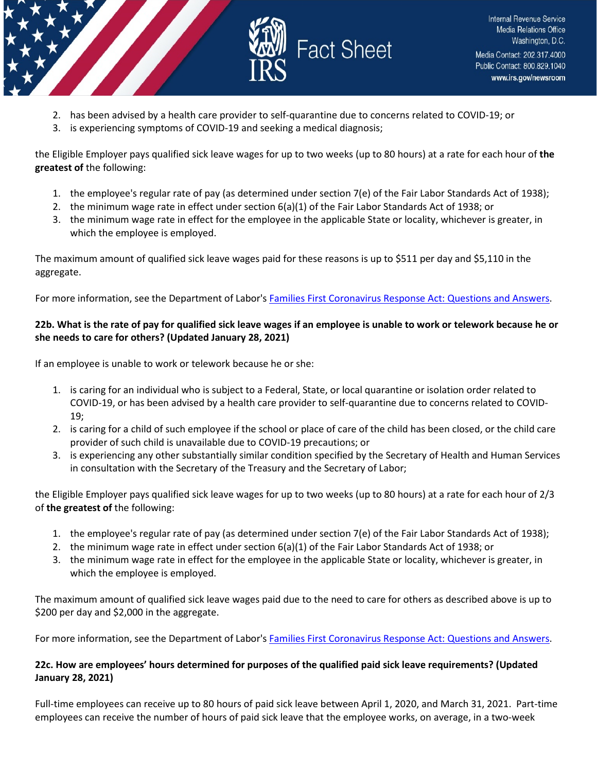2. has been advised by a health care provider to self-quarantine due to concerns related to COVID-19; or
3. is experiencing symptoms of COVID-19 and seeking a medical diagnosis;

the Eligible Employer pays qualified sick leave wages for up to two weeks (up to 80 hours) at a rate for each hour of **the greatest of** the following:

1. the employee's regular rate of pay (as determined under section 7(e) of the Fair Labor Standards Act of 1938);
2. the minimum wage rate in effect under section 6(a)(1) of the Fair Labor Standards Act of 1938; or
3. the minimum wage rate in effect for the employee in the applicable State or locality, whichever is greater, in which the employee is employed.

The maximum amount of qualified sick leave wages paid for these reasons is up to $511 per day and $5,110 in the aggregate.

For more information, see the Department of Labor's [Families First Coronavirus Response Act: Questions and Answers](#).

**22b. What is the rate of pay for qualified sick leave wages if an employee is unable to work or telework because he or she needs to care for others? (Updated January 28, 2021)**

If an employee is unable to work or telework because he or she:

1. is caring for an individual who is subject to a Federal, State, or local quarantine or isolation order related to COVID-19, or has been advised by a health care provider to self-quarantine due to concerns related to COVID-19;
2. is caring for a child of such employee if the school or place of care of the child has been closed, or the child care provider of such child is unavailable due to COVID-19 precautions; or
3. is experiencing any other substantially similar condition specified by the Secretary of Health and Human Services in consultation with the Secretary of the Treasury and the Secretary of Labor;

the Eligible Employer pays qualified sick leave wages for up to two weeks (up to 80 hours) at a rate for each hour of 2/3 of **the greatest of** the following:

1. the employee's regular rate of pay (as determined under section 7(e) of the Fair Labor Standards Act of 1938);
2. the minimum wage rate in effect under section 6(a)(1) of the Fair Labor Standards Act of 1938; or
3. the minimum wage rate in effect for the employee in the applicable State or locality, whichever is greater, in which the employee is employed.

The maximum amount of qualified sick leave wages paid due to the need to care for others as described above is up to $200 per day and $2,000 in the aggregate.

For more information, see the Department of Labor's [Families First Coronavirus Response Act: Questions and Answers](#).

**22c. How are employees' hours determined for purposes of the qualified paid sick leave requirements? (Updated January 28, 2021)**

Full-time employees can receive up to 80 hours of paid sick leave between April 1, 2020, and March 31, 2021. Part-time employees can receive the number of hours of paid sick leave that the employee works, on average, in a two-week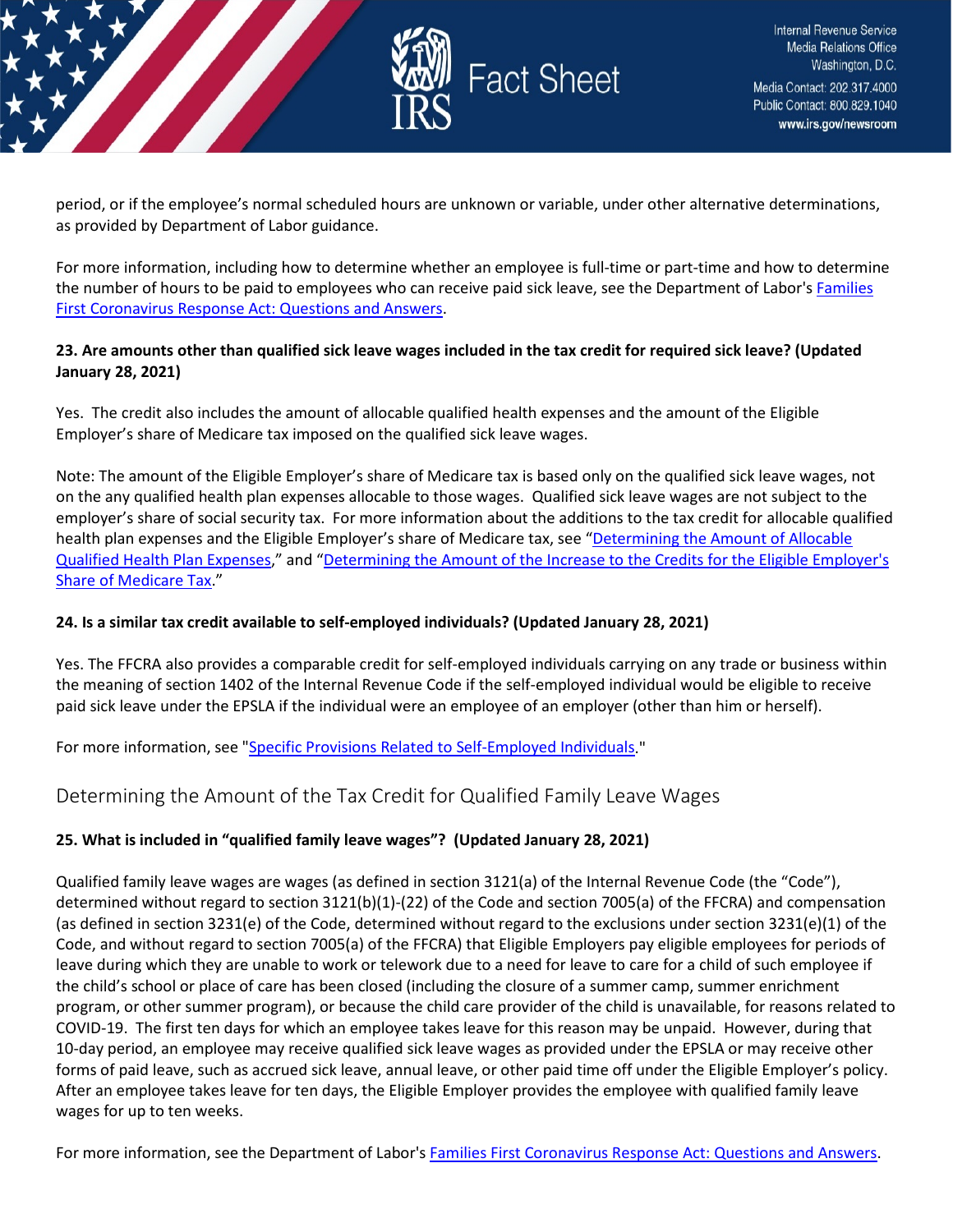period, or if the employee's normal scheduled hours are unknown or variable, under other alternative determinations, as provided by Department of Labor guidance.

For more information, including how to determine whether an employee is full-time or part-time and how to determine the number of hours to be paid to employees who can receive paid sick leave, see the Department of Labor's [Families First Coronavirus Response Act: Questions and Answers](#).

**23. Are amounts other than qualified sick leave wages included in the tax credit for required sick leave? (Updated January 28, 2021)**

Yes. The credit also includes the amount of allocable qualified health expenses and the amount of the Eligible Employer's share of Medicare tax imposed on the qualified sick leave wages.

Note: The amount of the Eligible Employer's share of Medicare tax is based only on the qualified sick leave wages, not on the any qualified health plan expenses allocable to those wages. Qualified sick leave wages are not subject to the employer's share of social security tax. For more information about the additions to the tax credit for allocable qualified health plan expenses and the Eligible Employer's share of Medicare tax, see "[Determining the Amount of Allocable Qualified Health Plan Expenses](#)," and "[Determining the Amount of the Increase to the Credits for the Eligible Employer's Share of Medicare Tax](#)."

**24. Is a similar tax credit available to self-employed individuals? (Updated January 28, 2021)**

Yes. The FFCRA also provides a comparable credit for self-employed individuals carrying on any trade or business within the meaning of section 1402 of the Internal Revenue Code if the self-employed individual would be eligible to receive paid sick leave under the EPSLA if the individual were an employee of an employer (other than him or herself).

For more information, see "[Specific Provisions Related to Self-Employed Individuals](#)."

## Determining the Amount of the Tax Credit for Qualified Family Leave Wages

**25. What is included in "qualified family leave wages"? (Updated January 28, 2021)**

Qualified family leave wages are wages (as defined in section 3121(a) of the Internal Revenue Code (the "Code"), determined without regard to section 3121(b)(1)-(22) of the Code and section 7005(a) of the FFCRA) and compensation (as defined in section 3231(e) of the Code, determined without regard to the exclusions under section 3231(e)(1) of the Code, and without regard to section 7005(a) of the FFCRA) that Eligible Employers pay eligible employees for periods of leave during which they are unable to work or telework due to a need for leave to care for a child of such employee if the child's school or place of care has been closed (including the closure of a summer camp, summer enrichment program, or other summer program), or because the child care provider of the child is unavailable, for reasons related to COVID-19. The first ten days for which an employee takes leave for this reason may be unpaid. However, during that 10-day period, an employee may receive qualified sick leave wages as provided under the EPSLA or may receive other forms of paid leave, such as accrued sick leave, annual leave, or other paid time off under the Eligible Employer's policy. After an employee takes leave for ten days, the Eligible Employer provides the employee with qualified family leave wages for up to ten weeks.

For more information, see the Department of Labor's [Families First Coronavirus Response Act: Questions and Answers](#).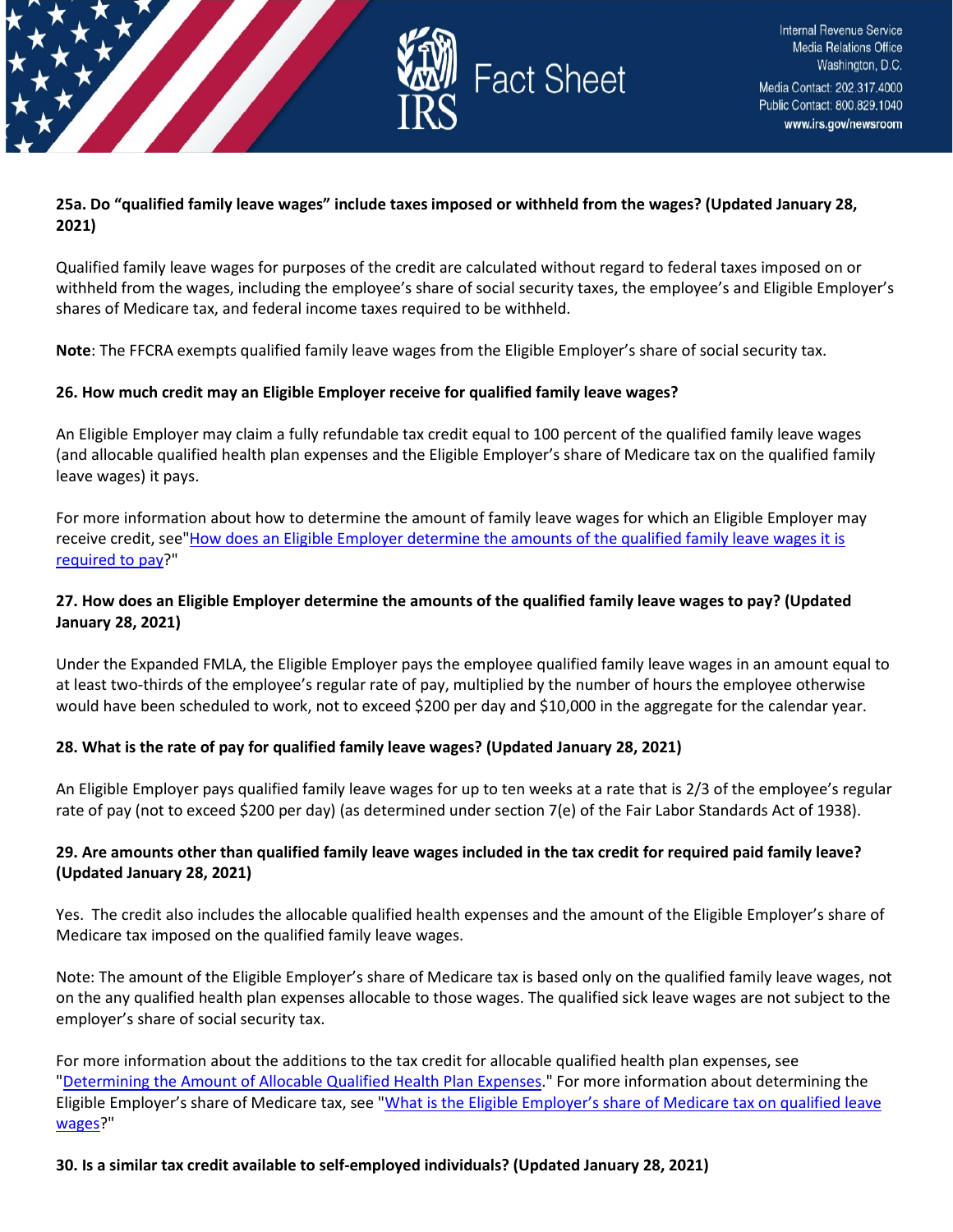**25a. Do "qualified family leave wages" include taxes imposed or withheld from the wages? (Updated January 28, 2021)**

Qualified family leave wages for purposes of the credit are calculated without regard to federal taxes imposed on or withheld from the wages, including the employee's share of social security taxes, the employee's and Eligible Employer's shares of Medicare tax, and federal income taxes required to be withheld.

**Note**: The FFCRA exempts qualified family leave wages from the Eligible Employer's share of social security tax.

**26. How much credit may an Eligible Employer receive for qualified family leave wages?**

An Eligible Employer may claim a fully refundable tax credit equal to 100 percent of the qualified family leave wages (and allocable qualified health plan expenses and the Eligible Employer's share of Medicare tax on the qualified family leave wages) it pays.

For more information about how to determine the amount of family leave wages for which an Eligible Employer may receive credit, see"How does an Eligible Employer determine the amounts of the qualified family leave wages it is required to pay?"

**27. How does an Eligible Employer determine the amounts of the qualified family leave wages to pay? (Updated January 28, 2021)**

Under the Expanded FMLA, the Eligible Employer pays the employee qualified family leave wages in an amount equal to at least two-thirds of the employee's regular rate of pay, multiplied by the number of hours the employee otherwise would have been scheduled to work, not to exceed $200 per day and $10,000 in the aggregate for the calendar year.

**28. What is the rate of pay for qualified family leave wages? (Updated January 28, 2021)**

An Eligible Employer pays qualified family leave wages for up to ten weeks at a rate that is 2/3 of the employee's regular rate of pay (not to exceed $200 per day) (as determined under section 7(e) of the Fair Labor Standards Act of 1938).

**29. Are amounts other than qualified family leave wages included in the tax credit for required paid family leave? (Updated January 28, 2021)**

Yes. The credit also includes the allocable qualified health expenses and the amount of the Eligible Employer's share of Medicare tax imposed on the qualified family leave wages.

Note: The amount of the Eligible Employer's share of Medicare tax is based only on the qualified family leave wages, not on the any qualified health plan expenses allocable to those wages. The qualified sick leave wages are not subject to the employer's share of social security tax.

For more information about the additions to the tax credit for allocable qualified health plan expenses, see "Determining the Amount of Allocable Qualified Health Plan Expenses." For more information about determining the Eligible Employer's share of Medicare tax, see "What is the Eligible Employer's share of Medicare tax on qualified leave wages?"

**30. Is a similar tax credit available to self-employed individuals? (Updated January 28, 2021)**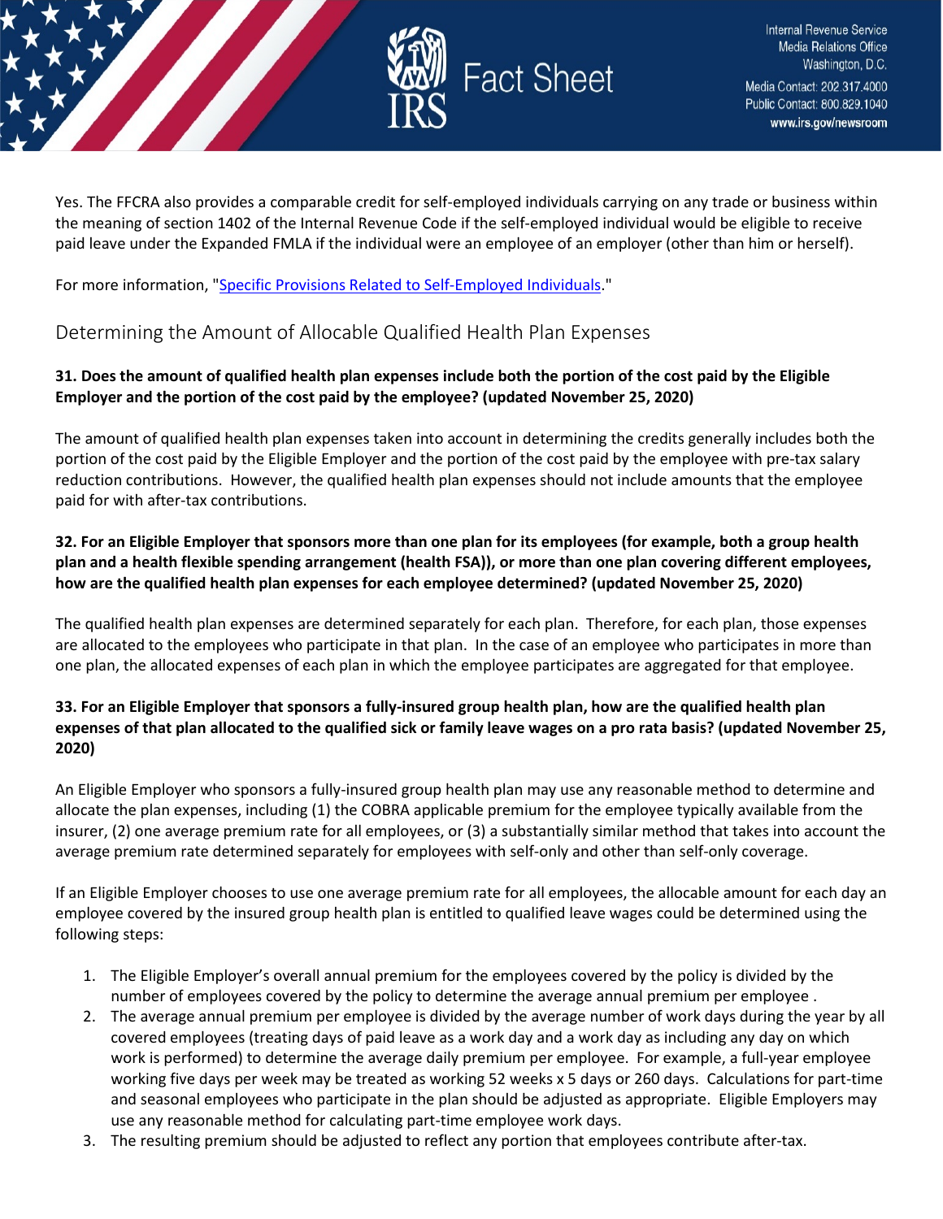Yes. The FFCRA also provides a comparable credit for self-employed individuals carrying on any trade or business within the meaning of section 1402 of the Internal Revenue Code if the self-employed individual would be eligible to receive paid leave under the Expanded FMLA if the individual were an employee of an employer (other than him or herself).

For more information, "[Specific Provisions Related to Self-Employed Individuals](#)."

## Determining the Amount of Allocable Qualified Health Plan Expenses

**31. Does the amount of qualified health plan expenses include both the portion of the cost paid by the Eligible Employer and the portion of the cost paid by the employee? (updated November 25, 2020)**

The amount of qualified health plan expenses taken into account in determining the credits generally includes both the portion of the cost paid by the Eligible Employer and the portion of the cost paid by the employee with pre-tax salary reduction contributions. However, the qualified health plan expenses should not include amounts that the employee paid for with after-tax contributions.

**32. For an Eligible Employer that sponsors more than one plan for its employees (for example, both a group health plan and a health flexible spending arrangement (health FSA)), or more than one plan covering different employees, how are the qualified health plan expenses for each employee determined? (updated November 25, 2020)**

The qualified health plan expenses are determined separately for each plan. Therefore, for each plan, those expenses are allocated to the employees who participate in that plan. In the case of an employee who participates in more than one plan, the allocated expenses of each plan in which the employee participates are aggregated for that employee.

**33. For an Eligible Employer that sponsors a fully-insured group health plan, how are the qualified health plan expenses of that plan allocated to the qualified sick or family leave wages on a pro rata basis? (updated November 25, 2020)**

An Eligible Employer who sponsors a fully-insured group health plan may use any reasonable method to determine and allocate the plan expenses, including (1) the COBRA applicable premium for the employee typically available from the insurer, (2) one average premium rate for all employees, or (3) a substantially similar method that takes into account the average premium rate determined separately for employees with self-only and other than self-only coverage.

If an Eligible Employer chooses to use one average premium rate for all employees, the allocable amount for each day an employee covered by the insured group health plan is entitled to qualified leave wages could be determined using the following steps:

1. The Eligible Employer's overall annual premium for the employees covered by the policy is divided by the number of employees covered by the policy to determine the average annual premium per employee .
2. The average annual premium per employee is divided by the average number of work days during the year by all covered employees (treating days of paid leave as a work day and a work day as including any day on which work is performed) to determine the average daily premium per employee. For example, a full-year employee working five days per week may be treated as working 52 weeks x 5 days or 260 days. Calculations for part-time and seasonal employees who participate in the plan should be adjusted as appropriate. Eligible Employers may use any reasonable method for calculating part-time employee work days.
3. The resulting premium should be adjusted to reflect any portion that employees contribute after-tax.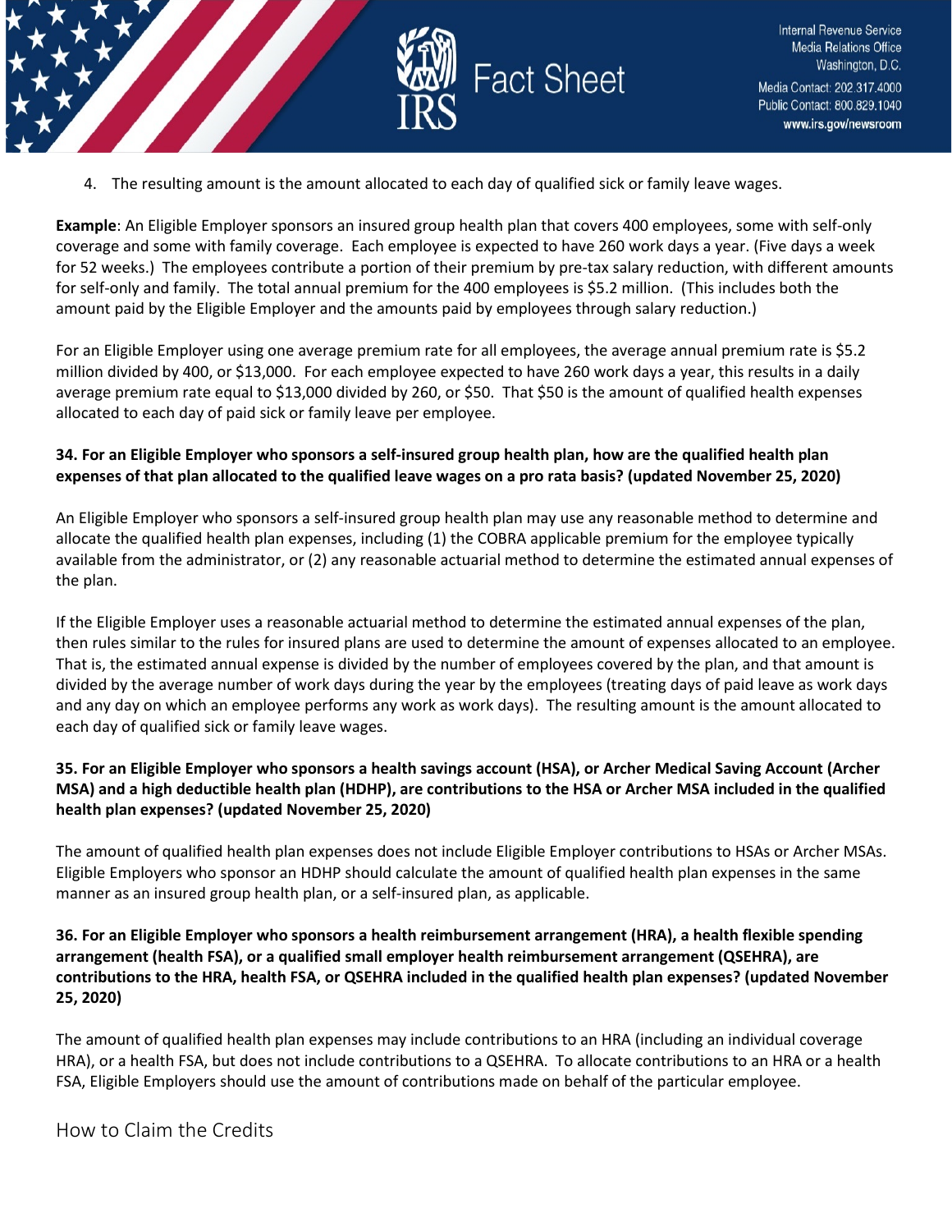4. The resulting amount is the amount allocated to each day of qualified sick or family leave wages.

**Example**: An Eligible Employer sponsors an insured group health plan that covers 400 employees, some with self-only coverage and some with family coverage. Each employee is expected to have 260 work days a year. (Five days a week for 52 weeks.) The employees contribute a portion of their premium by pre-tax salary reduction, with different amounts for self-only and family. The total annual premium for the 400 employees is $5.2 million. (This includes both the amount paid by the Eligible Employer and the amounts paid by employees through salary reduction.)

For an Eligible Employer using one average premium rate for all employees, the average annual premium rate is $5.2 million divided by 400, or $13,000. For each employee expected to have 260 work days a year, this results in a daily average premium rate equal to $13,000 divided by 260, or $50. That $50 is the amount of qualified health expenses allocated to each day of paid sick or family leave per employee.

**34. For an Eligible Employer who sponsors a self-insured group health plan, how are the qualified health plan expenses of that plan allocated to the qualified leave wages on a pro rata basis? (updated November 25, 2020)**

An Eligible Employer who sponsors a self-insured group health plan may use any reasonable method to determine and allocate the qualified health plan expenses, including (1) the COBRA applicable premium for the employee typically available from the administrator, or (2) any reasonable actuarial method to determine the estimated annual expenses of the plan.

If the Eligible Employer uses a reasonable actuarial method to determine the estimated annual expenses of the plan, then rules similar to the rules for insured plans are used to determine the amount of expenses allocated to an employee. That is, the estimated annual expense is divided by the number of employees covered by the plan, and that amount is divided by the average number of work days during the year by the employees (treating days of paid leave as work days and any day on which an employee performs any work as work days). The resulting amount is the amount allocated to each day of qualified sick or family leave wages.

**35. For an Eligible Employer who sponsors a health savings account (HSA), or Archer Medical Saving Account (Archer MSA) and a high deductible health plan (HDHP), are contributions to the HSA or Archer MSA included in the qualified health plan expenses? (updated November 25, 2020)**

The amount of qualified health plan expenses does not include Eligible Employer contributions to HSAs or Archer MSAs. Eligible Employers who sponsor an HDHP should calculate the amount of qualified health plan expenses in the same manner as an insured group health plan, or a self-insured plan, as applicable.

**36. For an Eligible Employer who sponsors a health reimbursement arrangement (HRA), a health flexible spending arrangement (health FSA), or a qualified small employer health reimbursement arrangement (QSEHRA), are contributions to the HRA, health FSA, or QSEHRA included in the qualified health plan expenses? (updated November 25, 2020)**

The amount of qualified health plan expenses may include contributions to an HRA (including an individual coverage HRA), or a health FSA, but does not include contributions to a QSEHRA. To allocate contributions to an HRA or a health FSA, Eligible Employers should use the amount of contributions made on behalf of the particular employee.

## How to Claim the Credits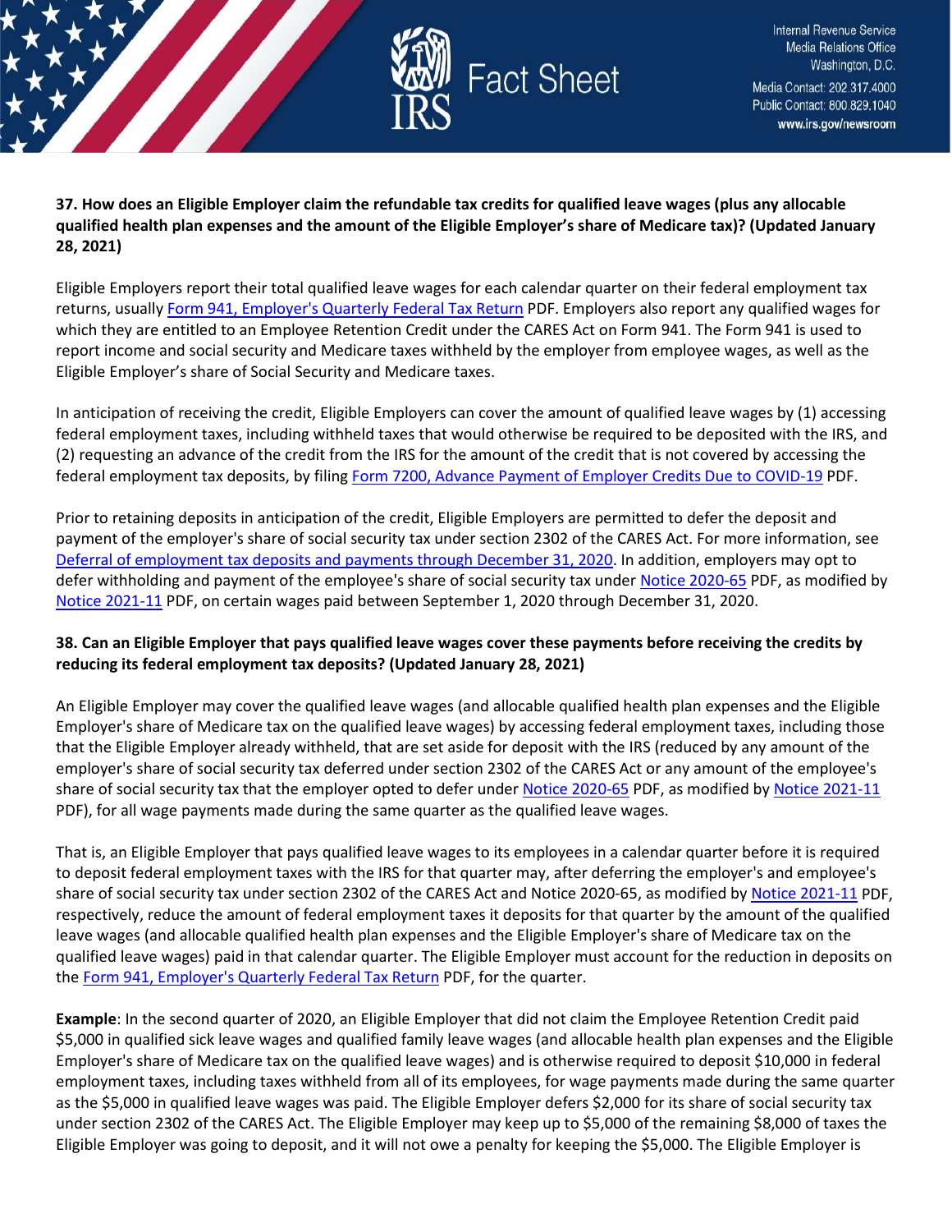**37. How does an Eligible Employer claim the refundable tax credits for qualified leave wages (plus any allocable qualified health plan expenses and the amount of the Eligible Employer's share of Medicare tax)? (Updated January 28, 2021)**

Eligible Employers report their total qualified leave wages for each calendar quarter on their federal employment tax returns, usually Form 941, Employer's Quarterly Federal Tax Return PDF. Employers also report any qualified wages for which they are entitled to an Employee Retention Credit under the CARES Act on Form 941. The Form 941 is used to report income and social security and Medicare taxes withheld by the employer from employee wages, as well as the Eligible Employer's share of Social Security and Medicare taxes.

In anticipation of receiving the credit, Eligible Employers can cover the amount of qualified leave wages by (1) accessing federal employment taxes, including withheld taxes that would otherwise be required to be deposited with the IRS, and (2) requesting an advance of the credit from the IRS for the amount of the credit that is not covered by accessing the federal employment tax deposits, by filing Form 7200, Advance Payment of Employer Credits Due to COVID-19 PDF.

Prior to retaining deposits in anticipation of the credit, Eligible Employers are permitted to defer the deposit and payment of the employer's share of social security tax under section 2302 of the CARES Act. For more information, see Deferral of employment tax deposits and payments through December 31, 2020. In addition, employers may opt to defer withholding and payment of the employee's share of social security tax under Notice 2020-65 PDF, as modified by Notice 2021-11 PDF, on certain wages paid between September 1, 2020 through December 31, 2020.

**38. Can an Eligible Employer that pays qualified leave wages cover these payments before receiving the credits by reducing its federal employment tax deposits? (Updated January 28, 2021)**

An Eligible Employer may cover the qualified leave wages (and allocable qualified health plan expenses and the Eligible Employer's share of Medicare tax on the qualified leave wages) by accessing federal employment taxes, including those that the Eligible Employer already withheld, that are set aside for deposit with the IRS (reduced by any amount of the employer's share of social security tax deferred under section 2302 of the CARES Act or any amount of the employee's share of social security tax that the employer opted to defer under Notice 2020-65 PDF, as modified by Notice 2021-11 PDF), for all wage payments made during the same quarter as the qualified leave wages.

That is, an Eligible Employer that pays qualified leave wages to its employees in a calendar quarter before it is required to deposit federal employment taxes with the IRS for that quarter may, after deferring the employer's and employee's share of social security tax under section 2302 of the CARES Act and Notice 2020-65, as modified by Notice 2021-11 PDF, respectively, reduce the amount of federal employment taxes it deposits for that quarter by the amount of the qualified leave wages (and allocable qualified health plan expenses and the Eligible Employer's share of Medicare tax on the qualified leave wages) paid in that calendar quarter. The Eligible Employer must account for the reduction in deposits on the Form 941, Employer's Quarterly Federal Tax Return PDF, for the quarter.

**Example**: In the second quarter of 2020, an Eligible Employer that did not claim the Employee Retention Credit paid $5,000 in qualified sick leave wages and qualified family leave wages (and allocable health plan expenses and the Eligible Employer's share of Medicare tax on the qualified leave wages) and is otherwise required to deposit $10,000 in federal employment taxes, including taxes withheld from all of its employees, for wage payments made during the same quarter as the $5,000 in qualified leave wages was paid. The Eligible Employer defers $2,000 for its share of social security tax under section 2302 of the CARES Act. The Eligible Employer may keep up to $5,000 of the remaining $8,000 of taxes the Eligible Employer was going to deposit, and it will not owe a penalty for keeping the $5,000. The Eligible Employer is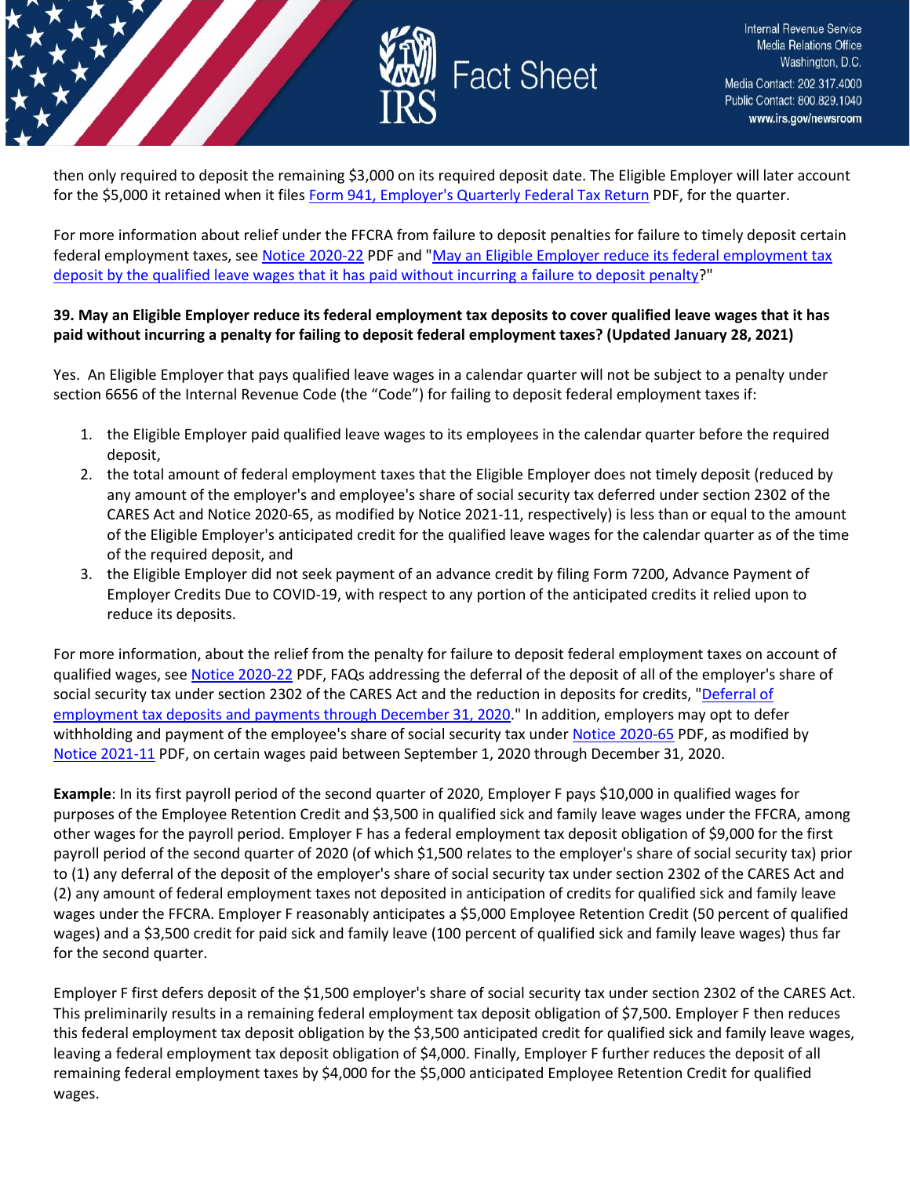then only required to deposit the remaining $3,000 on its required deposit date. The Eligible Employer will later account for the $5,000 it retained when it files [Form 941, Employer's Quarterly Federal Tax Return](#) PDF, for the quarter.

For more information about relief under the FFCRA from failure to deposit penalties for failure to timely deposit certain federal employment taxes, see [Notice 2020-22](#) PDF and "[May an Eligible Employer reduce its federal employment tax deposit by the qualified leave wages that it has paid without incurring a failure to deposit penalty](#)?"

**39. May an Eligible Employer reduce its federal employment tax deposits to cover qualified leave wages that it has paid without incurring a penalty for failing to deposit federal employment taxes? (Updated January 28, 2021)**

Yes. An Eligible Employer that pays qualified leave wages in a calendar quarter will not be subject to a penalty under section 6656 of the Internal Revenue Code (the "Code") for failing to deposit federal employment taxes if:

1. the Eligible Employer paid qualified leave wages to its employees in the calendar quarter before the required deposit,
2. the total amount of federal employment taxes that the Eligible Employer does not timely deposit (reduced by any amount of the employer's and employee's share of social security tax deferred under section 2302 of the CARES Act and Notice 2020-65, as modified by Notice 2021-11, respectively) is less than or equal to the amount of the Eligible Employer's anticipated credit for the qualified leave wages for the calendar quarter as of the time of the required deposit, and
3. the Eligible Employer did not seek payment of an advance credit by filing Form 7200, Advance Payment of Employer Credits Due to COVID-19, with respect to any portion of the anticipated credits it relied upon to reduce its deposits.

For more information, about the relief from the penalty for failure to deposit federal employment taxes on account of qualified wages, see [Notice 2020-22](#) PDF, FAQs addressing the deferral of the deposit of all of the employer's share of social security tax under section 2302 of the CARES Act and the reduction in deposits for credits, "[Deferral of employment tax deposits and payments through December 31, 2020](#)." In addition, employers may opt to defer withholding and payment of the employee's share of social security tax under [Notice 2020-65](#) PDF, as modified by [Notice 2021-11](#) PDF, on certain wages paid between September 1, 2020 through December 31, 2020.

**Example**: In its first payroll period of the second quarter of 2020, Employer F pays $10,000 in qualified wages for purposes of the Employee Retention Credit and $3,500 in qualified sick and family leave wages under the FFCRA, among other wages for the payroll period. Employer F has a federal employment tax deposit obligation of $9,000 for the first payroll period of the second quarter of 2020 (of which $1,500 relates to the employer's share of social security tax) prior to (1) any deferral of the deposit of the employer's share of social security tax under section 2302 of the CARES Act and (2) any amount of federal employment taxes not deposited in anticipation of credits for qualified sick and family leave wages under the FFCRA. Employer F reasonably anticipates a $5,000 Employee Retention Credit (50 percent of qualified wages) and a $3,500 credit for paid sick and family leave (100 percent of qualified sick and family leave wages) thus far for the second quarter.

Employer F first defers deposit of the $1,500 employer's share of social security tax under section 2302 of the CARES Act. This preliminarily results in a remaining federal employment tax deposit obligation of $7,500. Employer F then reduces this federal employment tax deposit obligation by the $3,500 anticipated credit for qualified sick and family leave wages, leaving a federal employment tax deposit obligation of $4,000. Finally, Employer F further reduces the deposit of all remaining federal employment taxes by $4,000 for the $5,000 anticipated Employee Retention Credit for qualified wages.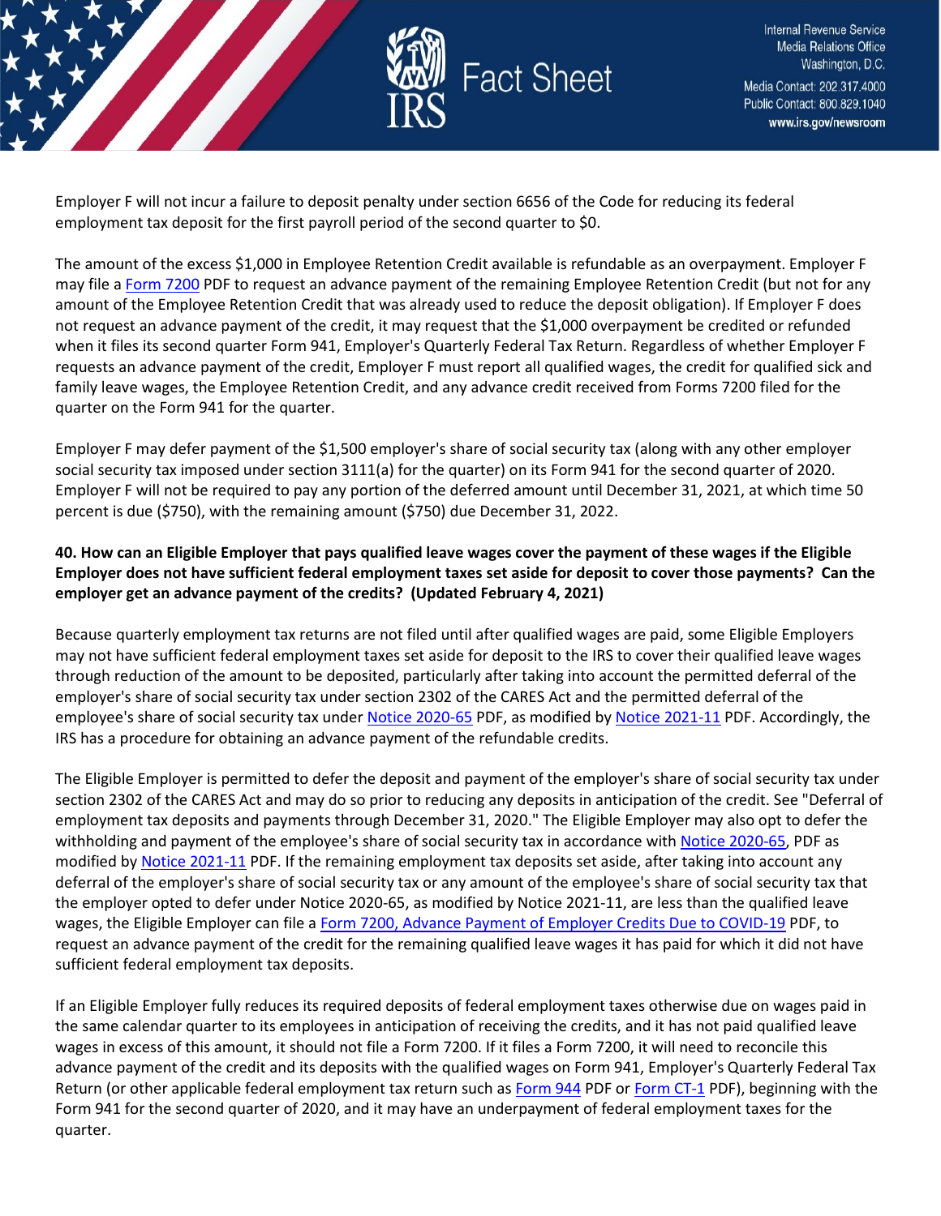Employer F will not incur a failure to deposit penalty under section 6656 of the Code for reducing its federal employment tax deposit for the first payroll period of the second quarter to $0.

The amount of the excess $1,000 in Employee Retention Credit available is refundable as an overpayment. Employer F may file a Form 7200 PDF to request an advance payment of the remaining Employee Retention Credit (but not for any amount of the Employee Retention Credit that was already used to reduce the deposit obligation). If Employer F does not request an advance payment of the credit, it may request that the $1,000 overpayment be credited or refunded when it files its second quarter Form 941, Employer's Quarterly Federal Tax Return. Regardless of whether Employer F requests an advance payment of the credit, Employer F must report all qualified wages, the credit for qualified sick and family leave wages, the Employee Retention Credit, and any advance credit received from Forms 7200 filed for the quarter on the Form 941 for the quarter.

Employer F may defer payment of the $1,500 employer's share of social security tax (along with any other employer social security tax imposed under section 3111(a) for the quarter) on its Form 941 for the second quarter of 2020. Employer F will not be required to pay any portion of the deferred amount until December 31, 2021, at which time 50 percent is due ($750), with the remaining amount ($750) due December 31, 2022.

**40. How can an Eligible Employer that pays qualified leave wages cover the payment of these wages if the Eligible Employer does not have sufficient federal employment taxes set aside for deposit to cover those payments? Can the employer get an advance payment of the credits? (Updated February 4, 2021)**

Because quarterly employment tax returns are not filed until after qualified wages are paid, some Eligible Employers may not have sufficient federal employment taxes set aside for deposit to the IRS to cover their qualified leave wages through reduction of the amount to be deposited, particularly after taking into account the permitted deferral of the employer's share of social security tax under section 2302 of the CARES Act and the permitted deferral of the employee's share of social security tax under Notice 2020-65 PDF, as modified by Notice 2021-11 PDF. Accordingly, the IRS has a procedure for obtaining an advance payment of the refundable credits.

The Eligible Employer is permitted to defer the deposit and payment of the employer's share of social security tax under section 2302 of the CARES Act and may do so prior to reducing any deposits in anticipation of the credit. See "Deferral of employment tax deposits and payments through December 31, 2020." The Eligible Employer may also opt to defer the withholding and payment of the employee's share of social security tax in accordance with Notice 2020-65, PDF as modified by Notice 2021-11 PDF. If the remaining employment tax deposits set aside, after taking into account any deferral of the employer's share of social security tax or any amount of the employee's share of social security tax that the employer opted to defer under Notice 2020-65, as modified by Notice 2021-11, are less than the qualified leave wages, the Eligible Employer can file a Form 7200, Advance Payment of Employer Credits Due to COVID-19 PDF, to request an advance payment of the credit for the remaining qualified leave wages it has paid for which it did not have sufficient federal employment tax deposits.

If an Eligible Employer fully reduces its required deposits of federal employment taxes otherwise due on wages paid in the same calendar quarter to its employees in anticipation of receiving the credits, and it has not paid qualified leave wages in excess of this amount, it should not file a Form 7200. If it files a Form 7200, it will need to reconcile this advance payment of the credit and its deposits with the qualified wages on Form 941, Employer's Quarterly Federal Tax Return (or other applicable federal employment tax return such as Form 944 PDF or Form CT-1 PDF), beginning with the Form 941 for the second quarter of 2020, and it may have an underpayment of federal employment taxes for the quarter.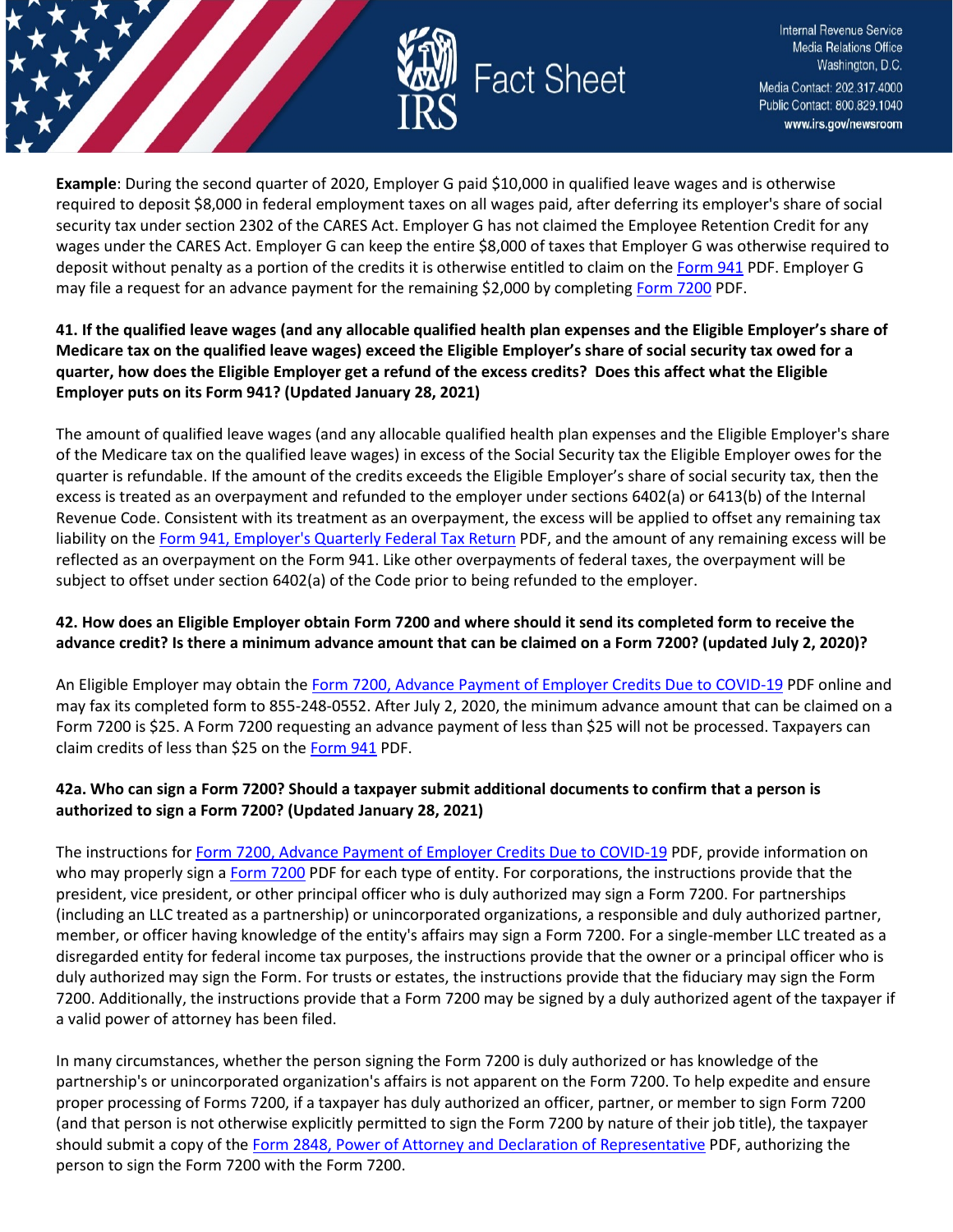**Example**: During the second quarter of 2020, Employer G paid $10,000 in qualified leave wages and is otherwise required to deposit $8,000 in federal employment taxes on all wages paid, after deferring its employer's share of social security tax under section 2302 of the CARES Act. Employer G has not claimed the Employee Retention Credit for any wages under the CARES Act. Employer G can keep the entire $8,000 of taxes that Employer G was otherwise required to deposit without penalty as a portion of the credits it is otherwise entitled to claim on the Form 941 PDF. Employer G may file a request for an advance payment for the remaining $2,000 by completing Form 7200 PDF.

**41. If the qualified leave wages (and any allocable qualified health plan expenses and the Eligible Employer's share of Medicare tax on the qualified leave wages) exceed the Eligible Employer's share of social security tax owed for a quarter, how does the Eligible Employer get a refund of the excess credits? Does this affect what the Eligible Employer puts on its Form 941? (Updated January 28, 2021)**

The amount of qualified leave wages (and any allocable qualified health plan expenses and the Eligible Employer's share of the Medicare tax on the qualified leave wages) in excess of the Social Security tax the Eligible Employer owes for the quarter is refundable. If the amount of the credits exceeds the Eligible Employer's share of social security tax, then the excess is treated as an overpayment and refunded to the employer under sections 6402(a) or 6413(b) of the Internal Revenue Code. Consistent with its treatment as an overpayment, the excess will be applied to offset any remaining tax liability on the Form 941, Employer's Quarterly Federal Tax Return PDF, and the amount of any remaining excess will be reflected as an overpayment on the Form 941. Like other overpayments of federal taxes, the overpayment will be subject to offset under section 6402(a) of the Code prior to being refunded to the employer.

**42. How does an Eligible Employer obtain Form 7200 and where should it send its completed form to receive the advance credit? Is there a minimum advance amount that can be claimed on a Form 7200? (updated July 2, 2020)?**

An Eligible Employer may obtain the Form 7200, Advance Payment of Employer Credits Due to COVID-19 PDF online and may fax its completed form to 855-248-0552. After July 2, 2020, the minimum advance amount that can be claimed on a Form 7200 is $25. A Form 7200 requesting an advance payment of less than $25 will not be processed. Taxpayers can claim credits of less than $25 on the Form 941 PDF.

**42a. Who can sign a Form 7200? Should a taxpayer submit additional documents to confirm that a person is authorized to sign a Form 7200? (Updated January 28, 2021)**

The instructions for Form 7200, Advance Payment of Employer Credits Due to COVID-19 PDF, provide information on who may properly sign a Form 7200 PDF for each type of entity. For corporations, the instructions provide that the president, vice president, or other principal officer who is duly authorized may sign a Form 7200. For partnerships (including an LLC treated as a partnership) or unincorporated organizations, a responsible and duly authorized partner, member, or officer having knowledge of the entity's affairs may sign a Form 7200. For a single-member LLC treated as a disregarded entity for federal income tax purposes, the instructions provide that the owner or a principal officer who is duly authorized may sign the Form. For trusts or estates, the instructions provide that the fiduciary may sign the Form 7200. Additionally, the instructions provide that a Form 7200 may be signed by a duly authorized agent of the taxpayer if a valid power of attorney has been filed.

In many circumstances, whether the person signing the Form 7200 is duly authorized or has knowledge of the partnership's or unincorporated organization's affairs is not apparent on the Form 7200. To help expedite and ensure proper processing of Forms 7200, if a taxpayer has duly authorized an officer, partner, or member to sign Form 7200 (and that person is not otherwise explicitly permitted to sign the Form 7200 by nature of their job title), the taxpayer should submit a copy of the Form 2848, Power of Attorney and Declaration of Representative PDF, authorizing the person to sign the Form 7200 with the Form 7200.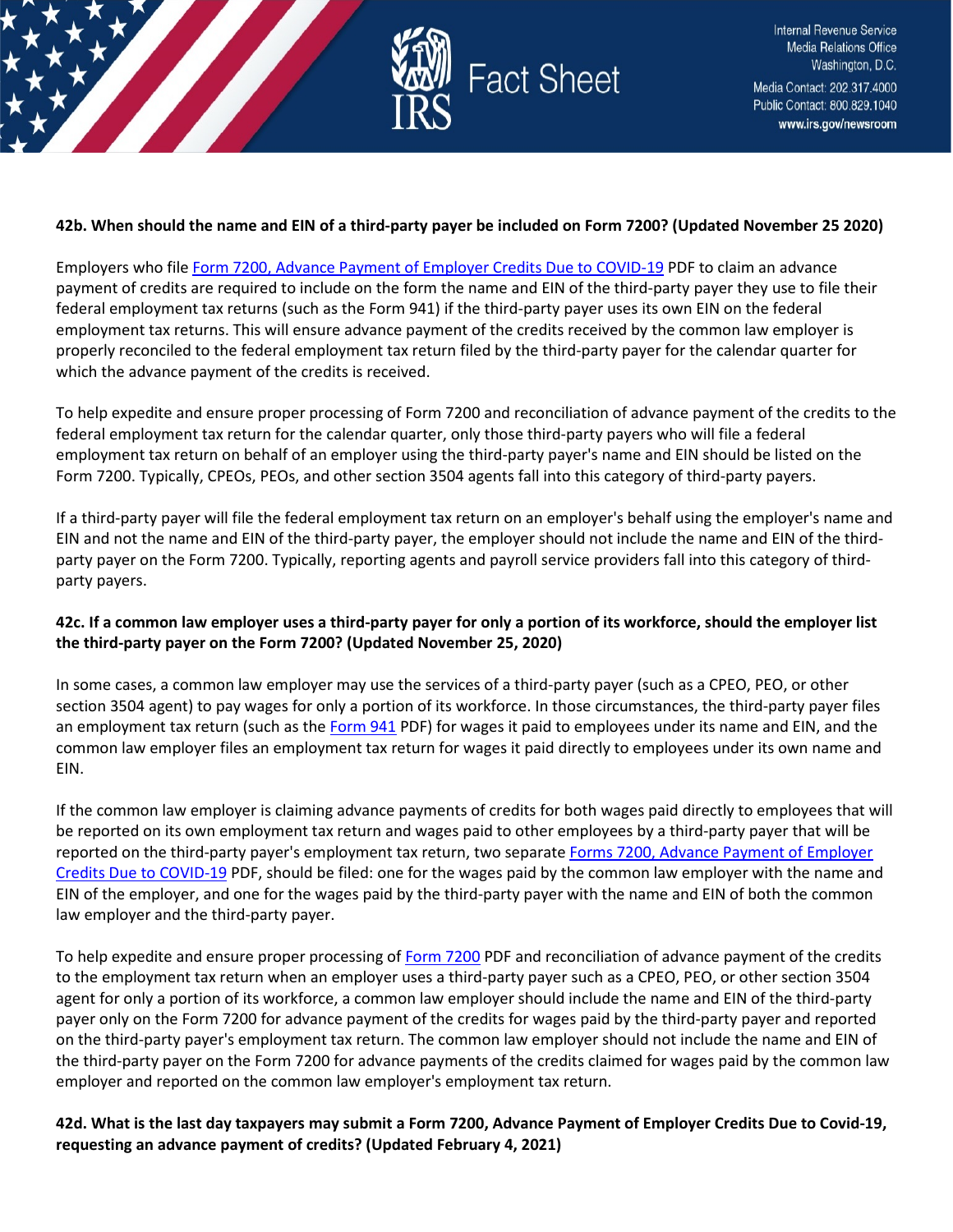**42b. When should the name and EIN of a third-party payer be included on Form 7200? (Updated November 25 2020)**

Employers who file [Form 7200, Advance Payment of Employer Credits Due to COVID-19](#) PDF to claim an advance payment of credits are required to include on the form the name and EIN of the third-party payer they use to file their federal employment tax returns (such as the Form 941) if the third-party payer uses its own EIN on the federal employment tax returns. This will ensure advance payment of the credits received by the common law employer is properly reconciled to the federal employment tax return filed by the third-party payer for the calendar quarter for which the advance payment of the credits is received.

To help expedite and ensure proper processing of Form 7200 and reconciliation of advance payment of the credits to the federal employment tax return for the calendar quarter, only those third-party payers who will file a federal employment tax return on behalf of an employer using the third-party payer's name and EIN should be listed on the Form 7200. Typically, CPEOs, PEOs, and other section 3504 agents fall into this category of third-party payers.

If a third-party payer will file the federal employment tax return on an employer's behalf using the employer's name and EIN and not the name and EIN of the third-party payer, the employer should not include the name and EIN of the third-party payer on the Form 7200. Typically, reporting agents and payroll service providers fall into this category of third-party payers.

**42c. If a common law employer uses a third-party payer for only a portion of its workforce, should the employer list the third-party payer on the Form 7200? (Updated November 25, 2020)**

In some cases, a common law employer may use the services of a third-party payer (such as a CPEO, PEO, or other section 3504 agent) to pay wages for only a portion of its workforce. In those circumstances, the third-party payer files an employment tax return (such as the [Form 941](#) PDF) for wages it paid to employees under its name and EIN, and the common law employer files an employment tax return for wages it paid directly to employees under its own name and EIN.

If the common law employer is claiming advance payments of credits for both wages paid directly to employees that will be reported on its own employment tax return and wages paid to other employees by a third-party payer that will be reported on the third-party payer's employment tax return, two separate [Forms 7200, Advance Payment of Employer Credits Due to COVID-19](#) PDF, should be filed: one for the wages paid by the common law employer with the name and EIN of the employer, and one for the wages paid by the third-party payer with the name and EIN of both the common law employer and the third-party payer.

To help expedite and ensure proper processing of [Form 7200](#) PDF and reconciliation of advance payment of the credits to the employment tax return when an employer uses a third-party payer such as a CPEO, PEO, or other section 3504 agent for only a portion of its workforce, a common law employer should include the name and EIN of the third-party payer only on the Form 7200 for advance payment of the credits for wages paid by the third-party payer and reported on the third-party payer's employment tax return. The common law employer should not include the name and EIN of the third-party payer on the Form 7200 for advance payments of the credits claimed for wages paid by the common law employer and reported on the common law employer's employment tax return.

**42d. What is the last day taxpayers may submit a Form 7200, Advance Payment of Employer Credits Due to Covid-19, requesting an advance payment of credits? (Updated February 4, 2021)**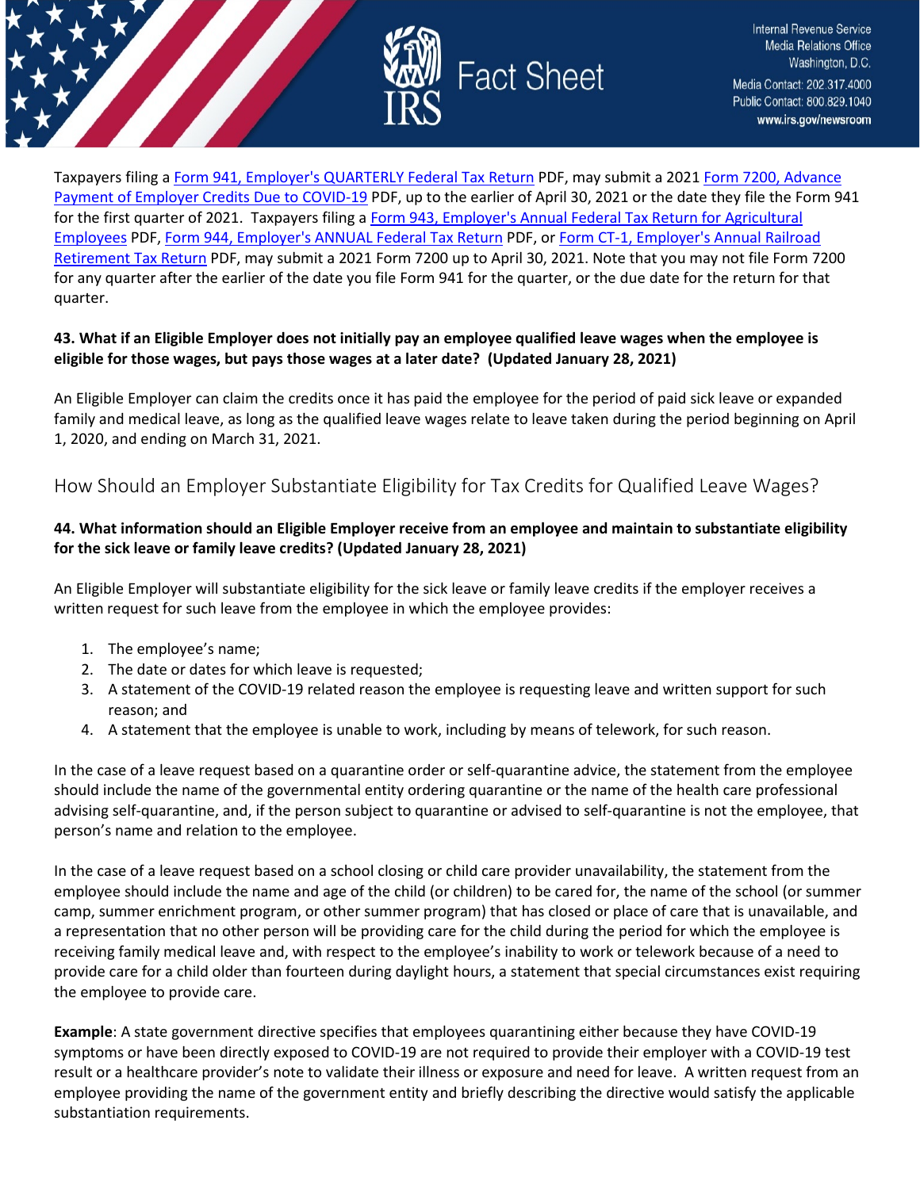Taxpayers filing a Form 941, Employer's QUARTERLY Federal Tax Return PDF, may submit a 2021 Form 7200, Advance Payment of Employer Credits Due to COVID-19 PDF, up to the earlier of April 30, 2021 or the date they file the Form 941 for the first quarter of 2021. Taxpayers filing a Form 943, Employer's Annual Federal Tax Return for Agricultural Employees PDF, Form 944, Employer's ANNUAL Federal Tax Return PDF, or Form CT-1, Employer's Annual Railroad Retirement Tax Return PDF, may submit a 2021 Form 7200 up to April 30, 2021. Note that you may not file Form 7200 for any quarter after the earlier of the date you file Form 941 for the quarter, or the due date for the return for that quarter.

**43. What if an Eligible Employer does not initially pay an employee qualified leave wages when the employee is eligible for those wages, but pays those wages at a later date? (Updated January 28, 2021)**

An Eligible Employer can claim the credits once it has paid the employee for the period of paid sick leave or expanded family and medical leave, as long as the qualified leave wages relate to leave taken during the period beginning on April 1, 2020, and ending on March 31, 2021.

## How Should an Employer Substantiate Eligibility for Tax Credits for Qualified Leave Wages?

**44. What information should an Eligible Employer receive from an employee and maintain to substantiate eligibility for the sick leave or family leave credits? (Updated January 28, 2021)**

An Eligible Employer will substantiate eligibility for the sick leave or family leave credits if the employer receives a written request for such leave from the employee in which the employee provides:

1. The employee's name;
2. The date or dates for which leave is requested;
3. A statement of the COVID-19 related reason the employee is requesting leave and written support for such reason; and
4. A statement that the employee is unable to work, including by means of telework, for such reason.

In the case of a leave request based on a quarantine order or self-quarantine advice, the statement from the employee should include the name of the governmental entity ordering quarantine or the name of the health care professional advising self-quarantine, and, if the person subject to quarantine or advised to self-quarantine is not the employee, that person's name and relation to the employee.

In the case of a leave request based on a school closing or child care provider unavailability, the statement from the employee should include the name and age of the child (or children) to be cared for, the name of the school (or summer camp, summer enrichment program, or other summer program) that has closed or place of care that is unavailable, and a representation that no other person will be providing care for the child during the period for which the employee is receiving family medical leave and, with respect to the employee's inability to work or telework because of a need to provide care for a child older than fourteen during daylight hours, a statement that special circumstances exist requiring the employee to provide care.

**Example**: A state government directive specifies that employees quarantining either because they have COVID-19 symptoms or have been directly exposed to COVID-19 are not required to provide their employer with a COVID-19 test result or a healthcare provider's note to validate their illness or exposure and need for leave. A written request from an employee providing the name of the government entity and briefly describing the directive would satisfy the applicable substantiation requirements.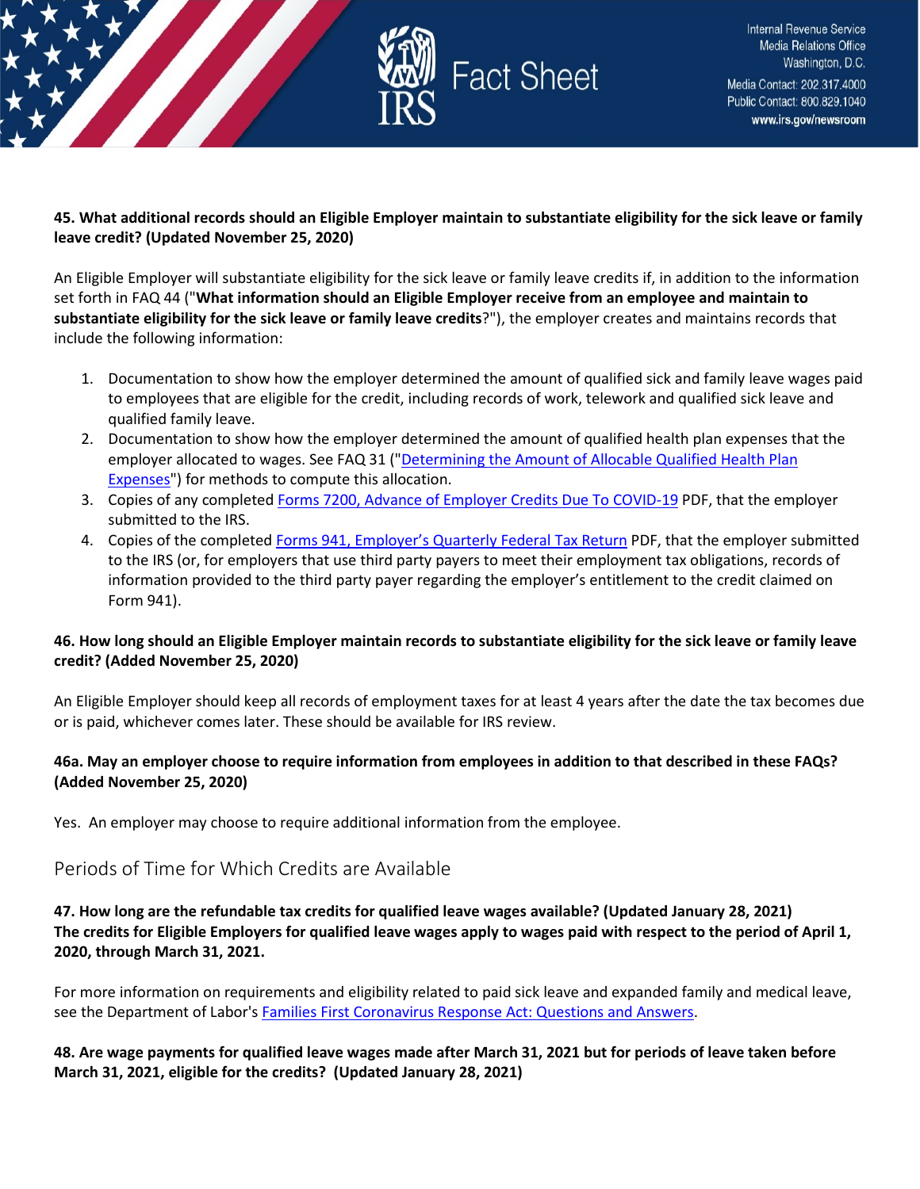**45. What additional records should an Eligible Employer maintain to substantiate eligibility for the sick leave or family leave credit? (Updated November 25, 2020)**

An Eligible Employer will substantiate eligibility for the sick leave or family leave credits if, in addition to the information set forth in FAQ 44 ("**What information should an Eligible Employer receive from an employee and maintain to substantiate eligibility for the sick leave or family leave credits**?"), the employer creates and maintains records that include the following information:

1. Documentation to show how the employer determined the amount of qualified sick and family leave wages paid to employees that are eligible for the credit, including records of work, telework and qualified sick leave and qualified family leave.
2. Documentation to show how the employer determined the amount of qualified health plan expenses that the employer allocated to wages. See FAQ 31 ("Determining the Amount of Allocable Qualified Health Plan Expenses") for methods to compute this allocation.
3. Copies of any completed Forms 7200, Advance of Employer Credits Due To COVID-19 PDF, that the employer submitted to the IRS.
4. Copies of the completed Forms 941, Employer's Quarterly Federal Tax Return PDF, that the employer submitted to the IRS (or, for employers that use third party payers to meet their employment tax obligations, records of information provided to the third party payer regarding the employer's entitlement to the credit claimed on Form 941).

**46. How long should an Eligible Employer maintain records to substantiate eligibility for the sick leave or family leave credit? (Added November 25, 2020)**

An Eligible Employer should keep all records of employment taxes for at least 4 years after the date the tax becomes due or is paid, whichever comes later. These should be available for IRS review.

**46a. May an employer choose to require information from employees in addition to that described in these FAQs? (Added November 25, 2020)**

Yes. An employer may choose to require additional information from the employee.

## Periods of Time for Which Credits are Available

**47. How long are the refundable tax credits for qualified leave wages available? (Updated January 28, 2021)**
**The credits for Eligible Employers for qualified leave wages apply to wages paid with respect to the period of April 1, 2020, through March 31, 2021.**

For more information on requirements and eligibility related to paid sick leave and expanded family and medical leave, see the Department of Labor's Families First Coronavirus Response Act: Questions and Answers.

**48. Are wage payments for qualified leave wages made after March 31, 2021 but for periods of leave taken before March 31, 2021, eligible for the credits? (Updated January 28, 2021)**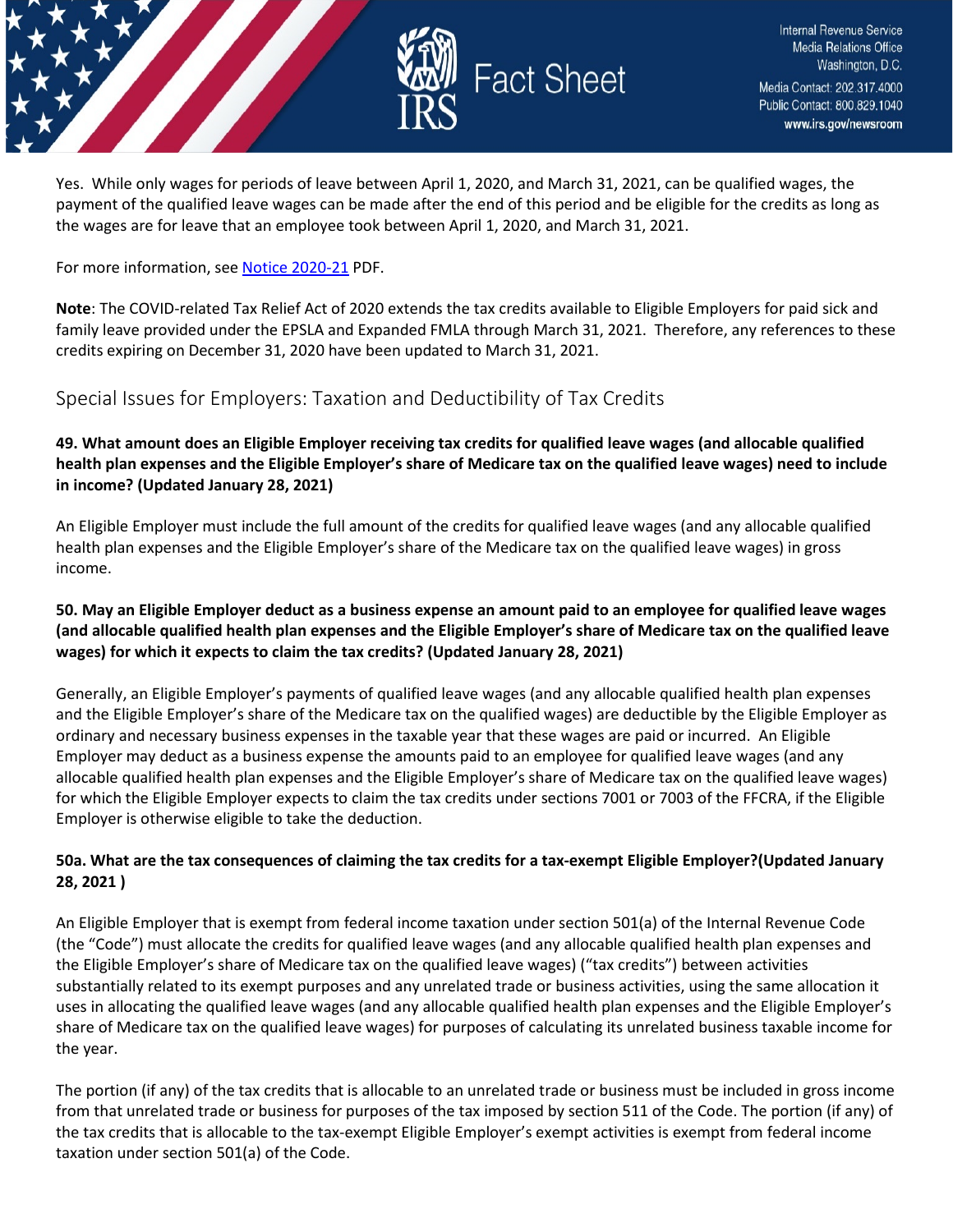Yes. While only wages for periods of leave between April 1, 2020, and March 31, 2021, can be qualified wages, the payment of the qualified leave wages can be made after the end of this period and be eligible for the credits as long as the wages are for leave that an employee took between April 1, 2020, and March 31, 2021.

For more information, see Notice 2020-21 PDF.

**Note**: The COVID-related Tax Relief Act of 2020 extends the tax credits available to Eligible Employers for paid sick and family leave provided under the EPSLA and Expanded FMLA through March 31, 2021. Therefore, any references to these credits expiring on December 31, 2020 have been updated to March 31, 2021.

## Special Issues for Employers: Taxation and Deductibility of Tax Credits

**49. What amount does an Eligible Employer receiving tax credits for qualified leave wages (and allocable qualified health plan expenses and the Eligible Employer's share of Medicare tax on the qualified leave wages) need to include in income? (Updated January 28, 2021)**

An Eligible Employer must include the full amount of the credits for qualified leave wages (and any allocable qualified health plan expenses and the Eligible Employer's share of the Medicare tax on the qualified leave wages) in gross income.

**50. May an Eligible Employer deduct as a business expense an amount paid to an employee for qualified leave wages (and allocable qualified health plan expenses and the Eligible Employer's share of Medicare tax on the qualified leave wages) for which it expects to claim the tax credits? (Updated January 28, 2021)**

Generally, an Eligible Employer's payments of qualified leave wages (and any allocable qualified health plan expenses and the Eligible Employer's share of the Medicare tax on the qualified wages) are deductible by the Eligible Employer as ordinary and necessary business expenses in the taxable year that these wages are paid or incurred. An Eligible Employer may deduct as a business expense the amounts paid to an employee for qualified leave wages (and any allocable qualified health plan expenses and the Eligible Employer's share of Medicare tax on the qualified leave wages) for which the Eligible Employer expects to claim the tax credits under sections 7001 or 7003 of the FFCRA, if the Eligible Employer is otherwise eligible to take the deduction.

**50a. What are the tax consequences of claiming the tax credits for a tax-exempt Eligible Employer?(Updated January 28, 2021 )**

An Eligible Employer that is exempt from federal income taxation under section 501(a) of the Internal Revenue Code (the "Code") must allocate the credits for qualified leave wages (and any allocable qualified health plan expenses and the Eligible Employer's share of Medicare tax on the qualified leave wages) ("tax credits") between activities substantially related to its exempt purposes and any unrelated trade or business activities, using the same allocation it uses in allocating the qualified leave wages (and any allocable qualified health plan expenses and the Eligible Employer's share of Medicare tax on the qualified leave wages) for purposes of calculating its unrelated business taxable income for the year.

The portion (if any) of the tax credits that is allocable to an unrelated trade or business must be included in gross income from that unrelated trade or business for purposes of the tax imposed by section 511 of the Code. The portion (if any) of the tax credits that is allocable to the tax-exempt Eligible Employer's exempt activities is exempt from federal income taxation under section 501(a) of the Code.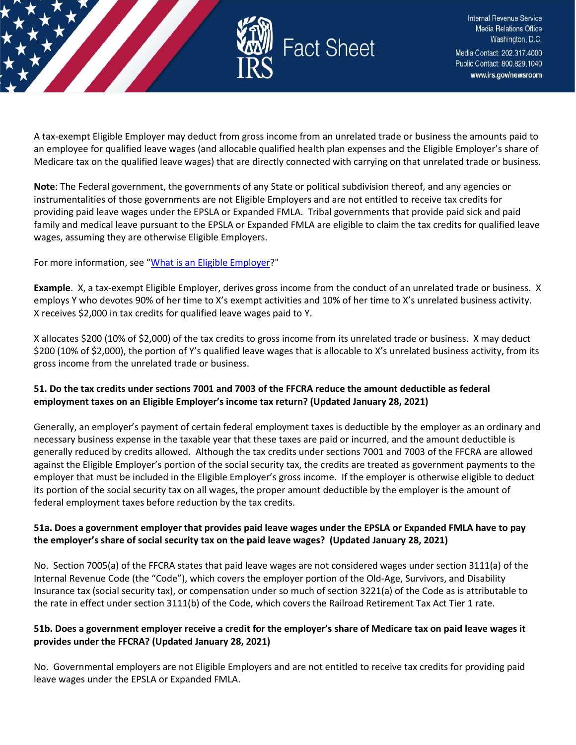A tax-exempt Eligible Employer may deduct from gross income from an unrelated trade or business the amounts paid to an employee for qualified leave wages (and allocable qualified health plan expenses and the Eligible Employer's share of Medicare tax on the qualified leave wages) that are directly connected with carrying on that unrelated trade or business.

**Note**: The Federal government, the governments of any State or political subdivision thereof, and any agencies or instrumentalities of those governments are not Eligible Employers and are not entitled to receive tax credits for providing paid leave wages under the EPSLA or Expanded FMLA. Tribal governments that provide paid sick and paid family and medical leave pursuant to the EPSLA or Expanded FMLA are eligible to claim the tax credits for qualified leave wages, assuming they are otherwise Eligible Employers.

For more information, see "What is an Eligible Employer?"

**Example**. X, a tax-exempt Eligible Employer, derives gross income from the conduct of an unrelated trade or business. X employs Y who devotes 90% of her time to X's exempt activities and 10% of her time to X's unrelated business activity. X receives $2,000 in tax credits for qualified leave wages paid to Y.

X allocates $200 (10% of $2,000) of the tax credits to gross income from its unrelated trade or business. X may deduct $200 (10% of $2,000), the portion of Y's qualified leave wages that is allocable to X's unrelated business activity, from its gross income from the unrelated trade or business.

**51. Do the tax credits under sections 7001 and 7003 of the FFCRA reduce the amount deductible as federal employment taxes on an Eligible Employer's income tax return? (Updated January 28, 2021)**

Generally, an employer's payment of certain federal employment taxes is deductible by the employer as an ordinary and necessary business expense in the taxable year that these taxes are paid or incurred, and the amount deductible is generally reduced by credits allowed. Although the tax credits under sections 7001 and 7003 of the FFCRA are allowed against the Eligible Employer's portion of the social security tax, the credits are treated as government payments to the employer that must be included in the Eligible Employer's gross income. If the employer is otherwise eligible to deduct its portion of the social security tax on all wages, the proper amount deductible by the employer is the amount of federal employment taxes before reduction by the tax credits.

**51a. Does a government employer that provides paid leave wages under the EPSLA or Expanded FMLA have to pay the employer's share of social security tax on the paid leave wages? (Updated January 28, 2021)**

No. Section 7005(a) of the FFCRA states that paid leave wages are not considered wages under section 3111(a) of the Internal Revenue Code (the "Code"), which covers the employer portion of the Old-Age, Survivors, and Disability Insurance tax (social security tax), or compensation under so much of section 3221(a) of the Code as is attributable to the rate in effect under section 3111(b) of the Code, which covers the Railroad Retirement Tax Act Tier 1 rate.

**51b. Does a government employer receive a credit for the employer's share of Medicare tax on paid leave wages it provides under the FFCRA? (Updated January 28, 2021)**

No. Governmental employers are not Eligible Employers and are not entitled to receive tax credits for providing paid leave wages under the EPSLA or Expanded FMLA.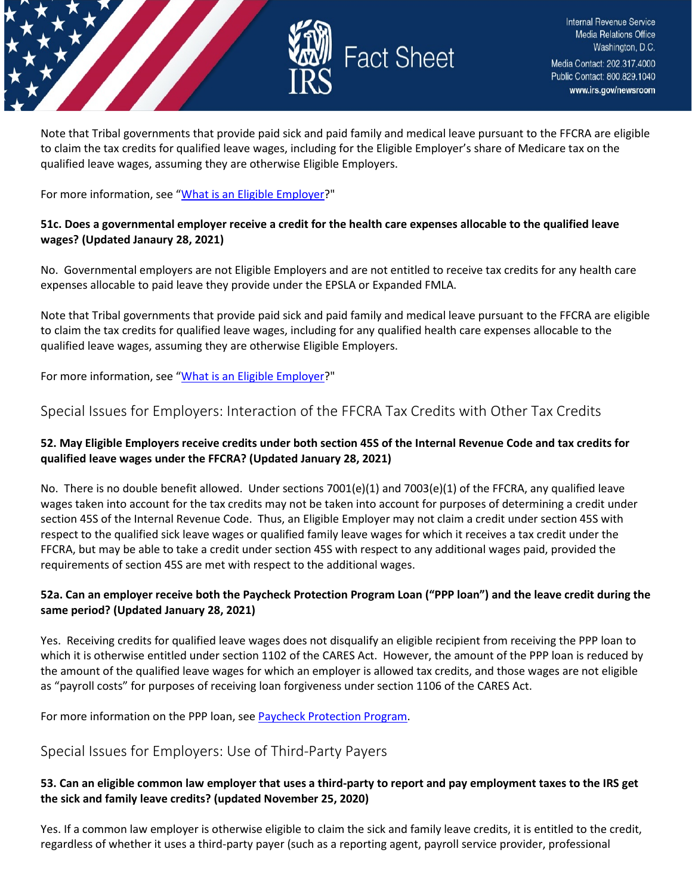Note that Tribal governments that provide paid sick and paid family and medical leave pursuant to the FFCRA are eligible to claim the tax credits for qualified leave wages, including for the Eligible Employer's share of Medicare tax on the qualified leave wages, assuming they are otherwise Eligible Employers.

For more information, see "What is an Eligible Employer?"

**51c. Does a governmental employer receive a credit for the health care expenses allocable to the qualified leave wages? (Updated Janaury 28, 2021)**

No. Governmental employers are not Eligible Employers and are not entitled to receive tax credits for any health care expenses allocable to paid leave they provide under the EPSLA or Expanded FMLA.

Note that Tribal governments that provide paid sick and paid family and medical leave pursuant to the FFCRA are eligible to claim the tax credits for qualified leave wages, including for any qualified health care expenses allocable to the qualified leave wages, assuming they are otherwise Eligible Employers.

For more information, see "What is an Eligible Employer?"

## Special Issues for Employers: Interaction of the FFCRA Tax Credits with Other Tax Credits

**52. May Eligible Employers receive credits under both section 45S of the Internal Revenue Code and tax credits for qualified leave wages under the FFCRA? (Updated January 28, 2021)**

No. There is no double benefit allowed. Under sections 7001(e)(1) and 7003(e)(1) of the FFCRA, any qualified leave wages taken into account for the tax credits may not be taken into account for purposes of determining a credit under section 45S of the Internal Revenue Code. Thus, an Eligible Employer may not claim a credit under section 45S with respect to the qualified sick leave wages or qualified family leave wages for which it receives a tax credit under the FFCRA, but may be able to take a credit under section 45S with respect to any additional wages paid, provided the requirements of section 45S are met with respect to the additional wages.

**52a. Can an employer receive both the Paycheck Protection Program Loan ("PPP loan") and the leave credit during the same period? (Updated January 28, 2021)**

Yes. Receiving credits for qualified leave wages does not disqualify an eligible recipient from receiving the PPP loan to which it is otherwise entitled under section 1102 of the CARES Act. However, the amount of the PPP loan is reduced by the amount of the qualified leave wages for which an employer is allowed tax credits, and those wages are not eligible as "payroll costs" for purposes of receiving loan forgiveness under section 1106 of the CARES Act.

For more information on the PPP loan, see Paycheck Protection Program.

## Special Issues for Employers: Use of Third-Party Payers

**53. Can an eligible common law employer that uses a third-party to report and pay employment taxes to the IRS get the sick and family leave credits? (updated November 25, 2020)**

Yes. If a common law employer is otherwise eligible to claim the sick and family leave credits, it is entitled to the credit, regardless of whether it uses a third-party payer (such as a reporting agent, payroll service provider, professional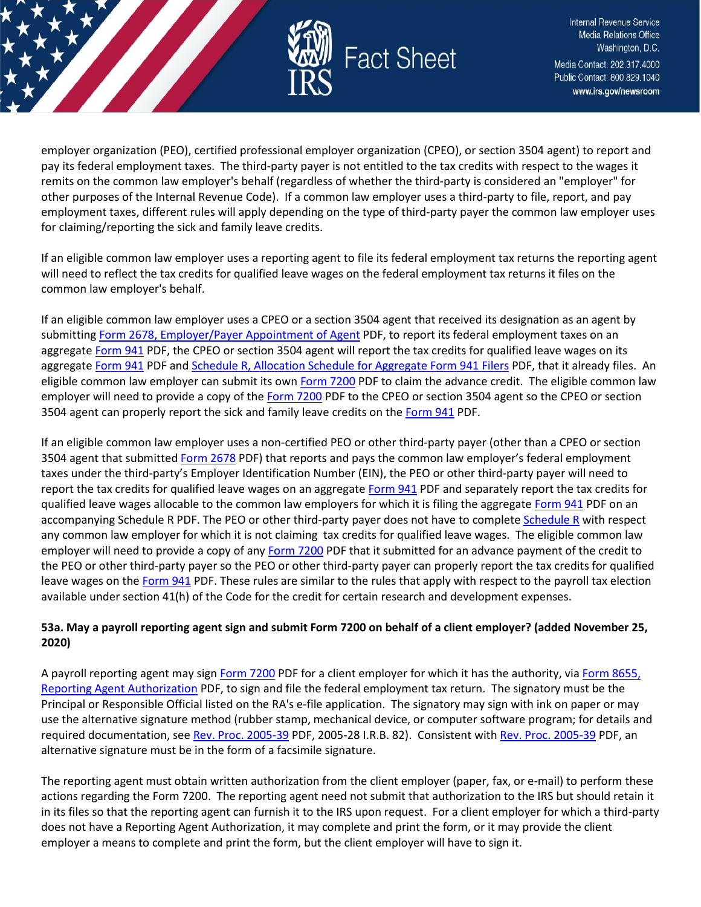employer organization (PEO), certified professional employer organization (CPEO), or section 3504 agent) to report and pay its federal employment taxes. The third-party payer is not entitled to the tax credits with respect to the wages it remits on the common law employer's behalf (regardless of whether the third-party is considered an "employer" for other purposes of the Internal Revenue Code). If a common law employer uses a third-party to file, report, and pay employment taxes, different rules will apply depending on the type of third-party payer the common law employer uses for claiming/reporting the sick and family leave credits.

If an eligible common law employer uses a reporting agent to file its federal employment tax returns the reporting agent will need to reflect the tax credits for qualified leave wages on the federal employment tax returns it files on the common law employer's behalf.

If an eligible common law employer uses a CPEO or a section 3504 agent that received its designation as an agent by submitting Form 2678, Employer/Payer Appointment of Agent PDF, to report its federal employment taxes on an aggregate Form 941 PDF, the CPEO or section 3504 agent will report the tax credits for qualified leave wages on its aggregate Form 941 PDF and Schedule R, Allocation Schedule for Aggregate Form 941 Filers PDF, that it already files. An eligible common law employer can submit its own Form 7200 PDF to claim the advance credit. The eligible common law employer will need to provide a copy of the Form 7200 PDF to the CPEO or section 3504 agent so the CPEO or section 3504 agent can properly report the sick and family leave credits on the Form 941 PDF.

If an eligible common law employer uses a non-certified PEO or other third-party payer (other than a CPEO or section 3504 agent that submitted Form 2678 PDF) that reports and pays the common law employer's federal employment taxes under the third-party's Employer Identification Number (EIN), the PEO or other third-party payer will need to report the tax credits for qualified leave wages on an aggregate Form 941 PDF and separately report the tax credits for qualified leave wages allocable to the common law employers for which it is filing the aggregate Form 941 PDF on an accompanying Schedule R PDF. The PEO or other third-party payer does not have to complete Schedule R with respect any common law employer for which it is not claiming tax credits for qualified leave wages. The eligible common law employer will need to provide a copy of any Form 7200 PDF that it submitted for an advance payment of the credit to the PEO or other third-party payer so the PEO or other third-party payer can properly report the tax credits for qualified leave wages on the Form 941 PDF. These rules are similar to the rules that apply with respect to the payroll tax election available under section 41(h) of the Code for the credit for certain research and development expenses.

**53a. May a payroll reporting agent sign and submit Form 7200 on behalf of a client employer? (added November 25, 2020)**

A payroll reporting agent may sign Form 7200 PDF for a client employer for which it has the authority, via Form 8655, Reporting Agent Authorization PDF, to sign and file the federal employment tax return. The signatory must be the Principal or Responsible Official listed on the RA's e-file application. The signatory may sign with ink on paper or may use the alternative signature method (rubber stamp, mechanical device, or computer software program; for details and required documentation, see Rev. Proc. 2005-39 PDF, 2005-28 I.R.B. 82). Consistent with Rev. Proc. 2005-39 PDF, an alternative signature must be in the form of a facsimile signature.

The reporting agent must obtain written authorization from the client employer (paper, fax, or e-mail) to perform these actions regarding the Form 7200. The reporting agent need not submit that authorization to the IRS but should retain it in its files so that the reporting agent can furnish it to the IRS upon request. For a client employer for which a third-party does not have a Reporting Agent Authorization, it may complete and print the form, or it may provide the client employer a means to complete and print the form, but the client employer will have to sign it.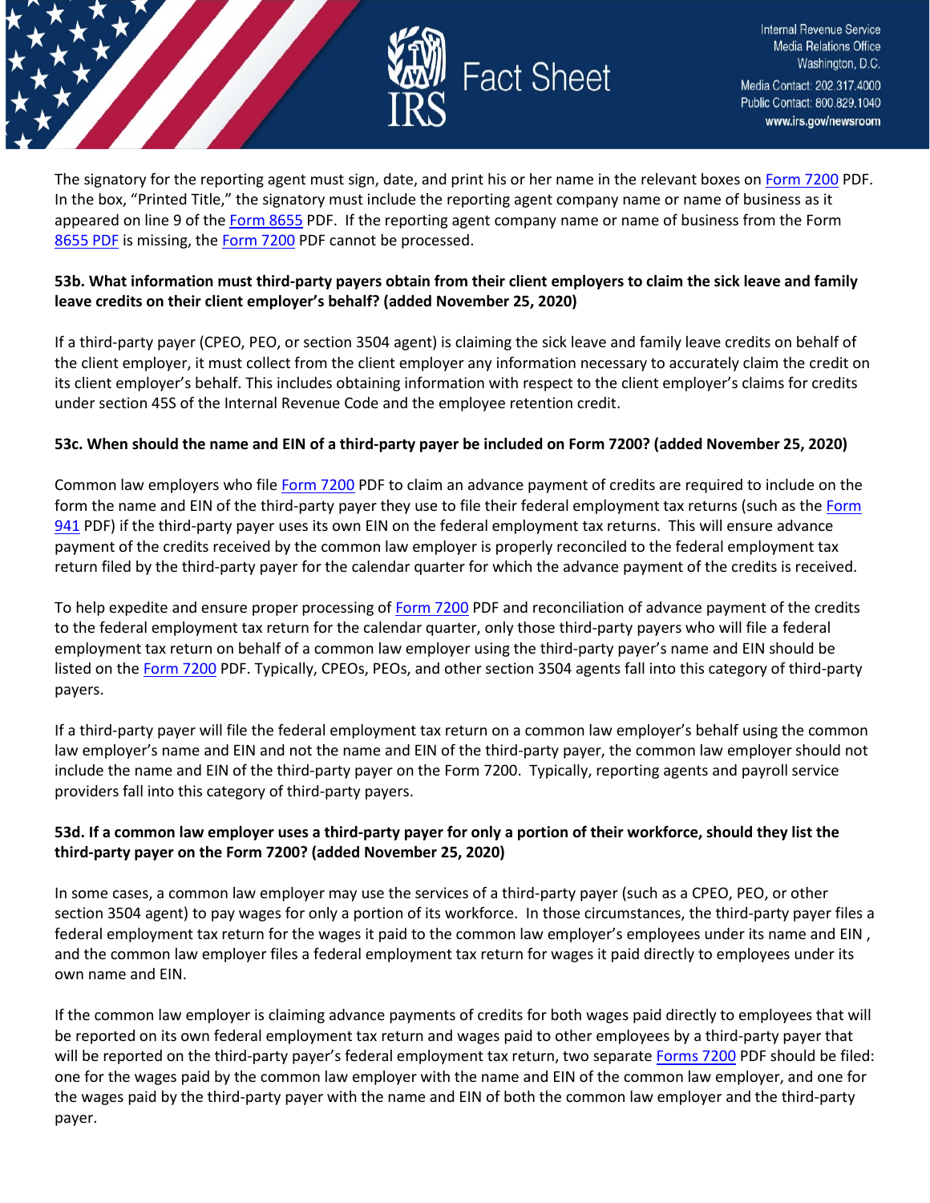The signatory for the reporting agent must sign, date, and print his or her name in the relevant boxes on Form 7200 PDF. In the box, "Printed Title," the signatory must include the reporting agent company name or name of business as it appeared on line 9 of the Form 8655 PDF. If the reporting agent company name or name of business from the Form 8655 PDF is missing, the Form 7200 PDF cannot be processed.

**53b. What information must third-party payers obtain from their client employers to claim the sick leave and family leave credits on their client employer's behalf? (added November 25, 2020)**

If a third-party payer (CPEO, PEO, or section 3504 agent) is claiming the sick leave and family leave credits on behalf of the client employer, it must collect from the client employer any information necessary to accurately claim the credit on its client employer's behalf. This includes obtaining information with respect to the client employer's claims for credits under section 45S of the Internal Revenue Code and the employee retention credit.

**53c. When should the name and EIN of a third-party payer be included on Form 7200? (added November 25, 2020)**

Common law employers who file Form 7200 PDF to claim an advance payment of credits are required to include on the form the name and EIN of the third-party payer they use to file their federal employment tax returns (such as the Form 941 PDF) if the third-party payer uses its own EIN on the federal employment tax returns. This will ensure advance payment of the credits received by the common law employer is properly reconciled to the federal employment tax return filed by the third-party payer for the calendar quarter for which the advance payment of the credits is received.

To help expedite and ensure proper processing of Form 7200 PDF and reconciliation of advance payment of the credits to the federal employment tax return for the calendar quarter, only those third-party payers who will file a federal employment tax return on behalf of a common law employer using the third-party payer's name and EIN should be listed on the Form 7200 PDF. Typically, CPEOs, PEOs, and other section 3504 agents fall into this category of third-party payers.

If a third-party payer will file the federal employment tax return on a common law employer's behalf using the common law employer's name and EIN and not the name and EIN of the third-party payer, the common law employer should not include the name and EIN of the third-party payer on the Form 7200. Typically, reporting agents and payroll service providers fall into this category of third-party payers.

**53d. If a common law employer uses a third-party payer for only a portion of their workforce, should they list the third-party payer on the Form 7200? (added November 25, 2020)**

In some cases, a common law employer may use the services of a third-party payer (such as a CPEO, PEO, or other section 3504 agent) to pay wages for only a portion of its workforce. In those circumstances, the third-party payer files a federal employment tax return for the wages it paid to the common law employer's employees under its name and EIN , and the common law employer files a federal employment tax return for wages it paid directly to employees under its own name and EIN.

If the common law employer is claiming advance payments of credits for both wages paid directly to employees that will be reported on its own federal employment tax return and wages paid to other employees by a third-party payer that will be reported on the third-party payer's federal employment tax return, two separate Forms 7200 PDF should be filed: one for the wages paid by the common law employer with the name and EIN of the common law employer, and one for the wages paid by the third-party payer with the name and EIN of both the common law employer and the third-party payer.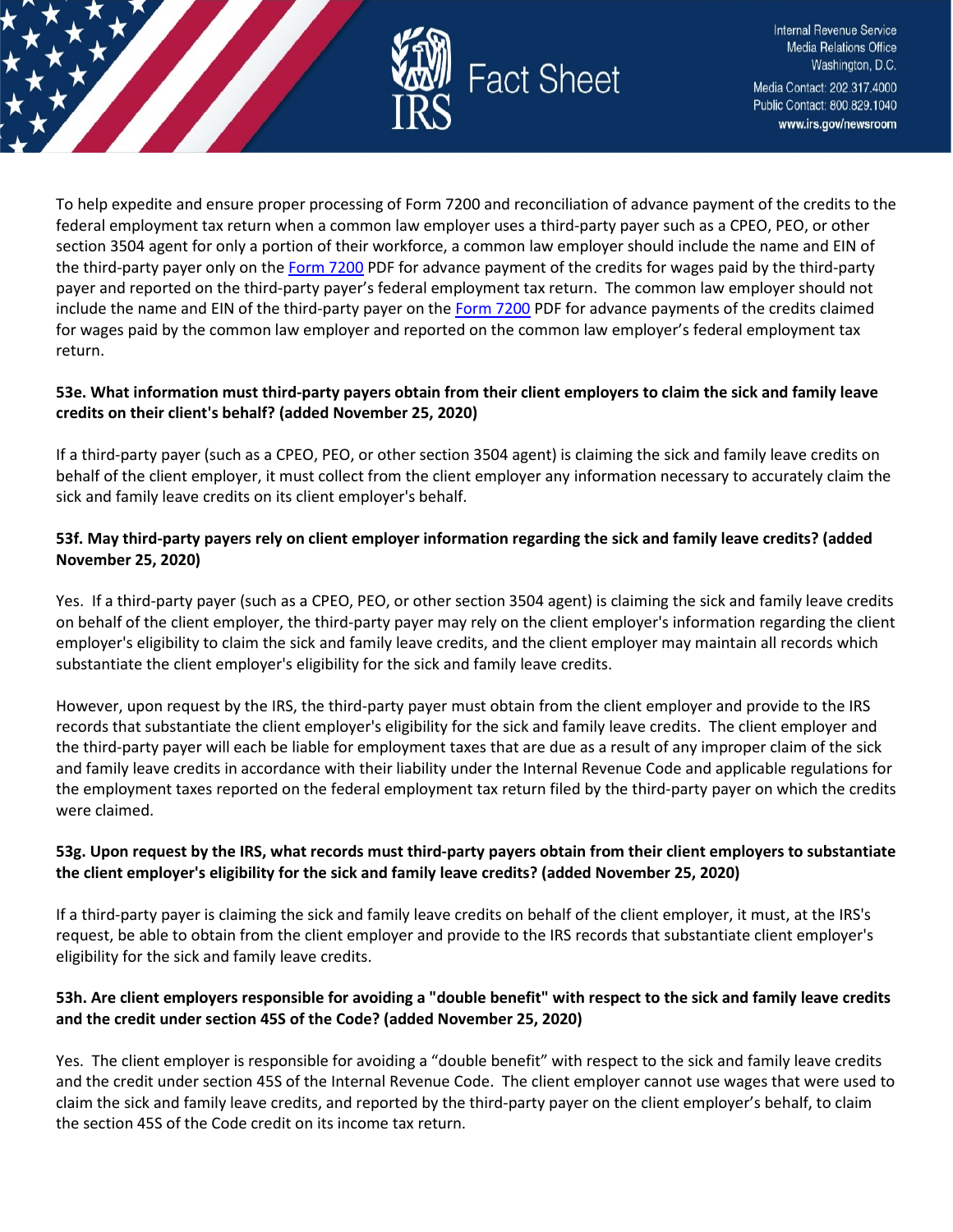To help expedite and ensure proper processing of Form 7200 and reconciliation of advance payment of the credits to the federal employment tax return when a common law employer uses a third-party payer such as a CPEO, PEO, or other section 3504 agent for only a portion of their workforce, a common law employer should include the name and EIN of the third-party payer only on the Form 7200 PDF for advance payment of the credits for wages paid by the third-party payer and reported on the third-party payer's federal employment tax return. The common law employer should not include the name and EIN of the third-party payer on the Form 7200 PDF for advance payments of the credits claimed for wages paid by the common law employer and reported on the common law employer's federal employment tax return.

**53e. What information must third-party payers obtain from their client employers to claim the sick and family leave credits on their client's behalf? (added November 25, 2020)**

If a third-party payer (such as a CPEO, PEO, or other section 3504 agent) is claiming the sick and family leave credits on behalf of the client employer, it must collect from the client employer any information necessary to accurately claim the sick and family leave credits on its client employer's behalf.

**53f. May third-party payers rely on client employer information regarding the sick and family leave credits? (added November 25, 2020)**

Yes. If a third-party payer (such as a CPEO, PEO, or other section 3504 agent) is claiming the sick and family leave credits on behalf of the client employer, the third-party payer may rely on the client employer's information regarding the client employer's eligibility to claim the sick and family leave credits, and the client employer may maintain all records which substantiate the client employer's eligibility for the sick and family leave credits.

However, upon request by the IRS, the third-party payer must obtain from the client employer and provide to the IRS records that substantiate the client employer's eligibility for the sick and family leave credits. The client employer and the third-party payer will each be liable for employment taxes that are due as a result of any improper claim of the sick and family leave credits in accordance with their liability under the Internal Revenue Code and applicable regulations for the employment taxes reported on the federal employment tax return filed by the third-party payer on which the credits were claimed.

**53g. Upon request by the IRS, what records must third-party payers obtain from their client employers to substantiate the client employer's eligibility for the sick and family leave credits? (added November 25, 2020)**

If a third-party payer is claiming the sick and family leave credits on behalf of the client employer, it must, at the IRS's request, be able to obtain from the client employer and provide to the IRS records that substantiate client employer's eligibility for the sick and family leave credits.

**53h. Are client employers responsible for avoiding a "double benefit" with respect to the sick and family leave credits and the credit under section 45S of the Code? (added November 25, 2020)**

Yes. The client employer is responsible for avoiding a "double benefit" with respect to the sick and family leave credits and the credit under section 45S of the Internal Revenue Code. The client employer cannot use wages that were used to claim the sick and family leave credits, and reported by the third-party payer on the client employer's behalf, to claim the section 45S of the Code credit on its income tax return.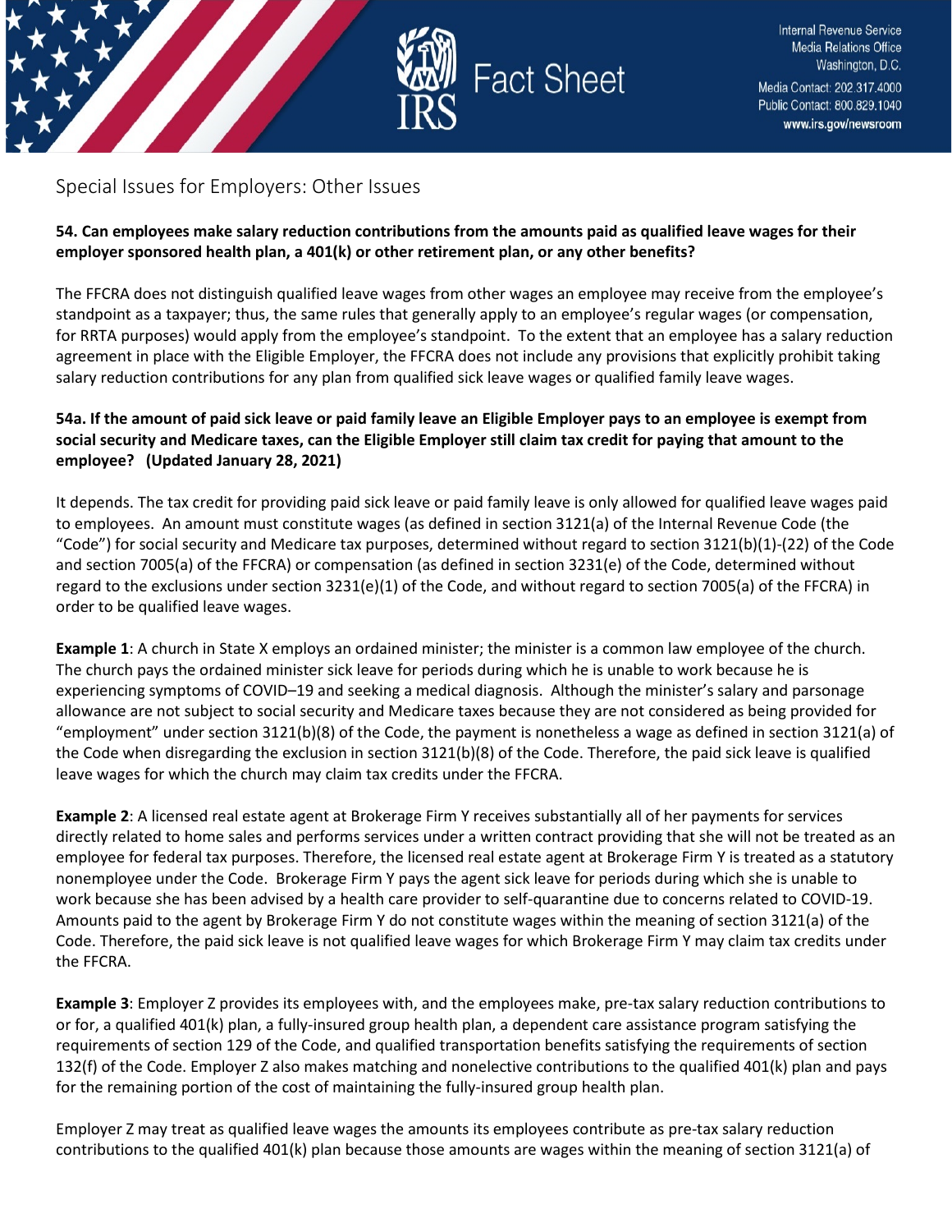## Special Issues for Employers: Other Issues

**54. Can employees make salary reduction contributions from the amounts paid as qualified leave wages for their employer sponsored health plan, a 401(k) or other retirement plan, or any other benefits?**

The FFCRA does not distinguish qualified leave wages from other wages an employee may receive from the employee's standpoint as a taxpayer; thus, the same rules that generally apply to an employee's regular wages (or compensation, for RRTA purposes) would apply from the employee's standpoint. To the extent that an employee has a salary reduction agreement in place with the Eligible Employer, the FFCRA does not include any provisions that explicitly prohibit taking salary reduction contributions for any plan from qualified sick leave wages or qualified family leave wages.

**54a. If the amount of paid sick leave or paid family leave an Eligible Employer pays to an employee is exempt from social security and Medicare taxes, can the Eligible Employer still claim tax credit for paying that amount to the employee? (Updated January 28, 2021)**

It depends. The tax credit for providing paid sick leave or paid family leave is only allowed for qualified leave wages paid to employees. An amount must constitute wages (as defined in section 3121(a) of the Internal Revenue Code (the "Code") for social security and Medicare tax purposes, determined without regard to section 3121(b)(1)-(22) of the Code and section 7005(a) of the FFCRA) or compensation (as defined in section 3231(e) of the Code, determined without regard to the exclusions under section 3231(e)(1) of the Code, and without regard to section 7005(a) of the FFCRA) in order to be qualified leave wages.

**Example 1**: A church in State X employs an ordained minister; the minister is a common law employee of the church. The church pays the ordained minister sick leave for periods during which he is unable to work because he is experiencing symptoms of COVID–19 and seeking a medical diagnosis. Although the minister's salary and parsonage allowance are not subject to social security and Medicare taxes because they are not considered as being provided for "employment" under section 3121(b)(8) of the Code, the payment is nonetheless a wage as defined in section 3121(a) of the Code when disregarding the exclusion in section 3121(b)(8) of the Code. Therefore, the paid sick leave is qualified leave wages for which the church may claim tax credits under the FFCRA.

**Example 2**: A licensed real estate agent at Brokerage Firm Y receives substantially all of her payments for services directly related to home sales and performs services under a written contract providing that she will not be treated as an employee for federal tax purposes. Therefore, the licensed real estate agent at Brokerage Firm Y is treated as a statutory nonemployee under the Code. Brokerage Firm Y pays the agent sick leave for periods during which she is unable to work because she has been advised by a health care provider to self-quarantine due to concerns related to COVID-19. Amounts paid to the agent by Brokerage Firm Y do not constitute wages within the meaning of section 3121(a) of the Code. Therefore, the paid sick leave is not qualified leave wages for which Brokerage Firm Y may claim tax credits under the FFCRA.

**Example 3**: Employer Z provides its employees with, and the employees make, pre-tax salary reduction contributions to or for, a qualified 401(k) plan, a fully-insured group health plan, a dependent care assistance program satisfying the requirements of section 129 of the Code, and qualified transportation benefits satisfying the requirements of section 132(f) of the Code. Employer Z also makes matching and nonelective contributions to the qualified 401(k) plan and pays for the remaining portion of the cost of maintaining the fully-insured group health plan.

Employer Z may treat as qualified leave wages the amounts its employees contribute as pre-tax salary reduction contributions to the qualified 401(k) plan because those amounts are wages within the meaning of section 3121(a) of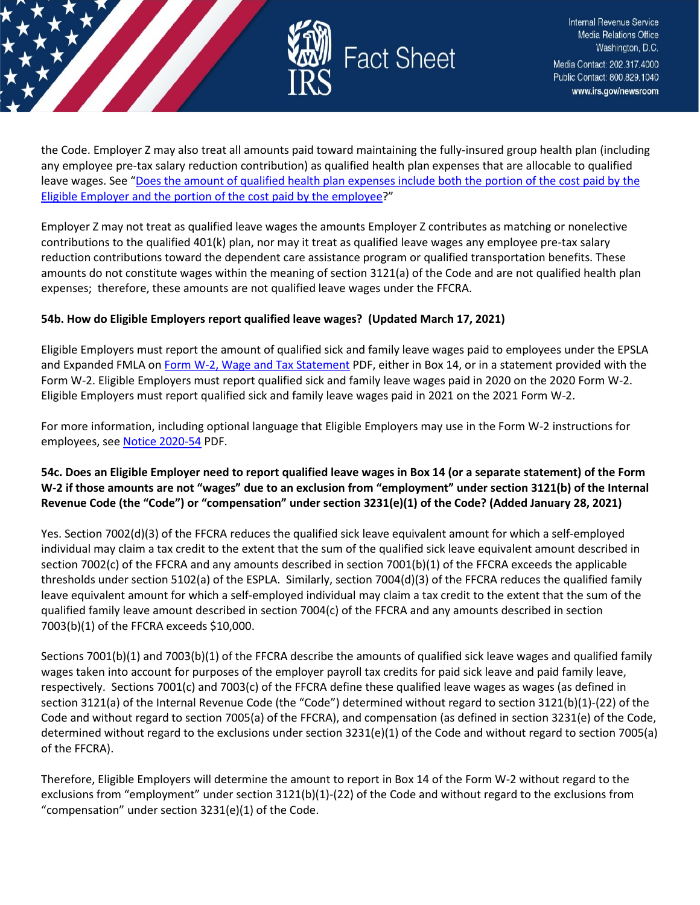the Code. Employer Z may also treat all amounts paid toward maintaining the fully-insured group health plan (including any employee pre-tax salary reduction contribution) as qualified health plan expenses that are allocable to qualified leave wages. See "Does the amount of qualified health plan expenses include both the portion of the cost paid by the Eligible Employer and the portion of the cost paid by the employee?"

Employer Z may not treat as qualified leave wages the amounts Employer Z contributes as matching or nonelective contributions to the qualified 401(k) plan, nor may it treat as qualified leave wages any employee pre-tax salary reduction contributions toward the dependent care assistance program or qualified transportation benefits. These amounts do not constitute wages within the meaning of section 3121(a) of the Code and are not qualified health plan expenses; therefore, these amounts are not qualified leave wages under the FFCRA.

**54b. How do Eligible Employers report qualified leave wages? (Updated March 17, 2021)**

Eligible Employers must report the amount of qualified sick and family leave wages paid to employees under the EPSLA and Expanded FMLA on Form W-2, Wage and Tax Statement PDF, either in Box 14, or in a statement provided with the Form W-2. Eligible Employers must report qualified sick and family leave wages paid in 2020 on the 2020 Form W-2. Eligible Employers must report qualified sick and family leave wages paid in 2021 on the 2021 Form W-2.

For more information, including optional language that Eligible Employers may use in the Form W-2 instructions for employees, see Notice 2020-54 PDF.

**54c. Does an Eligible Employer need to report qualified leave wages in Box 14 (or a separate statement) of the Form W-2 if those amounts are not "wages" due to an exclusion from "employment" under section 3121(b) of the Internal Revenue Code (the "Code") or "compensation" under section 3231(e)(1) of the Code? (Added January 28, 2021)**

Yes. Section 7002(d)(3) of the FFCRA reduces the qualified sick leave equivalent amount for which a self-employed individual may claim a tax credit to the extent that the sum of the qualified sick leave equivalent amount described in section 7002(c) of the FFCRA and any amounts described in section 7001(b)(1) of the FFCRA exceeds the applicable thresholds under section 5102(a) of the ESPLA. Similarly, section 7004(d)(3) of the FFCRA reduces the qualified family leave equivalent amount for which a self-employed individual may claim a tax credit to the extent that the sum of the qualified family leave amount described in section 7004(c) of the FFCRA and any amounts described in section 7003(b)(1) of the FFCRA exceeds $10,000.

Sections 7001(b)(1) and 7003(b)(1) of the FFCRA describe the amounts of qualified sick leave wages and qualified family wages taken into account for purposes of the employer payroll tax credits for paid sick leave and paid family leave, respectively. Sections 7001(c) and 7003(c) of the FFCRA define these qualified leave wages as wages (as defined in section 3121(a) of the Internal Revenue Code (the "Code") determined without regard to section 3121(b)(1)-(22) of the Code and without regard to section 7005(a) of the FFCRA), and compensation (as defined in section 3231(e) of the Code, determined without regard to the exclusions under section 3231(e)(1) of the Code and without regard to section 7005(a) of the FFCRA).

Therefore, Eligible Employers will determine the amount to report in Box 14 of the Form W-2 without regard to the exclusions from "employment" under section 3121(b)(1)-(22) of the Code and without regard to the exclusions from "compensation" under section 3231(e)(1) of the Code.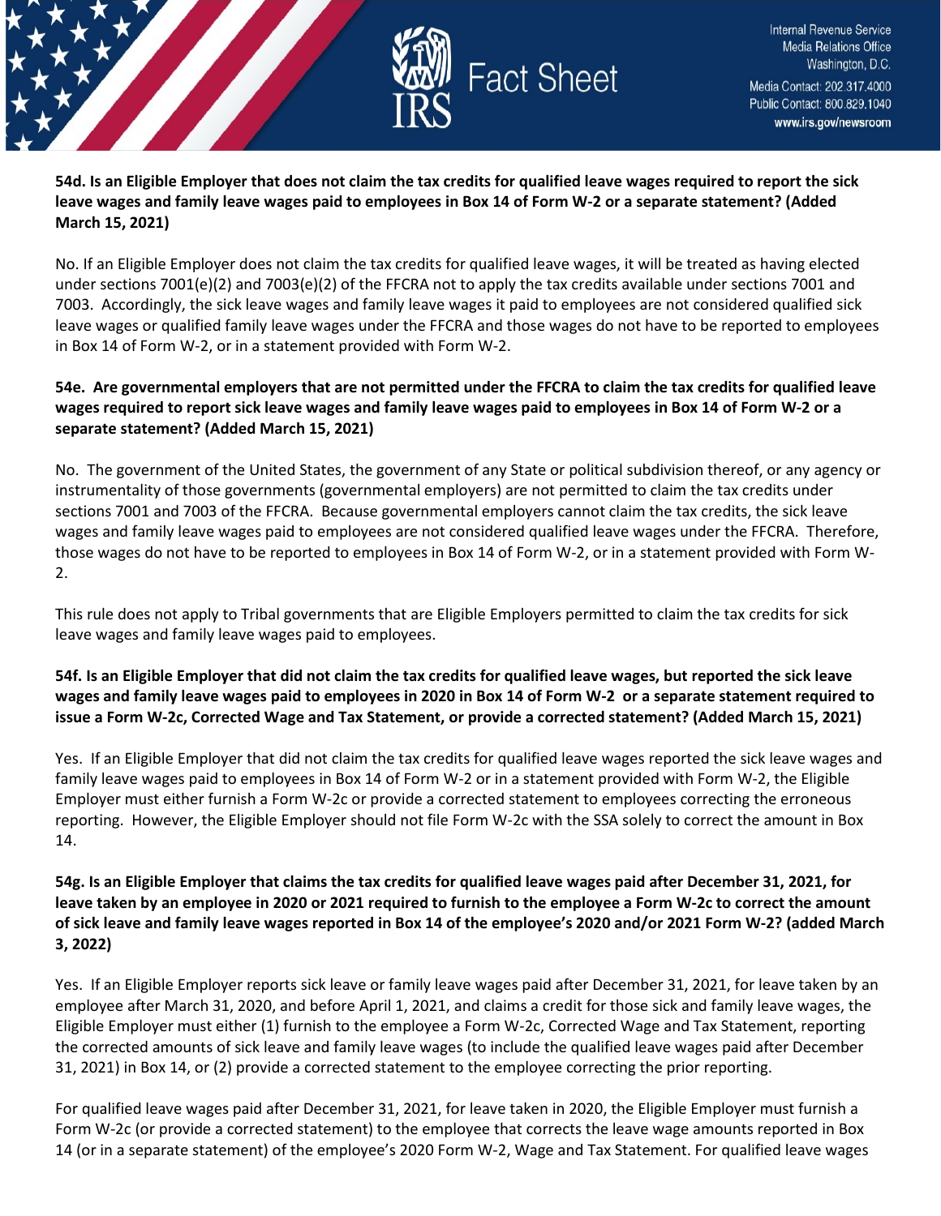**54d. Is an Eligible Employer that does not claim the tax credits for qualified leave wages required to report the sick leave wages and family leave wages paid to employees in Box 14 of Form W-2 or a separate statement? (Added March 15, 2021)**

No. If an Eligible Employer does not claim the tax credits for qualified leave wages, it will be treated as having elected under sections 7001(e)(2) and 7003(e)(2) of the FFCRA not to apply the tax credits available under sections 7001 and 7003. Accordingly, the sick leave wages and family leave wages it paid to employees are not considered qualified sick leave wages or qualified family leave wages under the FFCRA and those wages do not have to be reported to employees in Box 14 of Form W-2, or in a statement provided with Form W-2.

**54e. Are governmental employers that are not permitted under the FFCRA to claim the tax credits for qualified leave wages required to report sick leave wages and family leave wages paid to employees in Box 14 of Form W-2 or a separate statement? (Added March 15, 2021)**

No. The government of the United States, the government of any State or political subdivision thereof, or any agency or instrumentality of those governments (governmental employers) are not permitted to claim the tax credits under sections 7001 and 7003 of the FFCRA. Because governmental employers cannot claim the tax credits, the sick leave wages and family leave wages paid to employees are not considered qualified leave wages under the FFCRA. Therefore, those wages do not have to be reported to employees in Box 14 of Form W-2, or in a statement provided with Form W-2.

This rule does not apply to Tribal governments that are Eligible Employers permitted to claim the tax credits for sick leave wages and family leave wages paid to employees.

**54f. Is an Eligible Employer that did not claim the tax credits for qualified leave wages, but reported the sick leave wages and family leave wages paid to employees in 2020 in Box 14 of Form W-2 or a separate statement required to issue a Form W-2c, Corrected Wage and Tax Statement, or provide a corrected statement? (Added March 15, 2021)**

Yes. If an Eligible Employer that did not claim the tax credits for qualified leave wages reported the sick leave wages and family leave wages paid to employees in Box 14 of Form W-2 or in a statement provided with Form W-2, the Eligible Employer must either furnish a Form W-2c or provide a corrected statement to employees correcting the erroneous reporting. However, the Eligible Employer should not file Form W-2c with the SSA solely to correct the amount in Box 14.

**54g. Is an Eligible Employer that claims the tax credits for qualified leave wages paid after December 31, 2021, for leave taken by an employee in 2020 or 2021 required to furnish to the employee a Form W-2c to correct the amount of sick leave and family leave wages reported in Box 14 of the employee's 2020 and/or 2021 Form W-2? (added March 3, 2022)**

Yes. If an Eligible Employer reports sick leave or family leave wages paid after December 31, 2021, for leave taken by an employee after March 31, 2020, and before April 1, 2021, and claims a credit for those sick and family leave wages, the Eligible Employer must either (1) furnish to the employee a Form W-2c, Corrected Wage and Tax Statement, reporting the corrected amounts of sick leave and family leave wages (to include the qualified leave wages paid after December 31, 2021) in Box 14, or (2) provide a corrected statement to the employee correcting the prior reporting.

For qualified leave wages paid after December 31, 2021, for leave taken in 2020, the Eligible Employer must furnish a Form W-2c (or provide a corrected statement) to the employee that corrects the leave wage amounts reported in Box 14 (or in a separate statement) of the employee's 2020 Form W-2, Wage and Tax Statement. For qualified leave wages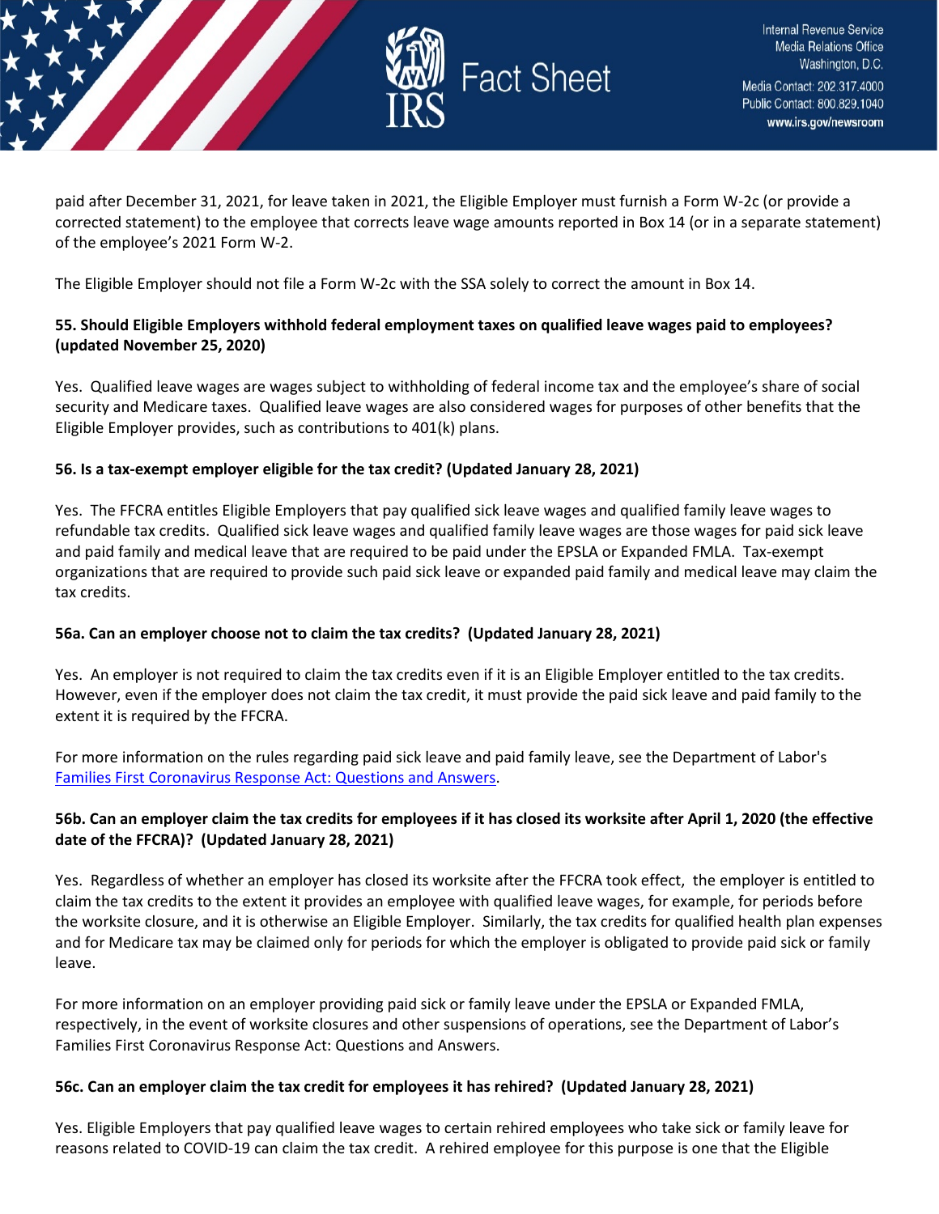paid after December 31, 2021, for leave taken in 2021, the Eligible Employer must furnish a Form W-2c (or provide a corrected statement) to the employee that corrects leave wage amounts reported in Box 14 (or in a separate statement) of the employee's 2021 Form W-2.

The Eligible Employer should not file a Form W-2c with the SSA solely to correct the amount in Box 14.

**55. Should Eligible Employers withhold federal employment taxes on qualified leave wages paid to employees? (updated November 25, 2020)**

Yes. Qualified leave wages are wages subject to withholding of federal income tax and the employee's share of social security and Medicare taxes. Qualified leave wages are also considered wages for purposes of other benefits that the Eligible Employer provides, such as contributions to 401(k) plans.

**56. Is a tax-exempt employer eligible for the tax credit? (Updated January 28, 2021)**

Yes. The FFCRA entitles Eligible Employers that pay qualified sick leave wages and qualified family leave wages to refundable tax credits. Qualified sick leave wages and qualified family leave wages are those wages for paid sick leave and paid family and medical leave that are required to be paid under the EPSLA or Expanded FMLA. Tax-exempt organizations that are required to provide such paid sick leave or expanded paid family and medical leave may claim the tax credits.

**56a. Can an employer choose not to claim the tax credits? (Updated January 28, 2021)**

Yes. An employer is not required to claim the tax credits even if it is an Eligible Employer entitled to the tax credits. However, even if the employer does not claim the tax credit, it must provide the paid sick leave and paid family to the extent it is required by the FFCRA.

For more information on the rules regarding paid sick leave and paid family leave, see the Department of Labor's [Families First Coronavirus Response Act: Questions and Answers](#).

**56b. Can an employer claim the tax credits for employees if it has closed its worksite after April 1, 2020 (the effective date of the FFCRA)? (Updated January 28, 2021)**

Yes. Regardless of whether an employer has closed its worksite after the FFCRA took effect, the employer is entitled to claim the tax credits to the extent it provides an employee with qualified leave wages, for example, for periods before the worksite closure, and it is otherwise an Eligible Employer. Similarly, the tax credits for qualified health plan expenses and for Medicare tax may be claimed only for periods for which the employer is obligated to provide paid sick or family leave.

For more information on an employer providing paid sick or family leave under the EPSLA or Expanded FMLA, respectively, in the event of worksite closures and other suspensions of operations, see the Department of Labor's Families First Coronavirus Response Act: Questions and Answers.

**56c. Can an employer claim the tax credit for employees it has rehired? (Updated January 28, 2021)**

Yes. Eligible Employers that pay qualified leave wages to certain rehired employees who take sick or family leave for reasons related to COVID-19 can claim the tax credit. A rehired employee for this purpose is one that the Eligible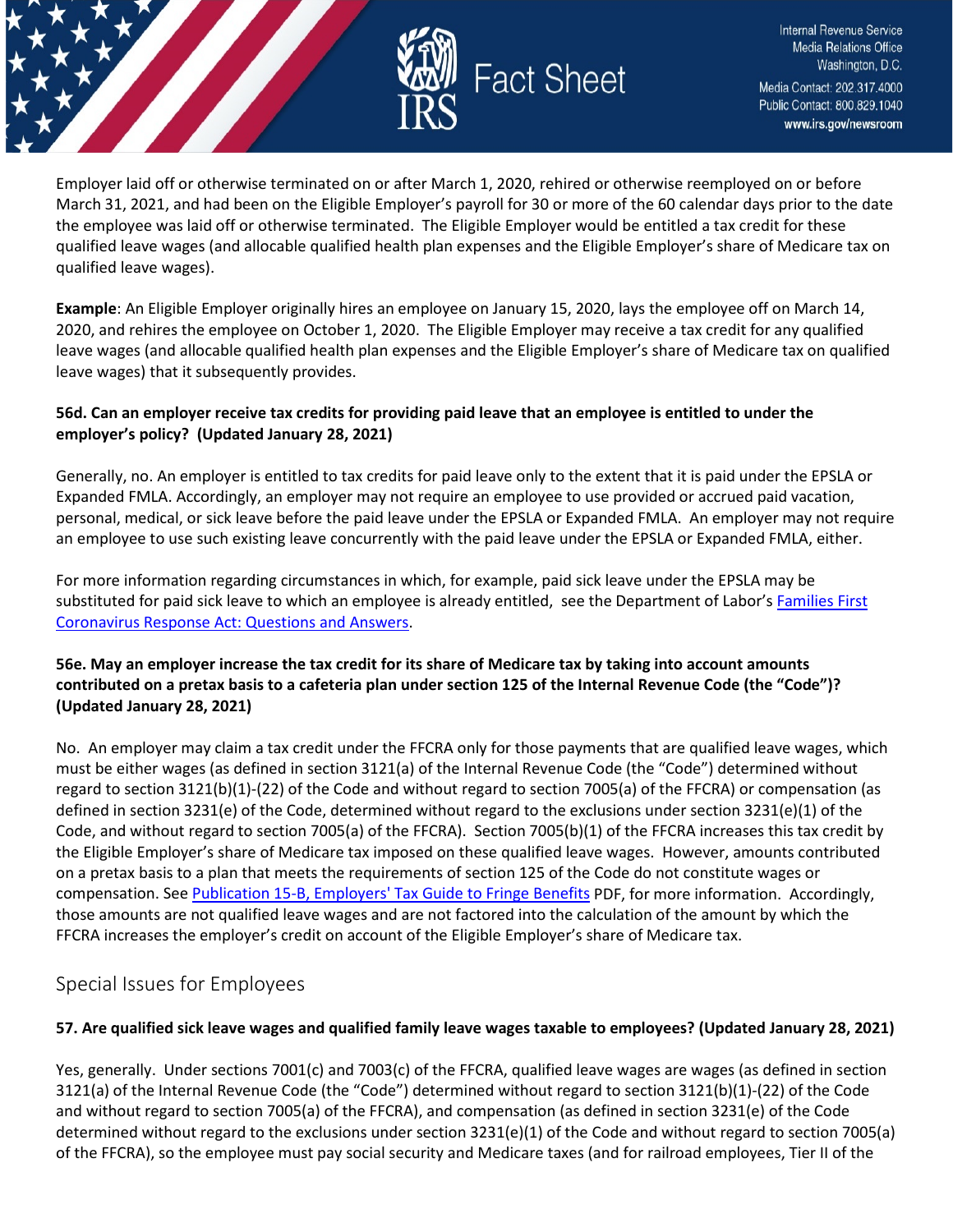Employer laid off or otherwise terminated on or after March 1, 2020, rehired or otherwise reemployed on or before March 31, 2021, and had been on the Eligible Employer's payroll for 30 or more of the 60 calendar days prior to the date the employee was laid off or otherwise terminated. The Eligible Employer would be entitled a tax credit for these qualified leave wages (and allocable qualified health plan expenses and the Eligible Employer's share of Medicare tax on qualified leave wages).

**Example**: An Eligible Employer originally hires an employee on January 15, 2020, lays the employee off on March 14, 2020, and rehires the employee on October 1, 2020. The Eligible Employer may receive a tax credit for any qualified leave wages (and allocable qualified health plan expenses and the Eligible Employer's share of Medicare tax on qualified leave wages) that it subsequently provides.

**56d. Can an employer receive tax credits for providing paid leave that an employee is entitled to under the employer's policy? (Updated January 28, 2021)**

Generally, no. An employer is entitled to tax credits for paid leave only to the extent that it is paid under the EPSLA or Expanded FMLA. Accordingly, an employer may not require an employee to use provided or accrued paid vacation, personal, medical, or sick leave before the paid leave under the EPSLA or Expanded FMLA. An employer may not require an employee to use such existing leave concurrently with the paid leave under the EPSLA or Expanded FMLA, either.

For more information regarding circumstances in which, for example, paid sick leave under the EPSLA may be substituted for paid sick leave to which an employee is already entitled, see the Department of Labor's Families First Coronavirus Response Act: Questions and Answers.

**56e. May an employer increase the tax credit for its share of Medicare tax by taking into account amounts contributed on a pretax basis to a cafeteria plan under section 125 of the Internal Revenue Code (the "Code")? (Updated January 28, 2021)**

No. An employer may claim a tax credit under the FFCRA only for those payments that are qualified leave wages, which must be either wages (as defined in section 3121(a) of the Internal Revenue Code (the "Code") determined without regard to section 3121(b)(1)-(22) of the Code and without regard to section 7005(a) of the FFCRA) or compensation (as defined in section 3231(e) of the Code, determined without regard to the exclusions under section 3231(e)(1) of the Code, and without regard to section 7005(a) of the FFCRA). Section 7005(b)(1) of the FFCRA increases this tax credit by the Eligible Employer's share of Medicare tax imposed on these qualified leave wages. However, amounts contributed on a pretax basis to a plan that meets the requirements of section 125 of the Code do not constitute wages or compensation. See Publication 15-B, Employers' Tax Guide to Fringe Benefits PDF, for more information. Accordingly, those amounts are not qualified leave wages and are not factored into the calculation of the amount by which the FFCRA increases the employer's credit on account of the Eligible Employer's share of Medicare tax.

## Special Issues for Employees

**57. Are qualified sick leave wages and qualified family leave wages taxable to employees? (Updated January 28, 2021)**

Yes, generally. Under sections 7001(c) and 7003(c) of the FFCRA, qualified leave wages are wages (as defined in section 3121(a) of the Internal Revenue Code (the "Code") determined without regard to section 3121(b)(1)-(22) of the Code and without regard to section 7005(a) of the FFCRA), and compensation (as defined in section 3231(e) of the Code determined without regard to the exclusions under section 3231(e)(1) of the Code and without regard to section 7005(a) of the FFCRA), so the employee must pay social security and Medicare taxes (and for railroad employees, Tier II of the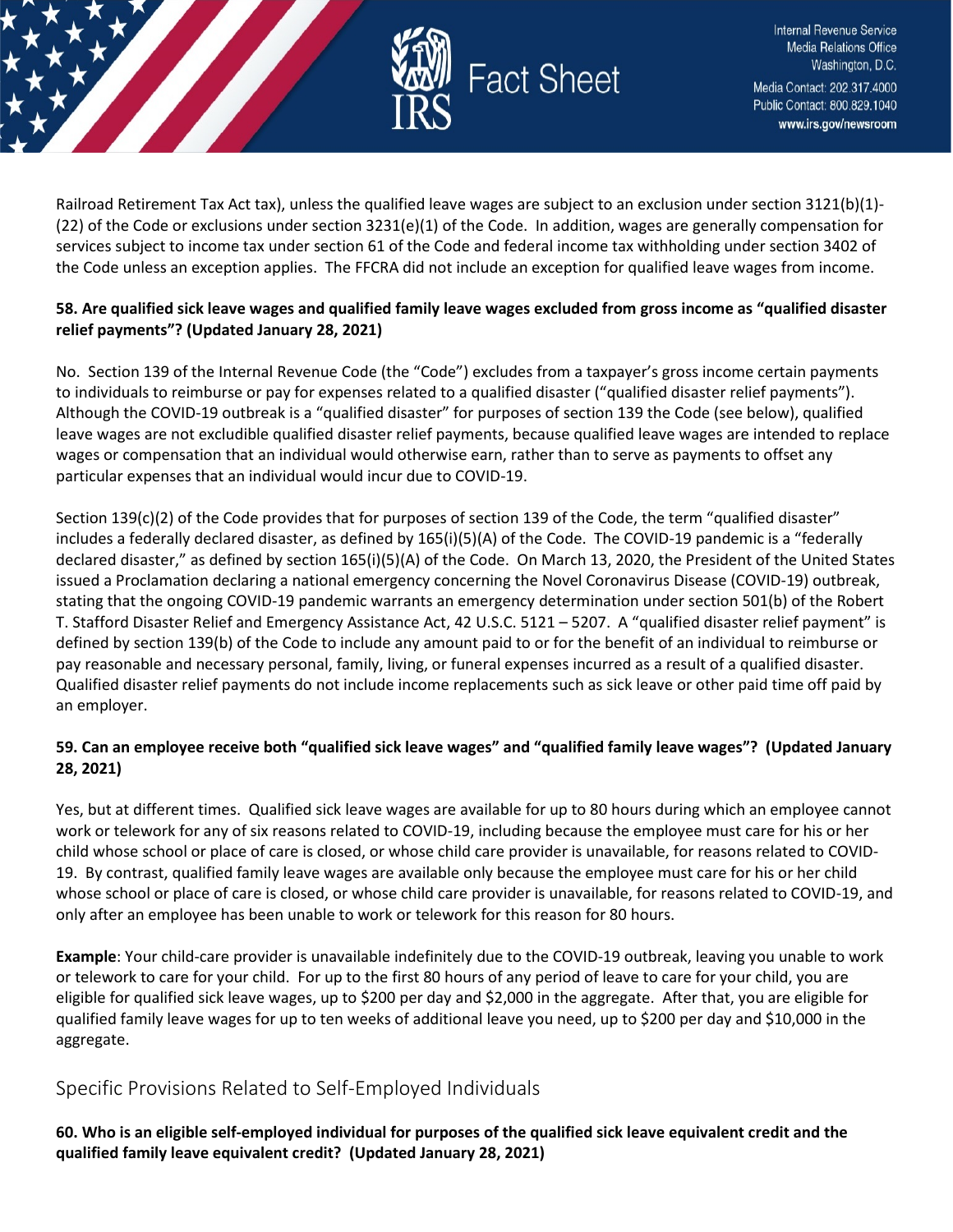Railroad Retirement Tax Act tax), unless the qualified leave wages are subject to an exclusion under section 3121(b)(1)-(22) of the Code or exclusions under section 3231(e)(1) of the Code. In addition, wages are generally compensation for services subject to income tax under section 61 of the Code and federal income tax withholding under section 3402 of the Code unless an exception applies. The FFCRA did not include an exception for qualified leave wages from income.

**58. Are qualified sick leave wages and qualified family leave wages excluded from gross income as "qualified disaster relief payments"? (Updated January 28, 2021)**

No. Section 139 of the Internal Revenue Code (the "Code") excludes from a taxpayer's gross income certain payments to individuals to reimburse or pay for expenses related to a qualified disaster ("qualified disaster relief payments"). Although the COVID-19 outbreak is a "qualified disaster" for purposes of section 139 the Code (see below), qualified leave wages are not excludible qualified disaster relief payments, because qualified leave wages are intended to replace wages or compensation that an individual would otherwise earn, rather than to serve as payments to offset any particular expenses that an individual would incur due to COVID-19.

Section 139(c)(2) of the Code provides that for purposes of section 139 of the Code, the term "qualified disaster" includes a federally declared disaster, as defined by 165(i)(5)(A) of the Code. The COVID-19 pandemic is a "federally declared disaster," as defined by section 165(i)(5)(A) of the Code. On March 13, 2020, the President of the United States issued a Proclamation declaring a national emergency concerning the Novel Coronavirus Disease (COVID-19) outbreak, stating that the ongoing COVID-19 pandemic warrants an emergency determination under section 501(b) of the Robert T. Stafford Disaster Relief and Emergency Assistance Act, 42 U.S.C. 5121 – 5207. A "qualified disaster relief payment" is defined by section 139(b) of the Code to include any amount paid to or for the benefit of an individual to reimburse or pay reasonable and necessary personal, family, living, or funeral expenses incurred as a result of a qualified disaster. Qualified disaster relief payments do not include income replacements such as sick leave or other paid time off paid by an employer.

**59. Can an employee receive both "qualified sick leave wages" and "qualified family leave wages"? (Updated January 28, 2021)**

Yes, but at different times. Qualified sick leave wages are available for up to 80 hours during which an employee cannot work or telework for any of six reasons related to COVID-19, including because the employee must care for his or her child whose school or place of care is closed, or whose child care provider is unavailable, for reasons related to COVID-19. By contrast, qualified family leave wages are available only because the employee must care for his or her child whose school or place of care is closed, or whose child care provider is unavailable, for reasons related to COVID-19, and only after an employee has been unable to work or telework for this reason for 80 hours.

**Example**: Your child-care provider is unavailable indefinitely due to the COVID-19 outbreak, leaving you unable to work or telework to care for your child. For up to the first 80 hours of any period of leave to care for your child, you are eligible for qualified sick leave wages, up to $200 per day and $2,000 in the aggregate. After that, you are eligible for qualified family leave wages for up to ten weeks of additional leave you need, up to $200 per day and $10,000 in the aggregate.

## Specific Provisions Related to Self-Employed Individuals

**60. Who is an eligible self-employed individual for purposes of the qualified sick leave equivalent credit and the qualified family leave equivalent credit? (Updated January 28, 2021)**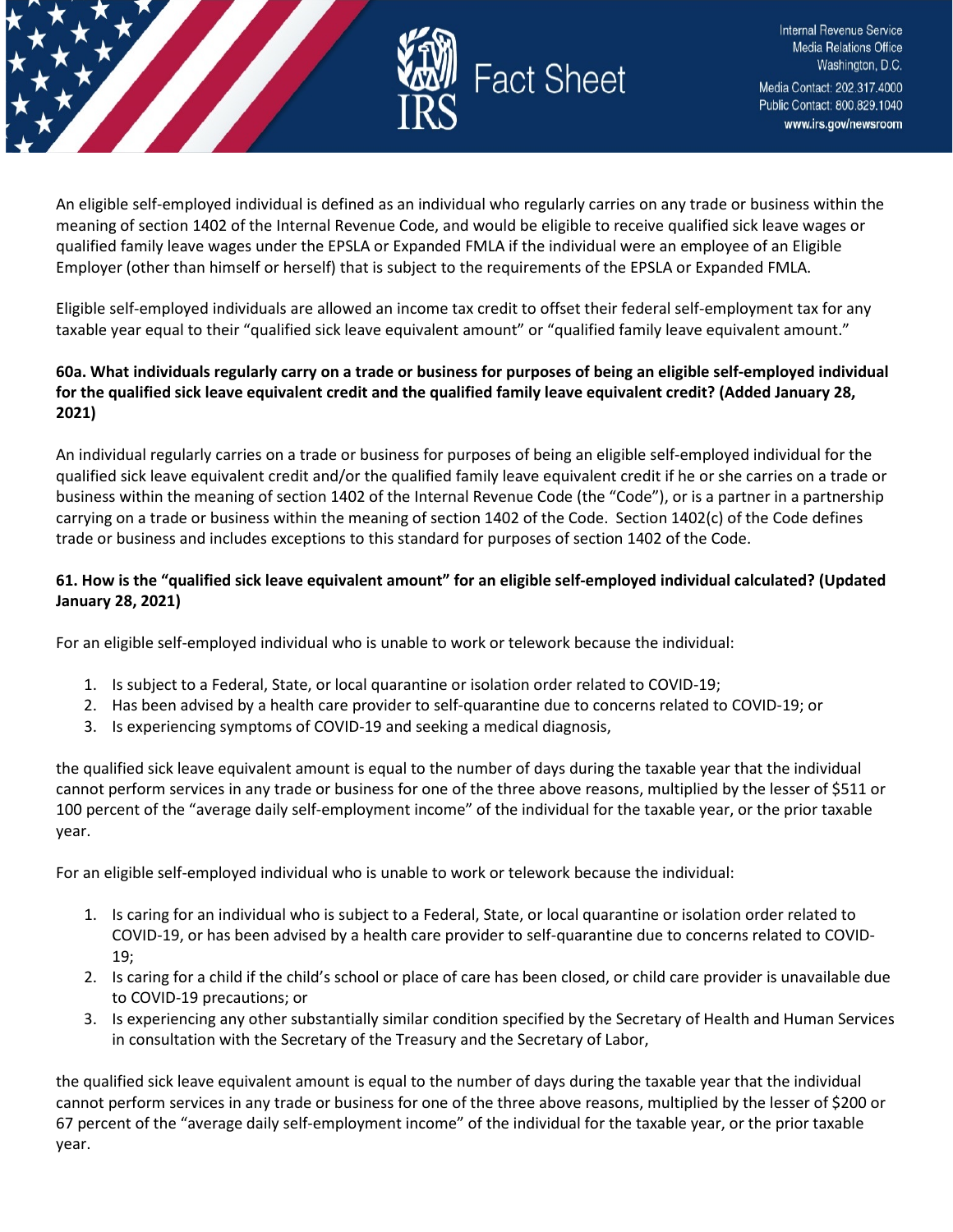An eligible self-employed individual is defined as an individual who regularly carries on any trade or business within the meaning of section 1402 of the Internal Revenue Code, and would be eligible to receive qualified sick leave wages or qualified family leave wages under the EPSLA or Expanded FMLA if the individual were an employee of an Eligible Employer (other than himself or herself) that is subject to the requirements of the EPSLA or Expanded FMLA.

Eligible self-employed individuals are allowed an income tax credit to offset their federal self-employment tax for any taxable year equal to their "qualified sick leave equivalent amount" or "qualified family leave equivalent amount."

**60a. What individuals regularly carry on a trade or business for purposes of being an eligible self-employed individual for the qualified sick leave equivalent credit and the qualified family leave equivalent credit? (Added January 28, 2021)**

An individual regularly carries on a trade or business for purposes of being an eligible self-employed individual for the qualified sick leave equivalent credit and/or the qualified family leave equivalent credit if he or she carries on a trade or business within the meaning of section 1402 of the Internal Revenue Code (the "Code"), or is a partner in a partnership carrying on a trade or business within the meaning of section 1402 of the Code. Section 1402(c) of the Code defines trade or business and includes exceptions to this standard for purposes of section 1402 of the Code.

**61. How is the "qualified sick leave equivalent amount" for an eligible self-employed individual calculated? (Updated January 28, 2021)**

For an eligible self-employed individual who is unable to work or telework because the individual:

1. Is subject to a Federal, State, or local quarantine or isolation order related to COVID-19;
2. Has been advised by a health care provider to self-quarantine due to concerns related to COVID-19; or
3. Is experiencing symptoms of COVID-19 and seeking a medical diagnosis,

the qualified sick leave equivalent amount is equal to the number of days during the taxable year that the individual cannot perform services in any trade or business for one of the three above reasons, multiplied by the lesser of $511 or 100 percent of the "average daily self-employment income" of the individual for the taxable year, or the prior taxable year.

For an eligible self-employed individual who is unable to work or telework because the individual:

1. Is caring for an individual who is subject to a Federal, State, or local quarantine or isolation order related to COVID-19, or has been advised by a health care provider to self-quarantine due to concerns related to COVID-19;
2. Is caring for a child if the child's school or place of care has been closed, or child care provider is unavailable due to COVID-19 precautions; or
3. Is experiencing any other substantially similar condition specified by the Secretary of Health and Human Services in consultation with the Secretary of the Treasury and the Secretary of Labor,

the qualified sick leave equivalent amount is equal to the number of days during the taxable year that the individual cannot perform services in any trade or business for one of the three above reasons, multiplied by the lesser of $200 or 67 percent of the "average daily self-employment income" of the individual for the taxable year, or the prior taxable year.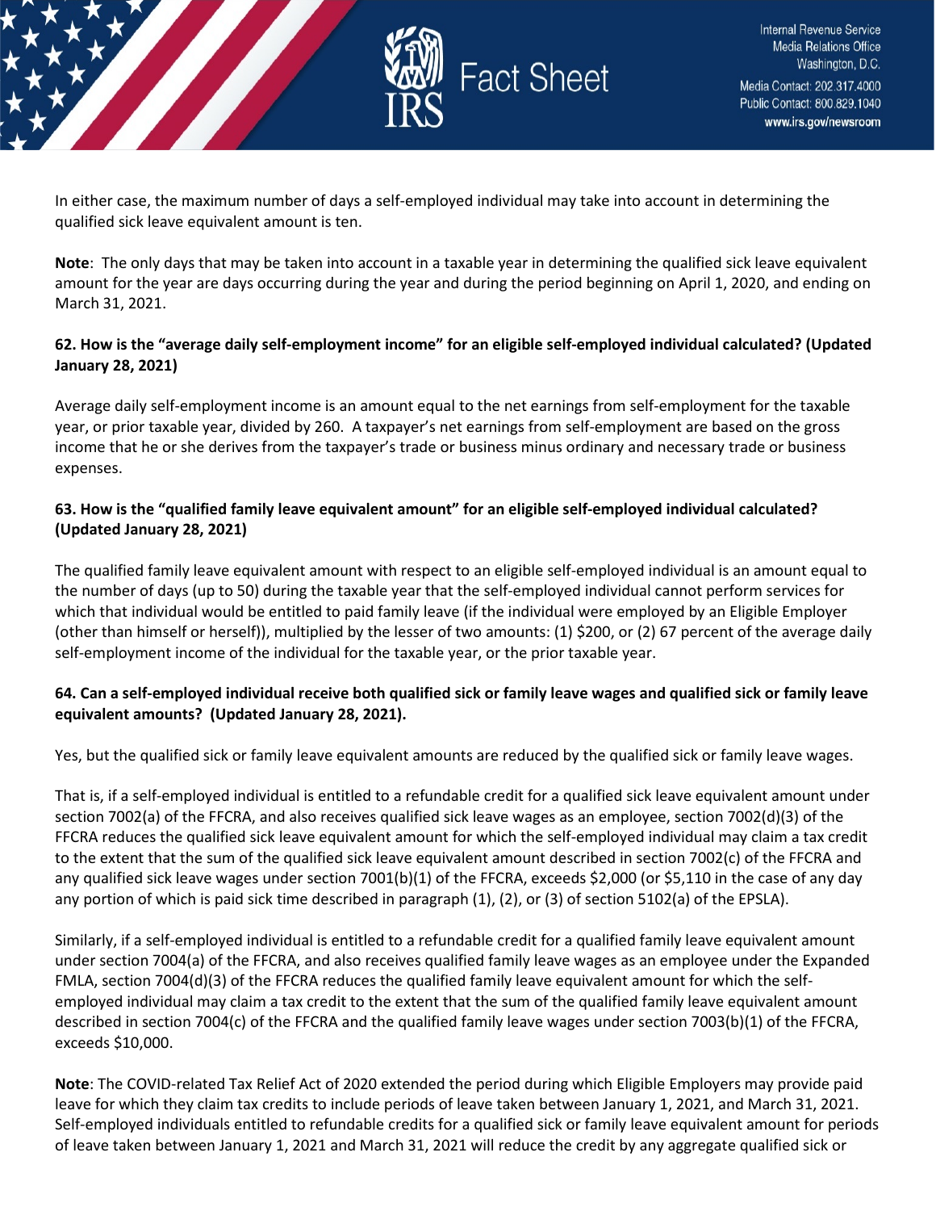In either case, the maximum number of days a self-employed individual may take into account in determining the qualified sick leave equivalent amount is ten.

**Note**: The only days that may be taken into account in a taxable year in determining the qualified sick leave equivalent amount for the year are days occurring during the year and during the period beginning on April 1, 2020, and ending on March 31, 2021.

### 62. How is the "average daily self-employment income" for an eligible self-employed individual calculated? (Updated January 28, 2021)

Average daily self-employment income is an amount equal to the net earnings from self-employment for the taxable year, or prior taxable year, divided by 260. A taxpayer's net earnings from self-employment are based on the gross income that he or she derives from the taxpayer's trade or business minus ordinary and necessary trade or business expenses.

### 63. How is the "qualified family leave equivalent amount" for an eligible self-employed individual calculated? (Updated January 28, 2021)

The qualified family leave equivalent amount with respect to an eligible self-employed individual is an amount equal to the number of days (up to 50) during the taxable year that the self-employed individual cannot perform services for which that individual would be entitled to paid family leave (if the individual were employed by an Eligible Employer (other than himself or herself)), multiplied by the lesser of two amounts: (1) $200, or (2) 67 percent of the average daily self-employment income of the individual for the taxable year, or the prior taxable year.

### 64. Can a self-employed individual receive both qualified sick or family leave wages and qualified sick or family leave equivalent amounts? (Updated January 28, 2021).

Yes, but the qualified sick or family leave equivalent amounts are reduced by the qualified sick or family leave wages.

That is, if a self-employed individual is entitled to a refundable credit for a qualified sick leave equivalent amount under section 7002(a) of the FFCRA, and also receives qualified sick leave wages as an employee, section 7002(d)(3) of the FFCRA reduces the qualified sick leave equivalent amount for which the self-employed individual may claim a tax credit to the extent that the sum of the qualified sick leave equivalent amount described in section 7002(c) of the FFCRA and any qualified sick leave wages under section 7001(b)(1) of the FFCRA, exceeds $2,000 (or $5,110 in the case of any day any portion of which is paid sick time described in paragraph (1), (2), or (3) of section 5102(a) of the EPSLA).

Similarly, if a self-employed individual is entitled to a refundable credit for a qualified family leave equivalent amount under section 7004(a) of the FFCRA, and also receives qualified family leave wages as an employee under the Expanded FMLA, section 7004(d)(3) of the FFCRA reduces the qualified family leave equivalent amount for which the self-employed individual may claim a tax credit to the extent that the sum of the qualified family leave equivalent amount described in section 7004(c) of the FFCRA and the qualified family leave wages under section 7003(b)(1) of the FFCRA, exceeds $10,000.

**Note**: The COVID-related Tax Relief Act of 2020 extended the period during which Eligible Employers may provide paid leave for which they claim tax credits to include periods of leave taken between January 1, 2021, and March 31, 2021. Self-employed individuals entitled to refundable credits for a qualified sick or family leave equivalent amount for periods of leave taken between January 1, 2021 and March 31, 2021 will reduce the credit by any aggregate qualified sick or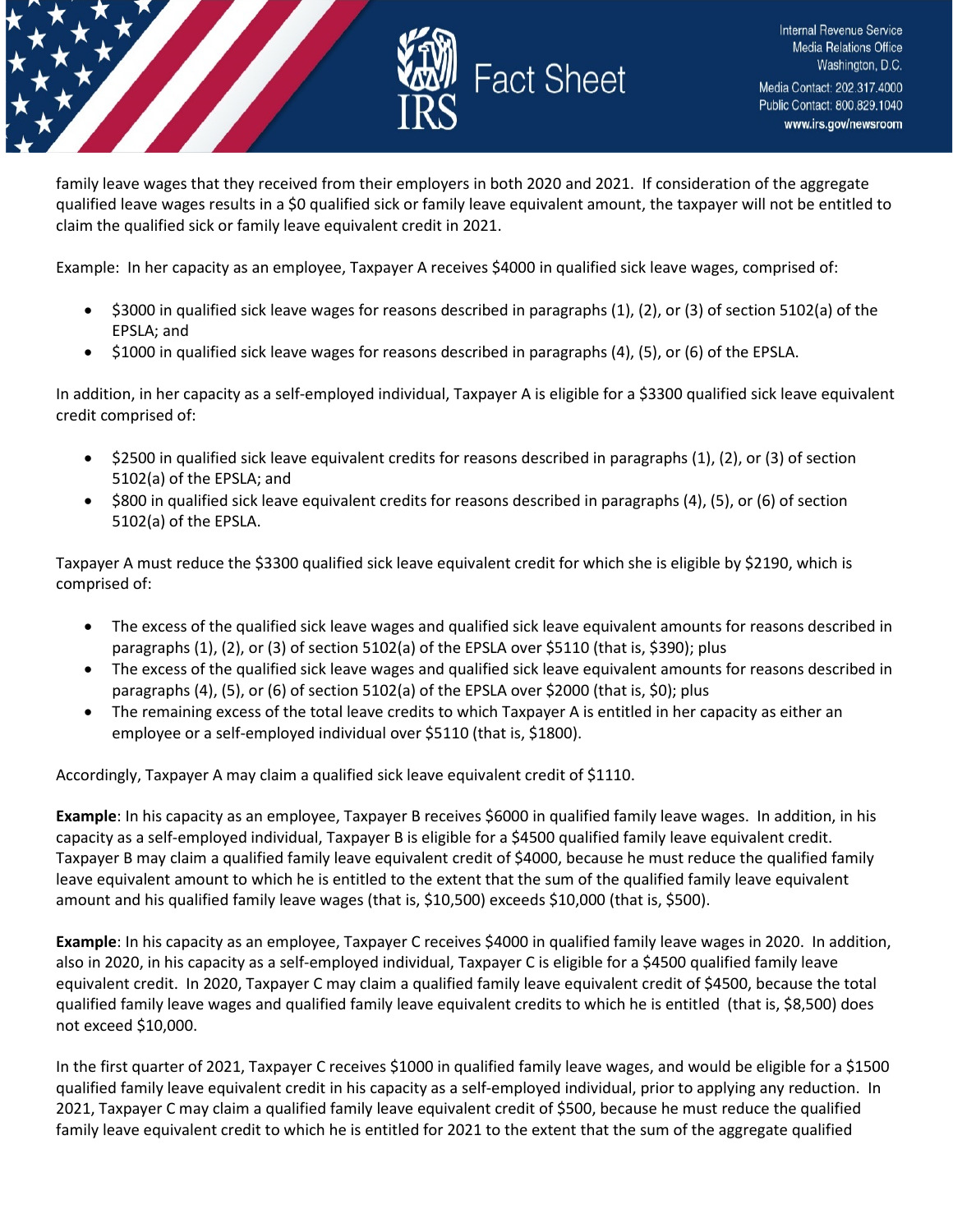family leave wages that they received from their employers in both 2020 and 2021. If consideration of the aggregate qualified leave wages results in a $0 qualified sick or family leave equivalent amount, the taxpayer will not be entitled to claim the qualified sick or family leave equivalent credit in 2021.

Example: In her capacity as an employee, Taxpayer A receives $4000 in qualified sick leave wages, comprised of:

- $3000 in qualified sick leave wages for reasons described in paragraphs (1), (2), or (3) of section 5102(a) of the EPSLA; and
- $1000 in qualified sick leave wages for reasons described in paragraphs (4), (5), or (6) of the EPSLA.

In addition, in her capacity as a self-employed individual, Taxpayer A is eligible for a $3300 qualified sick leave equivalent credit comprised of:

- $2500 in qualified sick leave equivalent credits for reasons described in paragraphs (1), (2), or (3) of section 5102(a) of the EPSLA; and
- $800 in qualified sick leave equivalent credits for reasons described in paragraphs (4), (5), or (6) of section 5102(a) of the EPSLA.

Taxpayer A must reduce the $3300 qualified sick leave equivalent credit for which she is eligible by $2190, which is comprised of:

- The excess of the qualified sick leave wages and qualified sick leave equivalent amounts for reasons described in paragraphs (1), (2), or (3) of section 5102(a) of the EPSLA over $5110 (that is, $390); plus
- The excess of the qualified sick leave wages and qualified sick leave equivalent amounts for reasons described in paragraphs (4), (5), or (6) of section 5102(a) of the EPSLA over $2000 (that is, $0); plus
- The remaining excess of the total leave credits to which Taxpayer A is entitled in her capacity as either an employee or a self-employed individual over $5110 (that is, $1800).

Accordingly, Taxpayer A may claim a qualified sick leave equivalent credit of $1110.

**Example**: In his capacity as an employee, Taxpayer B receives $6000 in qualified family leave wages. In addition, in his capacity as a self-employed individual, Taxpayer B is eligible for a $4500 qualified family leave equivalent credit. Taxpayer B may claim a qualified family leave equivalent credit of $4000, because he must reduce the qualified family leave equivalent amount to which he is entitled to the extent that the sum of the qualified family leave equivalent amount and his qualified family leave wages (that is, $10,500) exceeds $10,000 (that is, $500).

**Example**: In his capacity as an employee, Taxpayer C receives $4000 in qualified family leave wages in 2020. In addition, also in 2020, in his capacity as a self-employed individual, Taxpayer C is eligible for a $4500 qualified family leave equivalent credit. In 2020, Taxpayer C may claim a qualified family leave equivalent credit of $4500, because the total qualified family leave wages and qualified family leave equivalent credits to which he is entitled (that is, $8,500) does not exceed $10,000.

In the first quarter of 2021, Taxpayer C receives $1000 in qualified family leave wages, and would be eligible for a $1500 qualified family leave equivalent credit in his capacity as a self-employed individual, prior to applying any reduction. In 2021, Taxpayer C may claim a qualified family leave equivalent credit of $500, because he must reduce the qualified family leave equivalent credit to which he is entitled for 2021 to the extent that the sum of the aggregate qualified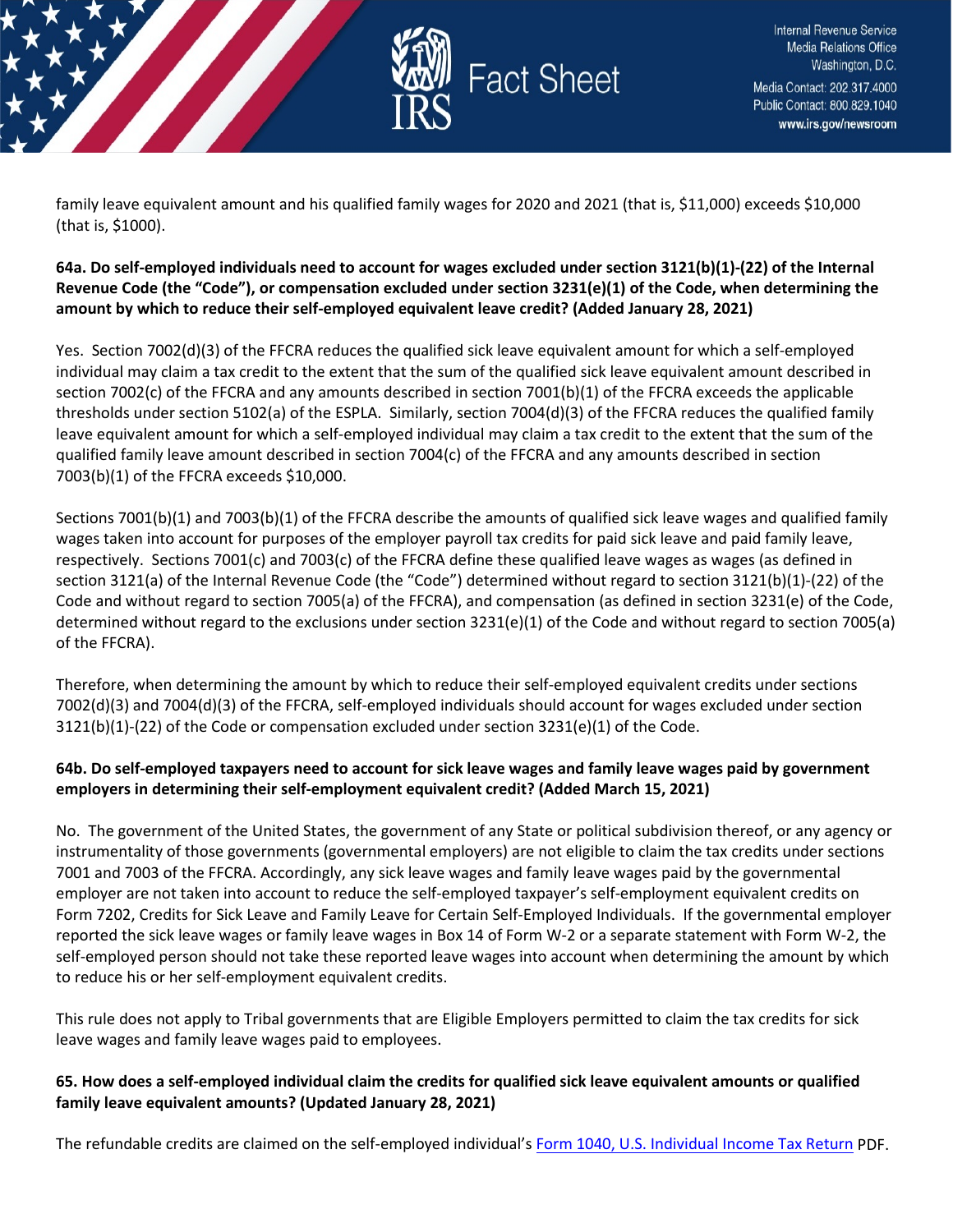family leave equivalent amount and his qualified family wages for 2020 and 2021 (that is, $11,000) exceeds $10,000 (that is, $1000).

**64a. Do self-employed individuals need to account for wages excluded under section 3121(b)(1)-(22) of the Internal Revenue Code (the "Code"), or compensation excluded under section 3231(e)(1) of the Code, when determining the amount by which to reduce their self-employed equivalent leave credit? (Added January 28, 2021)**

Yes. Section 7002(d)(3) of the FFCRA reduces the qualified sick leave equivalent amount for which a self-employed individual may claim a tax credit to the extent that the sum of the qualified sick leave equivalent amount described in section 7002(c) of the FFCRA and any amounts described in section 7001(b)(1) of the FFCRA exceeds the applicable thresholds under section 5102(a) of the ESPLA. Similarly, section 7004(d)(3) of the FFCRA reduces the qualified family leave equivalent amount for which a self-employed individual may claim a tax credit to the extent that the sum of the qualified family leave amount described in section 7004(c) of the FFCRA and any amounts described in section 7003(b)(1) of the FFCRA exceeds $10,000.

Sections 7001(b)(1) and 7003(b)(1) of the FFCRA describe the amounts of qualified sick leave wages and qualified family wages taken into account for purposes of the employer payroll tax credits for paid sick leave and paid family leave, respectively. Sections 7001(c) and 7003(c) of the FFCRA define these qualified leave wages as wages (as defined in section 3121(a) of the Internal Revenue Code (the "Code") determined without regard to section 3121(b)(1)-(22) of the Code and without regard to section 7005(a) of the FFCRA), and compensation (as defined in section 3231(e) of the Code, determined without regard to the exclusions under section 3231(e)(1) of the Code and without regard to section 7005(a) of the FFCRA).

Therefore, when determining the amount by which to reduce their self-employed equivalent credits under sections 7002(d)(3) and 7004(d)(3) of the FFCRA, self-employed individuals should account for wages excluded under section 3121(b)(1)-(22) of the Code or compensation excluded under section 3231(e)(1) of the Code.

**64b. Do self-employed taxpayers need to account for sick leave wages and family leave wages paid by government employers in determining their self-employment equivalent credit? (Added March 15, 2021)**

No. The government of the United States, the government of any State or political subdivision thereof, or any agency or instrumentality of those governments (governmental employers) are not eligible to claim the tax credits under sections 7001 and 7003 of the FFCRA. Accordingly, any sick leave wages and family leave wages paid by the governmental employer are not taken into account to reduce the self-employed taxpayer's self-employment equivalent credits on Form 7202, Credits for Sick Leave and Family Leave for Certain Self-Employed Individuals. If the governmental employer reported the sick leave wages or family leave wages in Box 14 of Form W-2 or a separate statement with Form W-2, the self-employed person should not take these reported leave wages into account when determining the amount by which to reduce his or her self-employment equivalent credits.

This rule does not apply to Tribal governments that are Eligible Employers permitted to claim the tax credits for sick leave wages and family leave wages paid to employees.

**65. How does a self-employed individual claim the credits for qualified sick leave equivalent amounts or qualified family leave equivalent amounts? (Updated January 28, 2021)**

The refundable credits are claimed on the self-employed individual's [Form 1040, U.S. Individual Income Tax Return](https://www.irs.gov/pub/irs-pdf/f1040.pdf) PDF.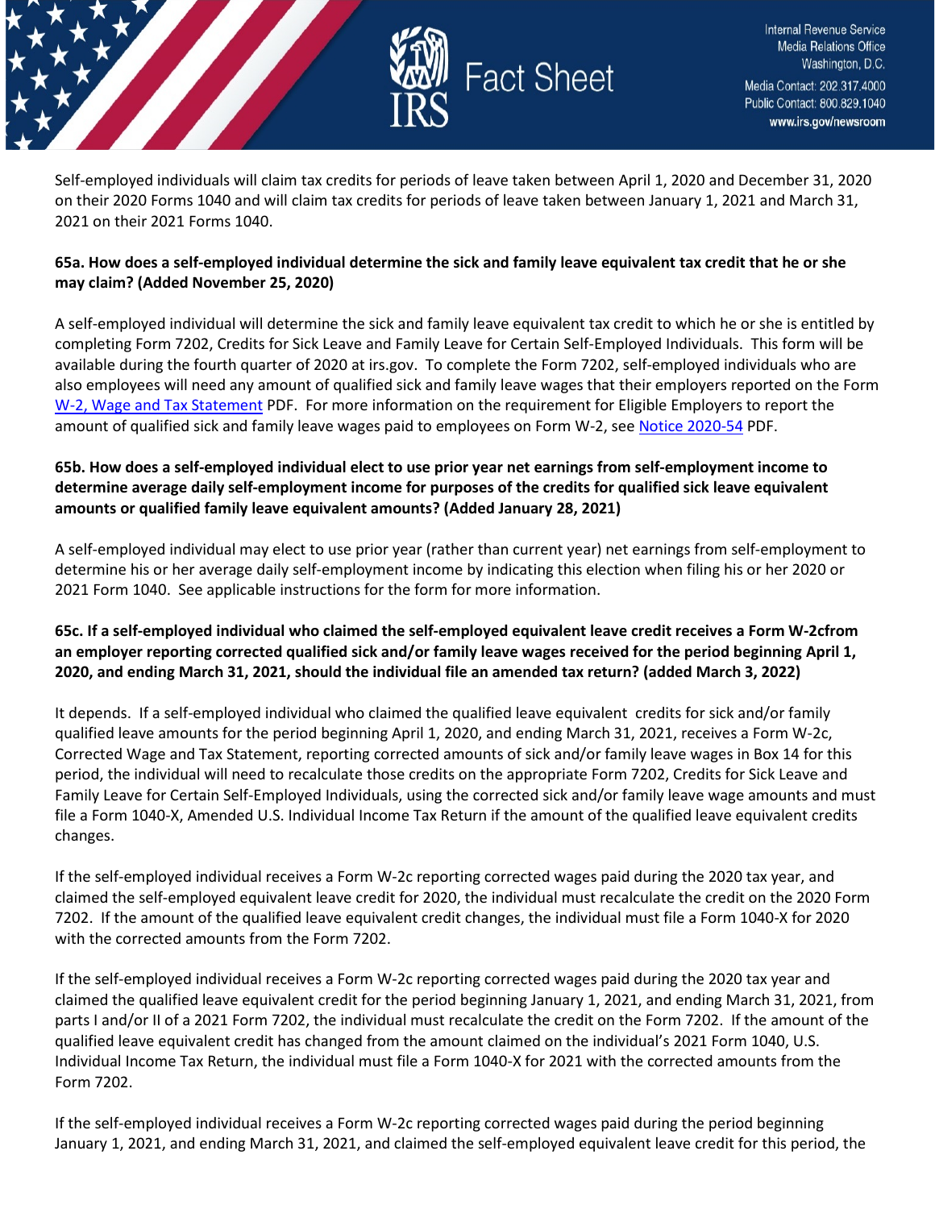Self-employed individuals will claim tax credits for periods of leave taken between April 1, 2020 and December 31, 2020 on their 2020 Forms 1040 and will claim tax credits for periods of leave taken between January 1, 2021 and March 31, 2021 on their 2021 Forms 1040.

**65a. How does a self-employed individual determine the sick and family leave equivalent tax credit that he or she may claim? (Added November 25, 2020)**

A self-employed individual will determine the sick and family leave equivalent tax credit to which he or she is entitled by completing Form 7202, Credits for Sick Leave and Family Leave for Certain Self-Employed Individuals. This form will be available during the fourth quarter of 2020 at irs.gov. To complete the Form 7202, self-employed individuals who are also employees will need any amount of qualified sick and family leave wages that their employers reported on the Form [W-2, Wage and Tax Statement](#) PDF. For more information on the requirement for Eligible Employers to report the amount of qualified sick and family leave wages paid to employees on Form W-2, see [Notice 2020-54](#) PDF.

**65b. How does a self-employed individual elect to use prior year net earnings from self-employment income to determine average daily self-employment income for purposes of the credits for qualified sick leave equivalent amounts or qualified family leave equivalent amounts? (Added January 28, 2021)**

A self-employed individual may elect to use prior year (rather than current year) net earnings from self-employment to determine his or her average daily self-employment income by indicating this election when filing his or her 2020 or 2021 Form 1040. See applicable instructions for the form for more information.

**65c. If a self-employed individual who claimed the self-employed equivalent leave credit receives a Form W-2cfrom an employer reporting corrected qualified sick and/or family leave wages received for the period beginning April 1, 2020, and ending March 31, 2021, should the individual file an amended tax return? (added March 3, 2022)**

It depends. If a self-employed individual who claimed the qualified leave equivalent credits for sick and/or family qualified leave amounts for the period beginning April 1, 2020, and ending March 31, 2021, receives a Form W-2c, Corrected Wage and Tax Statement, reporting corrected amounts of sick and/or family leave wages in Box 14 for this period, the individual will need to recalculate those credits on the appropriate Form 7202, Credits for Sick Leave and Family Leave for Certain Self-Employed Individuals, using the corrected sick and/or family leave wage amounts and must file a Form 1040-X, Amended U.S. Individual Income Tax Return if the amount of the qualified leave equivalent credits changes.

If the self-employed individual receives a Form W-2c reporting corrected wages paid during the 2020 tax year, and claimed the self-employed equivalent leave credit for 2020, the individual must recalculate the credit on the 2020 Form 7202. If the amount of the qualified leave equivalent credit changes, the individual must file a Form 1040-X for 2020 with the corrected amounts from the Form 7202.

If the self-employed individual receives a Form W-2c reporting corrected wages paid during the 2020 tax year and claimed the qualified leave equivalent credit for the period beginning January 1, 2021, and ending March 31, 2021, from parts I and/or II of a 2021 Form 7202, the individual must recalculate the credit on the Form 7202. If the amount of the qualified leave equivalent credit has changed from the amount claimed on the individual's 2021 Form 1040, U.S. Individual Income Tax Return, the individual must file a Form 1040-X for 2021 with the corrected amounts from the Form 7202.

If the self-employed individual receives a Form W-2c reporting corrected wages paid during the period beginning January 1, 2021, and ending March 31, 2021, and claimed the self-employed equivalent leave credit for this period, the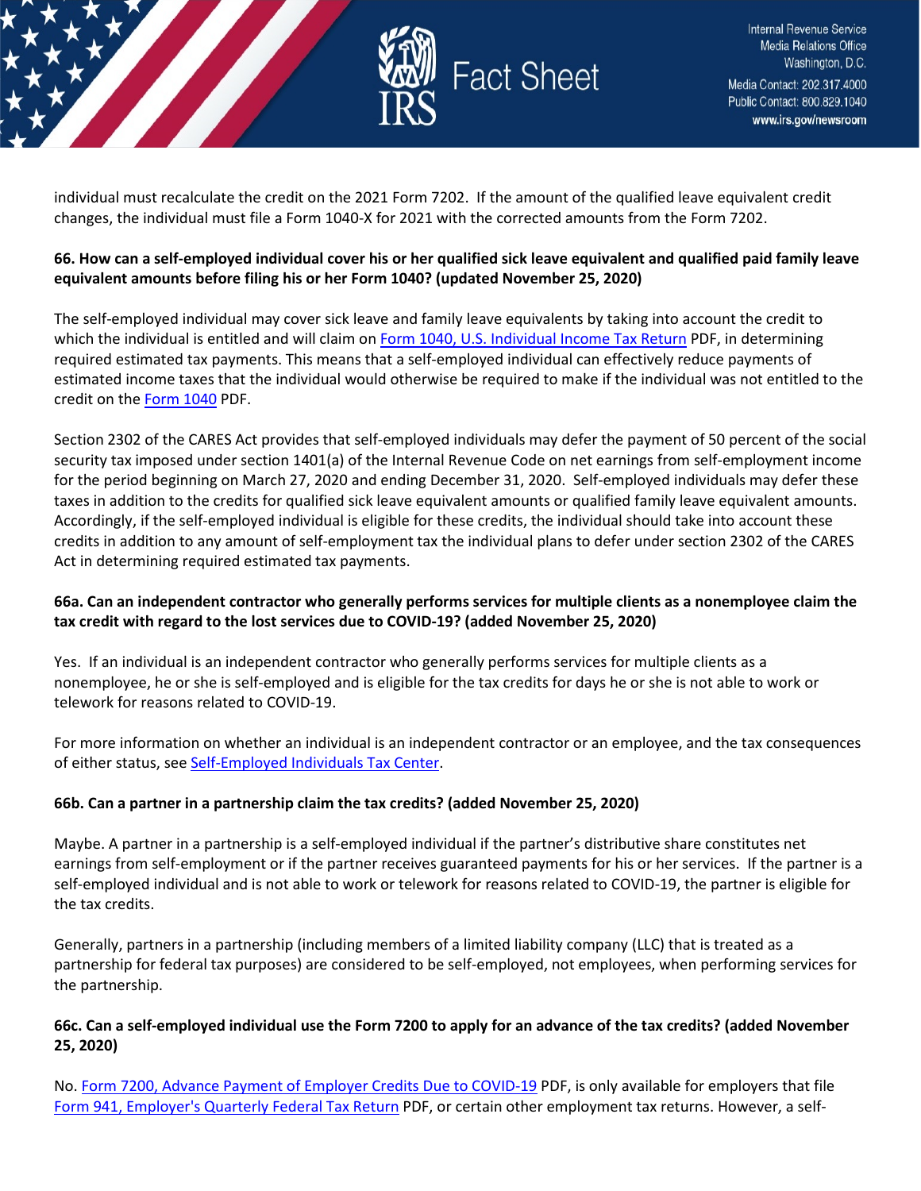individual must recalculate the credit on the 2021 Form 7202. If the amount of the qualified leave equivalent credit changes, the individual must file a Form 1040-X for 2021 with the corrected amounts from the Form 7202.

**66. How can a self-employed individual cover his or her qualified sick leave equivalent and qualified paid family leave equivalent amounts before filing his or her Form 1040? (updated November 25, 2020)**

The self-employed individual may cover sick leave and family leave equivalents by taking into account the credit to which the individual is entitled and will claim on [Form 1040, U.S. Individual Income Tax Return](#) PDF, in determining required estimated tax payments. This means that a self-employed individual can effectively reduce payments of estimated income taxes that the individual would otherwise be required to make if the individual was not entitled to the credit on the [Form 1040](#) PDF.

Section 2302 of the CARES Act provides that self-employed individuals may defer the payment of 50 percent of the social security tax imposed under section 1401(a) of the Internal Revenue Code on net earnings from self-employment income for the period beginning on March 27, 2020 and ending December 31, 2020. Self-employed individuals may defer these taxes in addition to the credits for qualified sick leave equivalent amounts or qualified family leave equivalent amounts. Accordingly, if the self-employed individual is eligible for these credits, the individual should take into account these credits in addition to any amount of self-employment tax the individual plans to defer under section 2302 of the CARES Act in determining required estimated tax payments.

**66a. Can an independent contractor who generally performs services for multiple clients as a nonemployee claim the tax credit with regard to the lost services due to COVID-19? (added November 25, 2020)**

Yes. If an individual is an independent contractor who generally performs services for multiple clients as a nonemployee, he or she is self-employed and is eligible for the tax credits for days he or she is not able to work or telework for reasons related to COVID-19.

For more information on whether an individual is an independent contractor or an employee, and the tax consequences of either status, see [Self-Employed Individuals Tax Center](#).

**66b. Can a partner in a partnership claim the tax credits? (added November 25, 2020)**

Maybe. A partner in a partnership is a self-employed individual if the partner's distributive share constitutes net earnings from self-employment or if the partner receives guaranteed payments for his or her services. If the partner is a self-employed individual and is not able to work or telework for reasons related to COVID-19, the partner is eligible for the tax credits.

Generally, partners in a partnership (including members of a limited liability company (LLC) that is treated as a partnership for federal tax purposes) are considered to be self-employed, not employees, when performing services for the partnership.

**66c. Can a self-employed individual use the Form 7200 to apply for an advance of the tax credits? (added November 25, 2020)**

No. [Form 7200, Advance Payment of Employer Credits Due to COVID-19](#) PDF, is only available for employers that file [Form 941, Employer's Quarterly Federal Tax Return](#) PDF, or certain other employment tax returns. However, a self-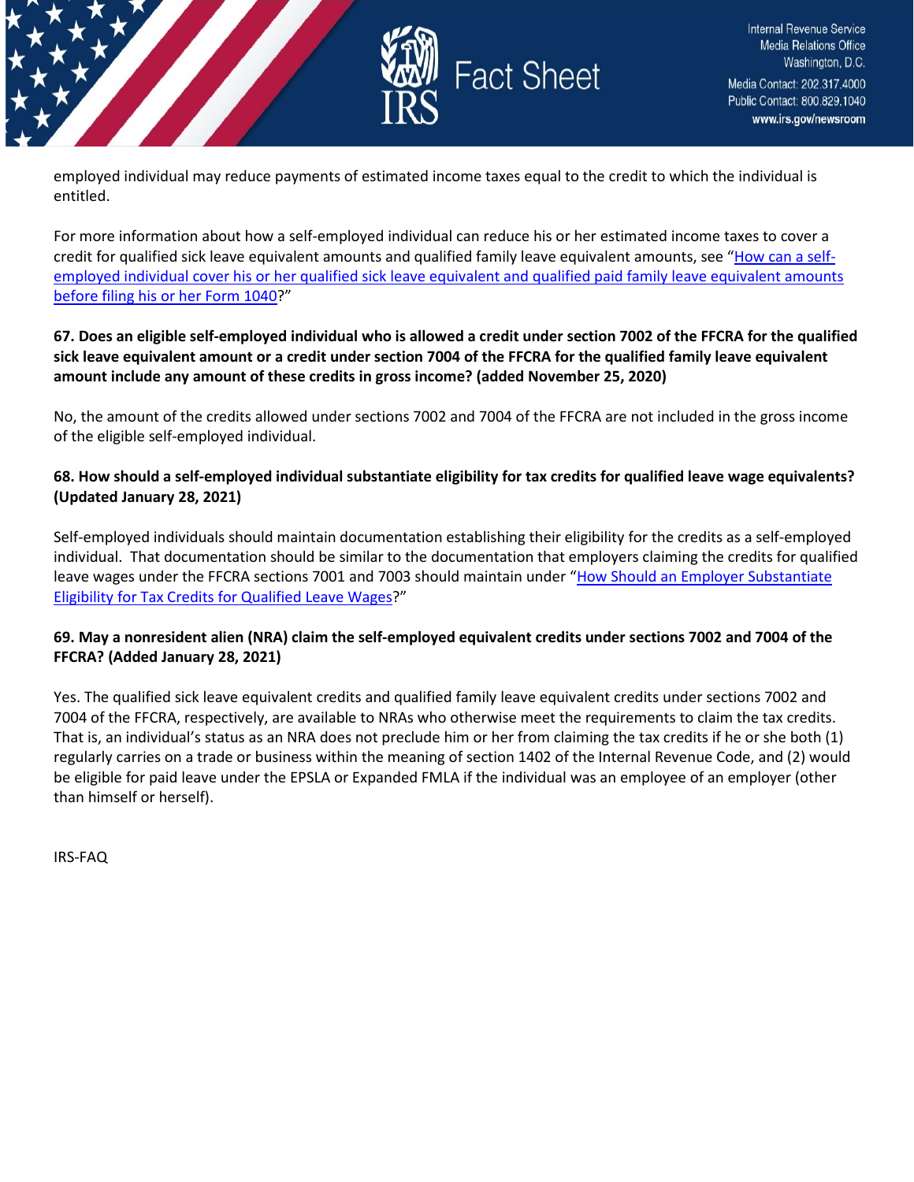employed individual may reduce payments of estimated income taxes equal to the credit to which the individual is entitled.

For more information about how a self-employed individual can reduce his or her estimated income taxes to cover a credit for qualified sick leave equivalent amounts and qualified family leave equivalent amounts, see "How can a self-employed individual cover his or her qualified sick leave equivalent and qualified paid family leave equivalent amounts before filing his or her Form 1040?"

**67. Does an eligible self-employed individual who is allowed a credit under section 7002 of the FFCRA for the qualified sick leave equivalent amount or a credit under section 7004 of the FFCRA for the qualified family leave equivalent amount include any amount of these credits in gross income? (added November 25, 2020)**

No, the amount of the credits allowed under sections 7002 and 7004 of the FFCRA are not included in the gross income of the eligible self-employed individual.

**68. How should a self-employed individual substantiate eligibility for tax credits for qualified leave wage equivalents? (Updated January 28, 2021)**

Self-employed individuals should maintain documentation establishing their eligibility for the credits as a self-employed individual. That documentation should be similar to the documentation that employers claiming the credits for qualified leave wages under the FFCRA sections 7001 and 7003 should maintain under "How Should an Employer Substantiate Eligibility for Tax Credits for Qualified Leave Wages?"

**69. May a nonresident alien (NRA) claim the self-employed equivalent credits under sections 7002 and 7004 of the FFCRA? (Added January 28, 2021)**

Yes. The qualified sick leave equivalent credits and qualified family leave equivalent credits under sections 7002 and 7004 of the FFCRA, respectively, are available to NRAs who otherwise meet the requirements to claim the tax credits. That is, an individual's status as an NRA does not preclude him or her from claiming the tax credits if he or she both (1) regularly carries on a trade or business within the meaning of section 1402 of the Internal Revenue Code, and (2) would be eligible for paid leave under the EPSLA or Expanded FMLA if the individual was an employee of an employer (other than himself or herself).

IRS-FAQ